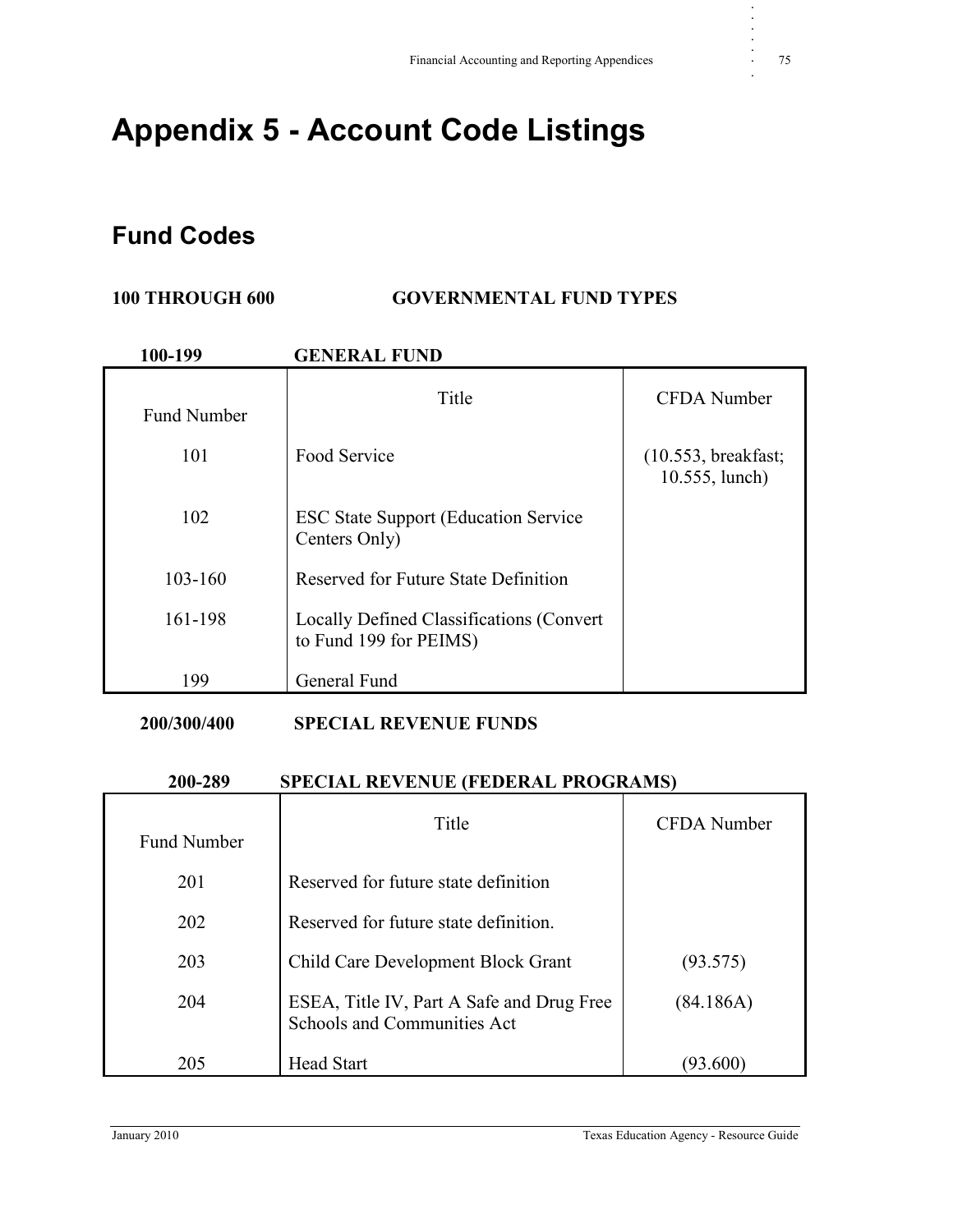# Appendix 5 - Account Code Listings

## Fund Codes

**100 THROUGH 600 GOVERNMENTAL FUND TYPES**

**100-199 GENERAL FUND**

| Fund Number | Title | CFDA Number |
|---|---|---|
| 101 | Food Service | (10.553, breakfast; 10.555, lunch) |
| 102 | ESC State Support (Education Service Centers Only) | |
| 103-160 | Reserved for Future State Definition | |
| 161-198 | Locally Defined Classifications (Convert to Fund 199 for PEIMS) | |
| 199 | General Fund | |

**200/300/400 SPECIAL REVENUE FUNDS**

**200-289 SPECIAL REVENUE (FEDERAL PROGRAMS)**

| Fund Number | Title | CFDA Number |
|---|---|---|
| 201 | Reserved for future state definition | |
| 202 | Reserved for future state definition. | |
| 203 | Child Care Development Block Grant | (93.575) |
| 204 | ESEA, Title IV, Part A Safe and Drug Free Schools and Communities Act | (84.186A) |
| 205 | Head Start | (93.600) |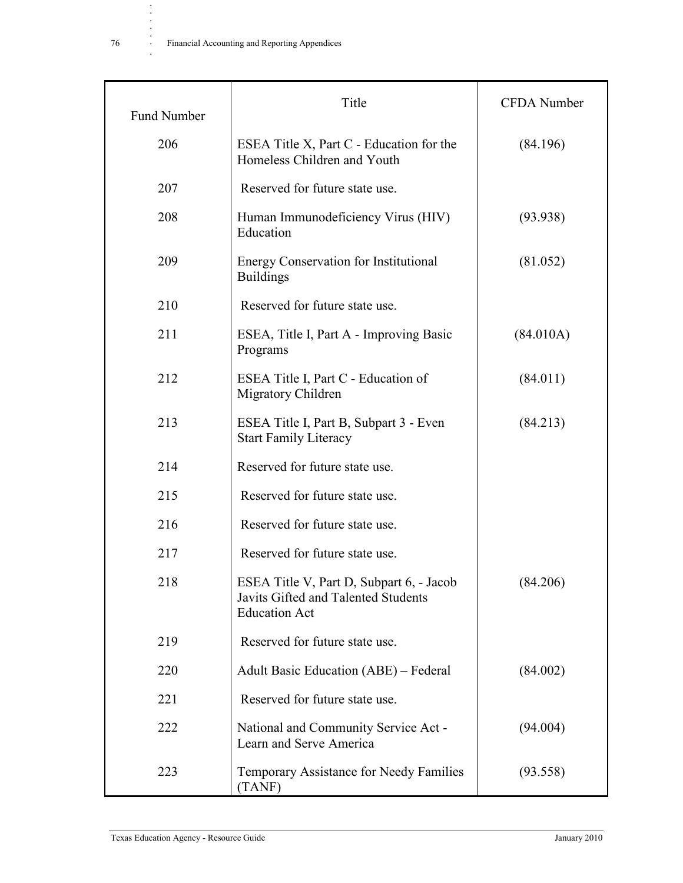| Fund Number | Title | CFDA Number |
| --- | --- | --- |
| 206 | ESEA Title X, Part C - Education for the Homeless Children and Youth | (84.196) |
| 207 | Reserved for future state use. | |
| 208 | Human Immunodeficiency Virus (HIV) Education | (93.938) |
| 209 | Energy Conservation for Institutional Buildings | (81.052) |
| 210 | Reserved for future state use. | |
| 211 | ESEA, Title I, Part A - Improving Basic Programs | (84.010A) |
| 212 | ESEA Title I, Part C - Education of Migratory Children | (84.011) |
| 213 | ESEA Title I, Part B, Subpart 3 - Even Start Family Literacy | (84.213) |
| 214 | Reserved for future state use. | |
| 215 | Reserved for future state use. | |
| 216 | Reserved for future state use. | |
| 217 | Reserved for future state use. | |
| 218 | ESEA Title V, Part D, Subpart 6, - Jacob Javits Gifted and Talented Students Education Act | (84.206) |
| 219 | Reserved for future state use. | |
| 220 | Adult Basic Education (ABE) – Federal | (84.002) |
| 221 | Reserved for future state use. | |
| 222 | National and Community Service Act - Learn and Serve America | (94.004) |
| 223 | Temporary Assistance for Needy Families (TANF) | (93.558) |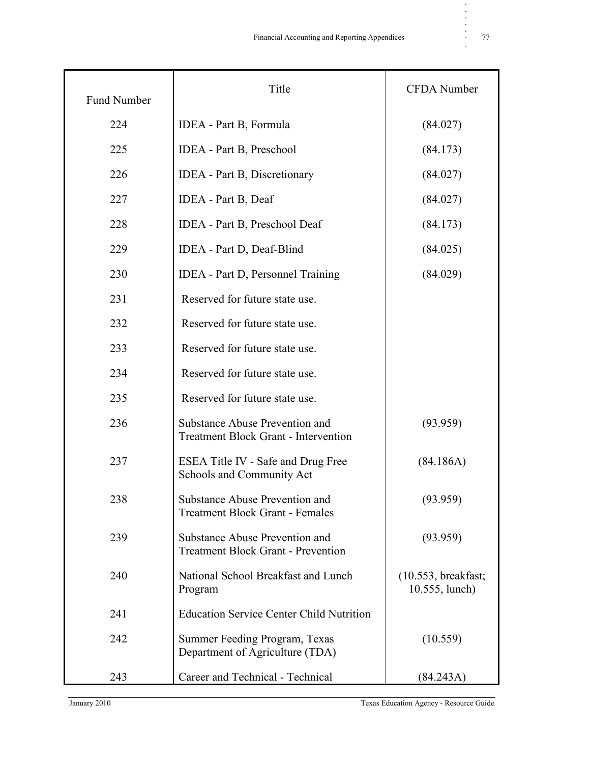| Fund Number | Title | CFDA Number |
|---|---|---|
| 224 | IDEA - Part B, Formula | (84.027) |
| 225 | IDEA - Part B, Preschool | (84.173) |
| 226 | IDEA - Part B, Discretionary | (84.027) |
| 227 | IDEA - Part B, Deaf | (84.027) |
| 228 | IDEA - Part B, Preschool Deaf | (84.173) |
| 229 | IDEA - Part D, Deaf-Blind | (84.025) |
| 230 | IDEA - Part D, Personnel Training | (84.029) |
| 231 | Reserved for future state use. | |
| 232 | Reserved for future state use. | |
| 233 | Reserved for future state use. | |
| 234 | Reserved for future state use. | |
| 235 | Reserved for future state use. | |
| 236 | Substance Abuse Prevention and Treatment Block Grant - Intervention | (93.959) |
| 237 | ESEA Title IV - Safe and Drug Free Schools and Community Act | (84.186A) |
| 238 | Substance Abuse Prevention and Treatment Block Grant - Females | (93.959) |
| 239 | Substance Abuse Prevention and Treatment Block Grant - Prevention | (93.959) |
| 240 | National School Breakfast and Lunch Program | (10.553, breakfast; 10.555, lunch) |
| 241 | Education Service Center Child Nutrition | |
| 242 | Summer Feeding Program, Texas Department of Agriculture (TDA) | (10.559) |
| 243 | Career and Technical - Technical | (84.243A) |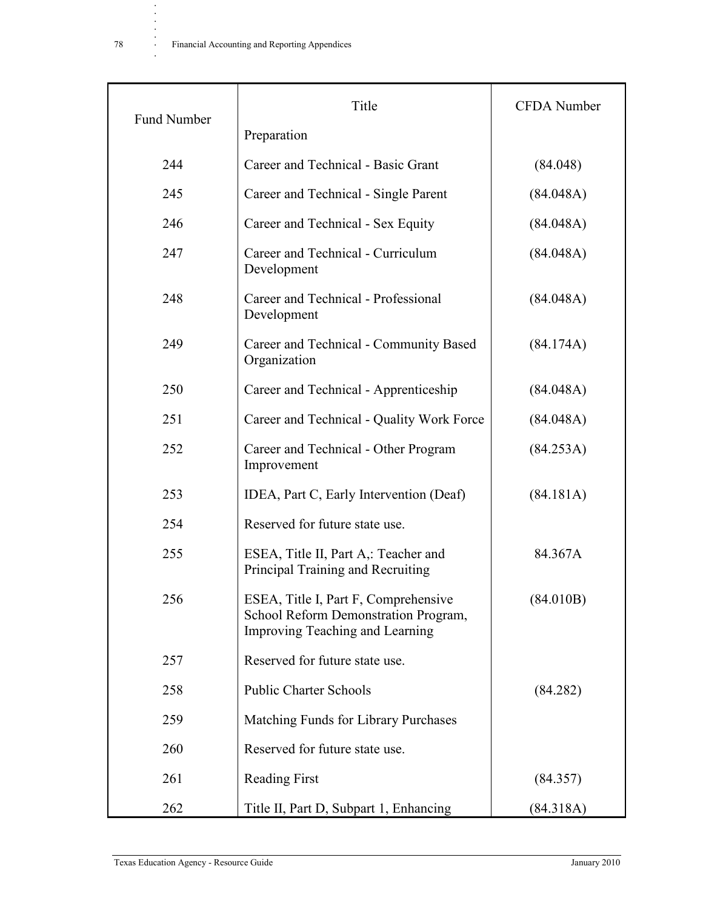| Fund Number | Title | CFDA Number |
|---|---|---|
| | Preparation | |
| 244 | Career and Technical - Basic Grant | (84.048) |
| 245 | Career and Technical - Single Parent | (84.048A) |
| 246 | Career and Technical - Sex Equity | (84.048A) |
| 247 | Career and Technical - Curriculum Development | (84.048A) |
| 248 | Career and Technical - Professional Development | (84.048A) |
| 249 | Career and Technical - Community Based Organization | (84.174A) |
| 250 | Career and Technical - Apprenticeship | (84.048A) |
| 251 | Career and Technical - Quality Work Force | (84.048A) |
| 252 | Career and Technical - Other Program Improvement | (84.253A) |
| 253 | IDEA, Part C, Early Intervention (Deaf) | (84.181A) |
| 254 | Reserved for future state use. | |
| 255 | ESEA, Title II, Part A,: Teacher and Principal Training and Recruiting | 84.367A |
| 256 | ESEA, Title I, Part F, Comprehensive School Reform Demonstration Program, Improving Teaching and Learning | (84.010B) |
| 257 | Reserved for future state use. | |
| 258 | Public Charter Schools | (84.282) |
| 259 | Matching Funds for Library Purchases | |
| 260 | Reserved for future state use. | |
| 261 | Reading First | (84.357) |
| 262 | Title II, Part D, Subpart 1, Enhancing | (84.318A) |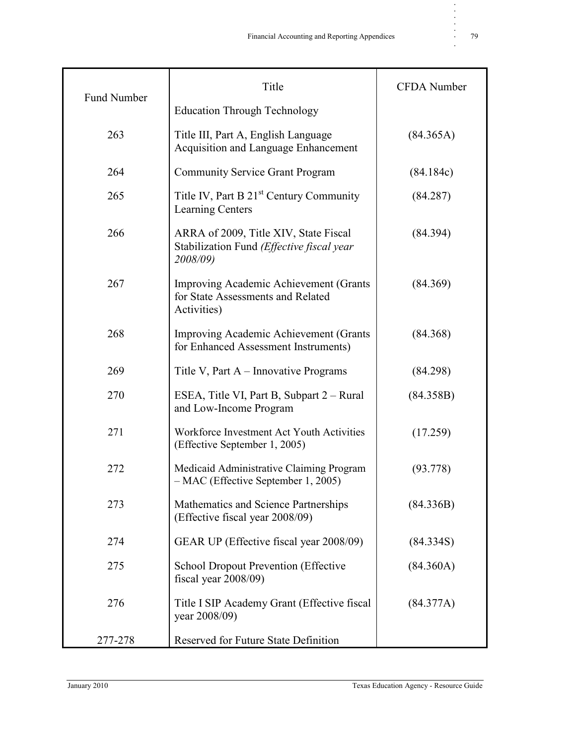| Fund Number | Title | CFDA Number |
|---|---|---|
| | Education Through Technology | |
| 263 | Title III, Part A, English Language Acquisition and Language Enhancement | (84.365A) |
| 264 | Community Service Grant Program | (84.184c) |
| 265 | Title IV, Part B 21st Century Community Learning Centers | (84.287) |
| 266 | ARRA of 2009, Title XIV, State Fiscal Stabilization Fund *(Effective fiscal year 2008/09)* | (84.394) |
| 267 | Improving Academic Achievement (Grants for State Assessments and Related Activities) | (84.369) |
| 268 | Improving Academic Achievement (Grants for Enhanced Assessment Instruments) | (84.368) |
| 269 | Title V, Part A – Innovative Programs | (84.298) |
| 270 | ESEA, Title VI, Part B, Subpart 2 – Rural and Low-Income Program | (84.358B) |
| 271 | Workforce Investment Act Youth Activities (Effective September 1, 2005) | (17.259) |
| 272 | Medicaid Administrative Claiming Program – MAC (Effective September 1, 2005) | (93.778) |
| 273 | Mathematics and Science Partnerships (Effective fiscal year 2008/09) | (84.336B) |
| 274 | GEAR UP (Effective fiscal year 2008/09) | (84.334S) |
| 275 | School Dropout Prevention (Effective fiscal year 2008/09) | (84.360A) |
| 276 | Title I SIP Academy Grant (Effective fiscal year 2008/09) | (84.377A) |
| 277-278 | Reserved for Future State Definition | |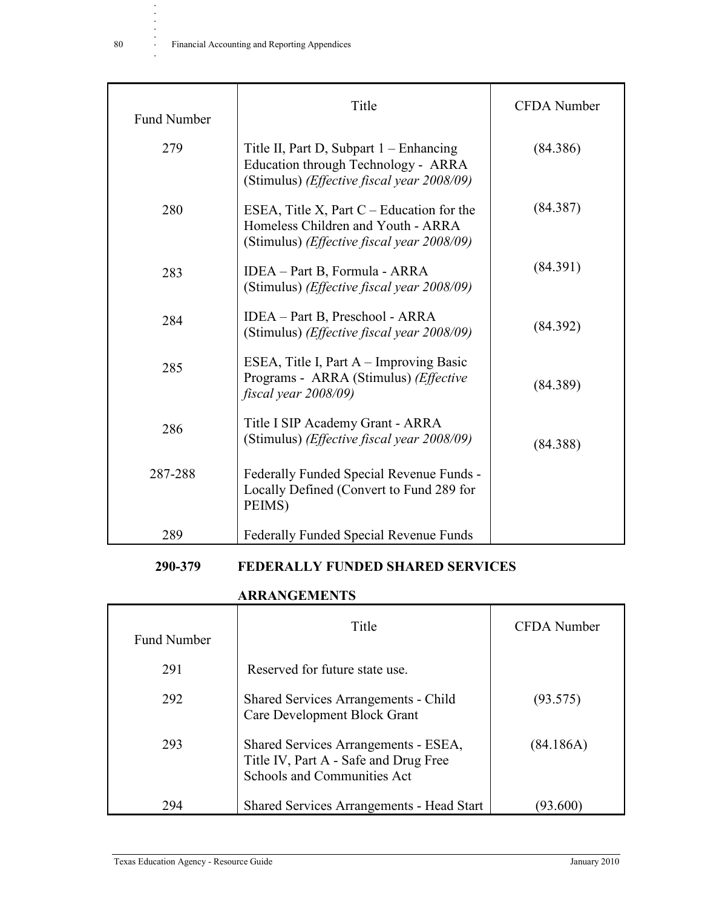| Fund Number | Title | CFDA Number |
|---|---|---|
| 279 | Title II, Part D, Subpart 1 – Enhancing Education through Technology - ARRA (Stimulus) *(Effective fiscal year 2008/09)* | (84.386) |
| 280 | ESEA, Title X, Part C – Education for the Homeless Children and Youth - ARRA (Stimulus) *(Effective fiscal year 2008/09)* | (84.387) |
| 283 | IDEA – Part B, Formula - ARRA (Stimulus) *(Effective fiscal year 2008/09)* | (84.391) |
| 284 | IDEA – Part B, Preschool - ARRA (Stimulus) *(Effective fiscal year 2008/09)* | (84.392) |
| 285 | ESEA, Title I, Part A – Improving Basic Programs - ARRA (Stimulus) *(Effective fiscal year 2008/09)* | (84.389) |
| 286 | Title I SIP Academy Grant - ARRA (Stimulus) *(Effective fiscal year 2008/09)* | (84.388) |
| 287-288 | Federally Funded Special Revenue Funds - Locally Defined (Convert to Fund 289 for PEIMS) | |
| 289 | Federally Funded Special Revenue Funds | |

**290-379 FEDERALLY FUNDED SHARED SERVICES ARRANGEMENTS**

| Fund Number | Title | CFDA Number |
|---|---|---|
| 291 | Reserved for future state use. | |
| 292 | Shared Services Arrangements - Child Care Development Block Grant | (93.575) |
| 293 | Shared Services Arrangements - ESEA, Title IV, Part A - Safe and Drug Free Schools and Communities Act | (84.186A) |
| 294 | Shared Services Arrangements - Head Start | (93.600) |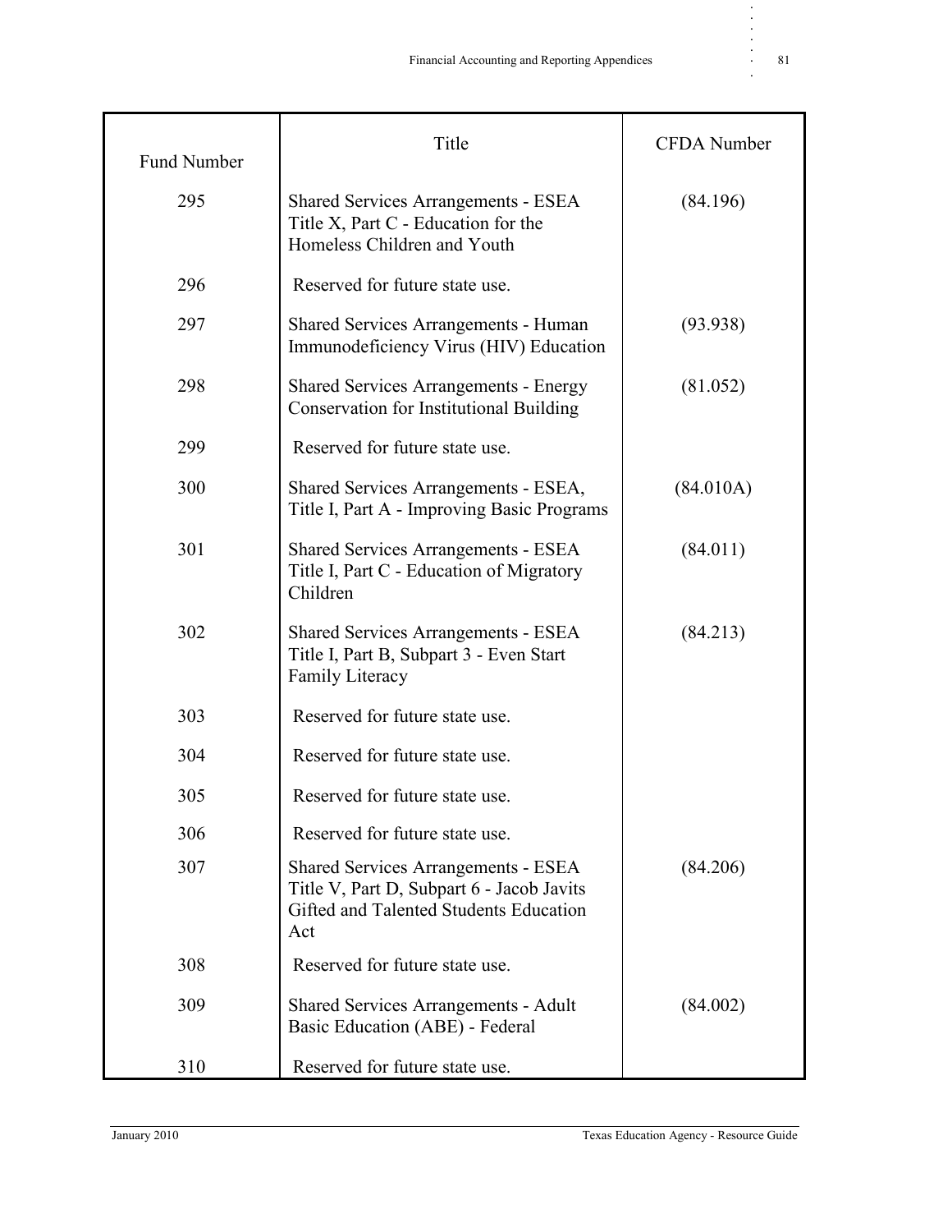| Fund Number | Title | CFDA Number |
| --- | --- | --- |
| 295 | Shared Services Arrangements - ESEA Title X, Part C - Education for the Homeless Children and Youth | (84.196) |
| 296 | Reserved for future state use. | |
| 297 | Shared Services Arrangements - Human Immunodeficiency Virus (HIV) Education | (93.938) |
| 298 | Shared Services Arrangements - Energy Conservation for Institutional Building | (81.052) |
| 299 | Reserved for future state use. | |
| 300 | Shared Services Arrangements - ESEA, Title I, Part A - Improving Basic Programs | (84.010A) |
| 301 | Shared Services Arrangements - ESEA Title I, Part C - Education of Migratory Children | (84.011) |
| 302 | Shared Services Arrangements - ESEA Title I, Part B, Subpart 3 - Even Start Family Literacy | (84.213) |
| 303 | Reserved for future state use. | |
| 304 | Reserved for future state use. | |
| 305 | Reserved for future state use. | |
| 306 | Reserved for future state use. | |
| 307 | Shared Services Arrangements - ESEA Title V, Part D, Subpart 6 - Jacob Javits Gifted and Talented Students Education Act | (84.206) |
| 308 | Reserved for future state use. | |
| 309 | Shared Services Arrangements - Adult Basic Education (ABE) - Federal | (84.002) |
| 310 | Reserved for future state use. | |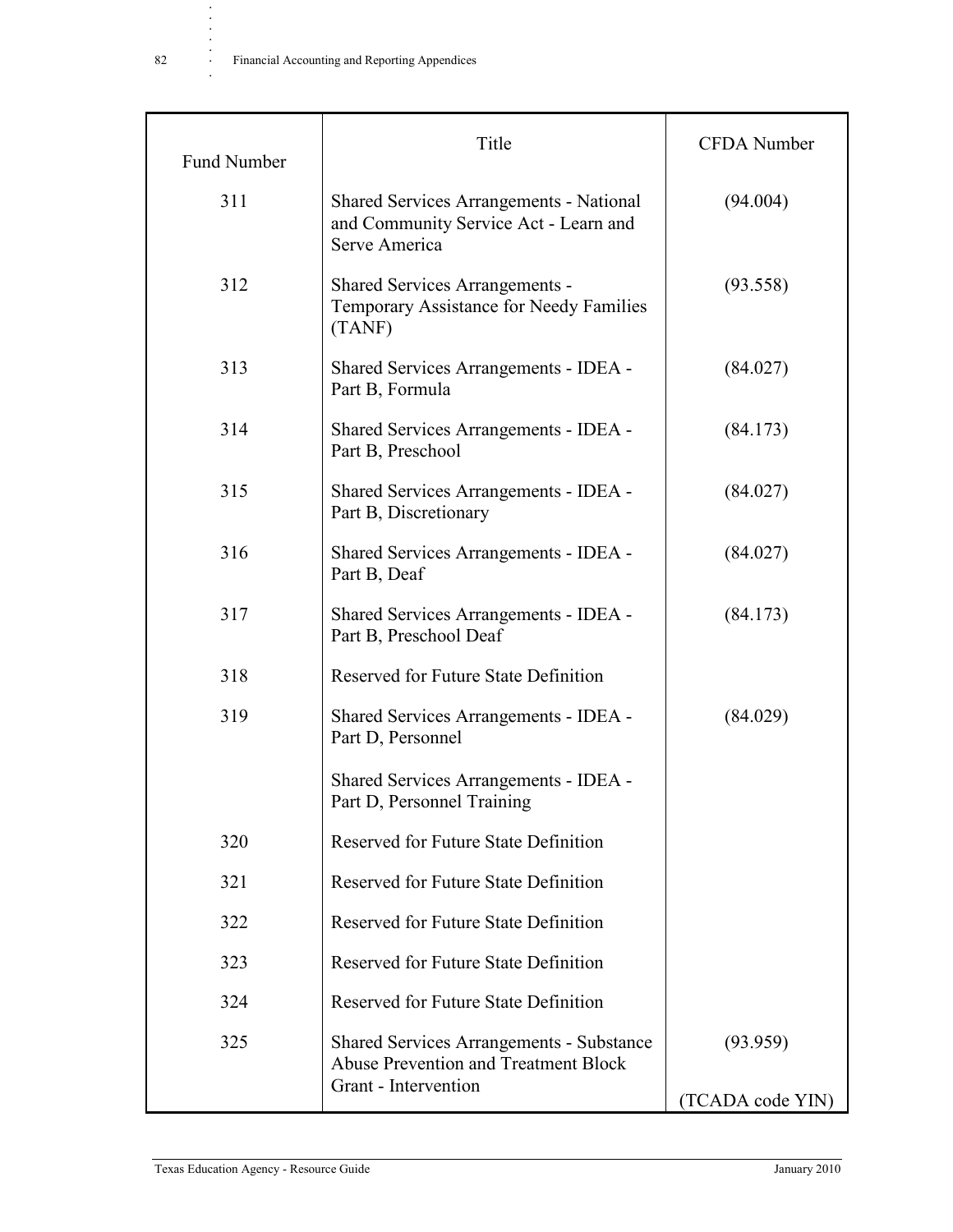| Fund Number | Title | CFDA Number |
|---|---|---|
| 311 | Shared Services Arrangements - National and Community Service Act - Learn and Serve America | (94.004) |
| 312 | Shared Services Arrangements - Temporary Assistance for Needy Families (TANF) | (93.558) |
| 313 | Shared Services Arrangements - IDEA - Part B, Formula | (84.027) |
| 314 | Shared Services Arrangements - IDEA - Part B, Preschool | (84.173) |
| 315 | Shared Services Arrangements - IDEA - Part B, Discretionary | (84.027) |
| 316 | Shared Services Arrangements - IDEA - Part B, Deaf | (84.027) |
| 317 | Shared Services Arrangements - IDEA - Part B, Preschool Deaf | (84.173) |
| 318 | Reserved for Future State Definition | |
| 319 | Shared Services Arrangements - IDEA - Part D, Personnel | (84.029) |
| | Shared Services Arrangements - IDEA - Part D, Personnel Training | |
| 320 | Reserved for Future State Definition | |
| 321 | Reserved for Future State Definition | |
| 322 | Reserved for Future State Definition | |
| 323 | Reserved for Future State Definition | |
| 324 | Reserved for Future State Definition | |
| 325 | Shared Services Arrangements - Substance Abuse Prevention and Treatment Block Grant - Intervention | (93.959) (TCADA code YIN) |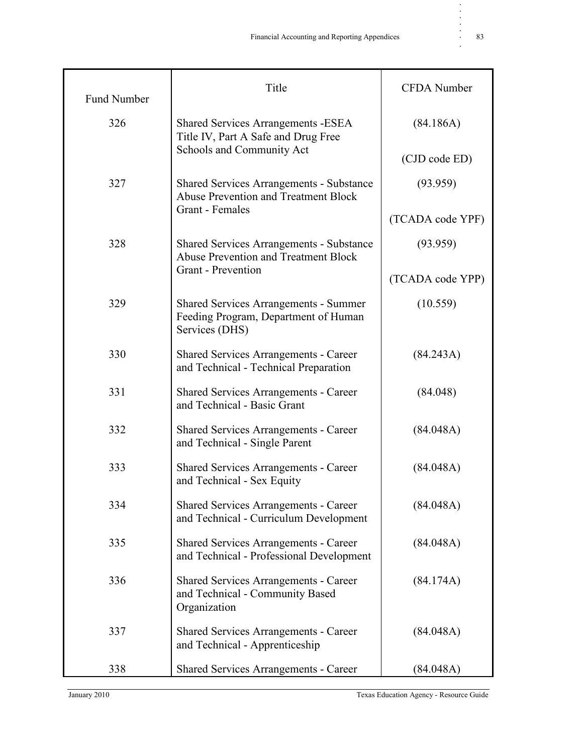| Fund Number | Title | CFDA Number |
|---|---|---|
| 326 | Shared Services Arrangements -ESEA Title IV, Part A Safe and Drug Free Schools and Community Act | (84.186A)<br><br>(CJD code ED) |
| 327 | Shared Services Arrangements - Substance Abuse Prevention and Treatment Block Grant - Females | (93.959)<br><br>(TCADA code YPF) |
| 328 | Shared Services Arrangements - Substance Abuse Prevention and Treatment Block Grant - Prevention | (93.959)<br><br>(TCADA code YPP) |
| 329 | Shared Services Arrangements - Summer Feeding Program, Department of Human Services (DHS) | (10.559) |
| 330 | Shared Services Arrangements - Career and Technical - Technical Preparation | (84.243A) |
| 331 | Shared Services Arrangements - Career and Technical - Basic Grant | (84.048) |
| 332 | Shared Services Arrangements - Career and Technical - Single Parent | (84.048A) |
| 333 | Shared Services Arrangements - Career and Technical - Sex Equity | (84.048A) |
| 334 | Shared Services Arrangements - Career and Technical - Curriculum Development | (84.048A) |
| 335 | Shared Services Arrangements - Career and Technical - Professional Development | (84.048A) |
| 336 | Shared Services Arrangements - Career and Technical - Community Based Organization | (84.174A) |
| 337 | Shared Services Arrangements - Career and Technical - Apprenticeship | (84.048A) |
| 338 | Shared Services Arrangements - Career | (84.048A) |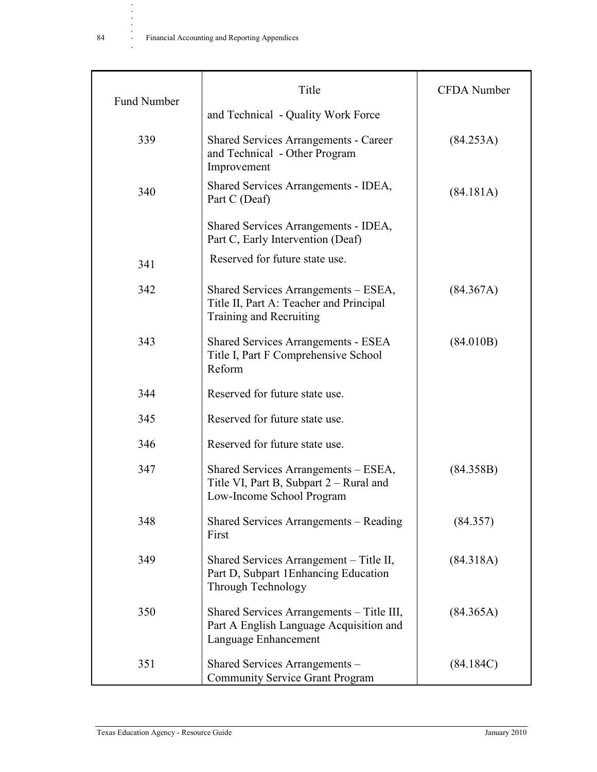| Fund Number | Title | CFDA Number |
|---|---|---|
| | and Technical - Quality Work Force | |
| 339 | Shared Services Arrangements - Career and Technical - Other Program Improvement | (84.253A) |
| 340 | Shared Services Arrangements - IDEA, Part C (Deaf) | (84.181A) |
| | Shared Services Arrangements - IDEA, Part C, Early Intervention (Deaf) | |
| 341 | Reserved for future state use. | |
| 342 | Shared Services Arrangements – ESEA, Title II, Part A: Teacher and Principal Training and Recruiting | (84.367A) |
| 343 | Shared Services Arrangements - ESEA Title I, Part F Comprehensive School Reform | (84.010B) |
| 344 | Reserved for future state use. | |
| 345 | Reserved for future state use. | |
| 346 | Reserved for future state use. | |
| 347 | Shared Services Arrangements – ESEA, Title VI, Part B, Subpart 2 – Rural and Low-Income School Program | (84.358B) |
| 348 | Shared Services Arrangements – Reading First | (84.357) |
| 349 | Shared Services Arrangement – Title II, Part D, Subpart 1Enhancing Education Through Technology | (84.318A) |
| 350 | Shared Services Arrangements – Title III, Part A English Language Acquisition and Language Enhancement | (84.365A) |
| 351 | Shared Services Arrangements – Community Service Grant Program | (84.184C) |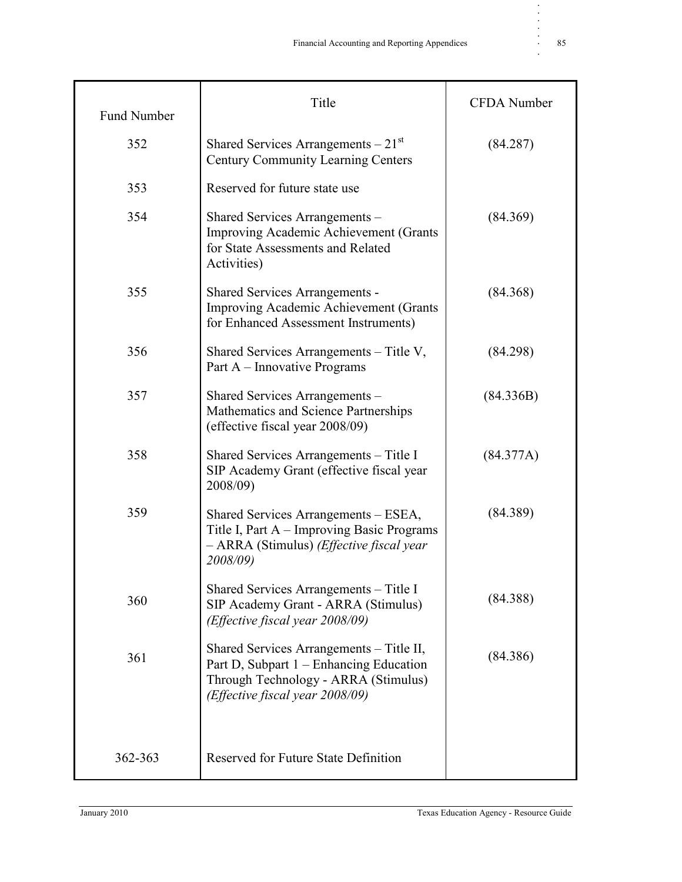| Fund Number | Title | CFDA Number |
|---|---|---|
| 352 | Shared Services Arrangements – 21st Century Community Learning Centers | (84.287) |
| 353 | Reserved for future state use | |
| 354 | Shared Services Arrangements – Improving Academic Achievement (Grants for State Assessments and Related Activities) | (84.369) |
| 355 | Shared Services Arrangements - Improving Academic Achievement (Grants for Enhanced Assessment Instruments) | (84.368) |
| 356 | Shared Services Arrangements – Title V, Part A – Innovative Programs | (84.298) |
| 357 | Shared Services Arrangements – Mathematics and Science Partnerships (effective fiscal year 2008/09) | (84.336B) |
| 358 | Shared Services Arrangements – Title I SIP Academy Grant (effective fiscal year 2008/09) | (84.377A) |
| 359 | Shared Services Arrangements – ESEA, Title I, Part A – Improving Basic Programs – ARRA (Stimulus) *(Effective fiscal year 2008/09)* | (84.389) |
| 360 | Shared Services Arrangements – Title I SIP Academy Grant - ARRA (Stimulus) *(Effective fiscal year 2008/09)* | (84.388) |
| 361 | Shared Services Arrangements – Title II, Part D, Subpart 1 – Enhancing Education Through Technology - ARRA (Stimulus) *(Effective fiscal year 2008/09)* | (84.386) |
| 362-363 | Reserved for Future State Definition | |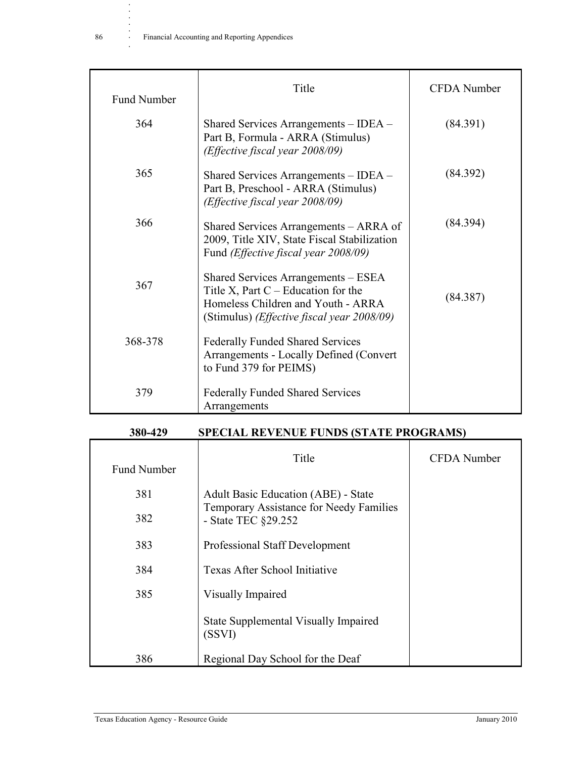| Fund Number | Title | CFDA Number |
|---|---|---|
| 364 | Shared Services Arrangements – IDEA – Part B, Formula - ARRA (Stimulus) *(Effective fiscal year 2008/09)* | (84.391) |
| 365 | Shared Services Arrangements – IDEA – Part B, Preschool - ARRA (Stimulus) *(Effective fiscal year 2008/09)* | (84.392) |
| 366 | Shared Services Arrangements – ARRA of 2009, Title XIV, State Fiscal Stabilization Fund *(Effective fiscal year 2008/09)* | (84.394) |
| 367 | Shared Services Arrangements – ESEA Title X, Part C – Education for the Homeless Children and Youth - ARRA (Stimulus) *(Effective fiscal year 2008/09)* | (84.387) |
| 368-378 | Federally Funded Shared Services Arrangements - Locally Defined (Convert to Fund 379 for PEIMS) | |
| 379 | Federally Funded Shared Services Arrangements | |

**380-429 SPECIAL REVENUE FUNDS (STATE PROGRAMS)**

| Fund Number | Title | CFDA Number |
|---|---|---|
| 381 | Adult Basic Education (ABE) - State | |
| 382 | Temporary Assistance for Needy Families - State TEC §29.252 | |
| 383 | Professional Staff Development | |
| 384 | Texas After School Initiative | |
| 385 | Visually Impaired | |
| | State Supplemental Visually Impaired (SSVI) | |
| 386 | Regional Day School for the Deaf | |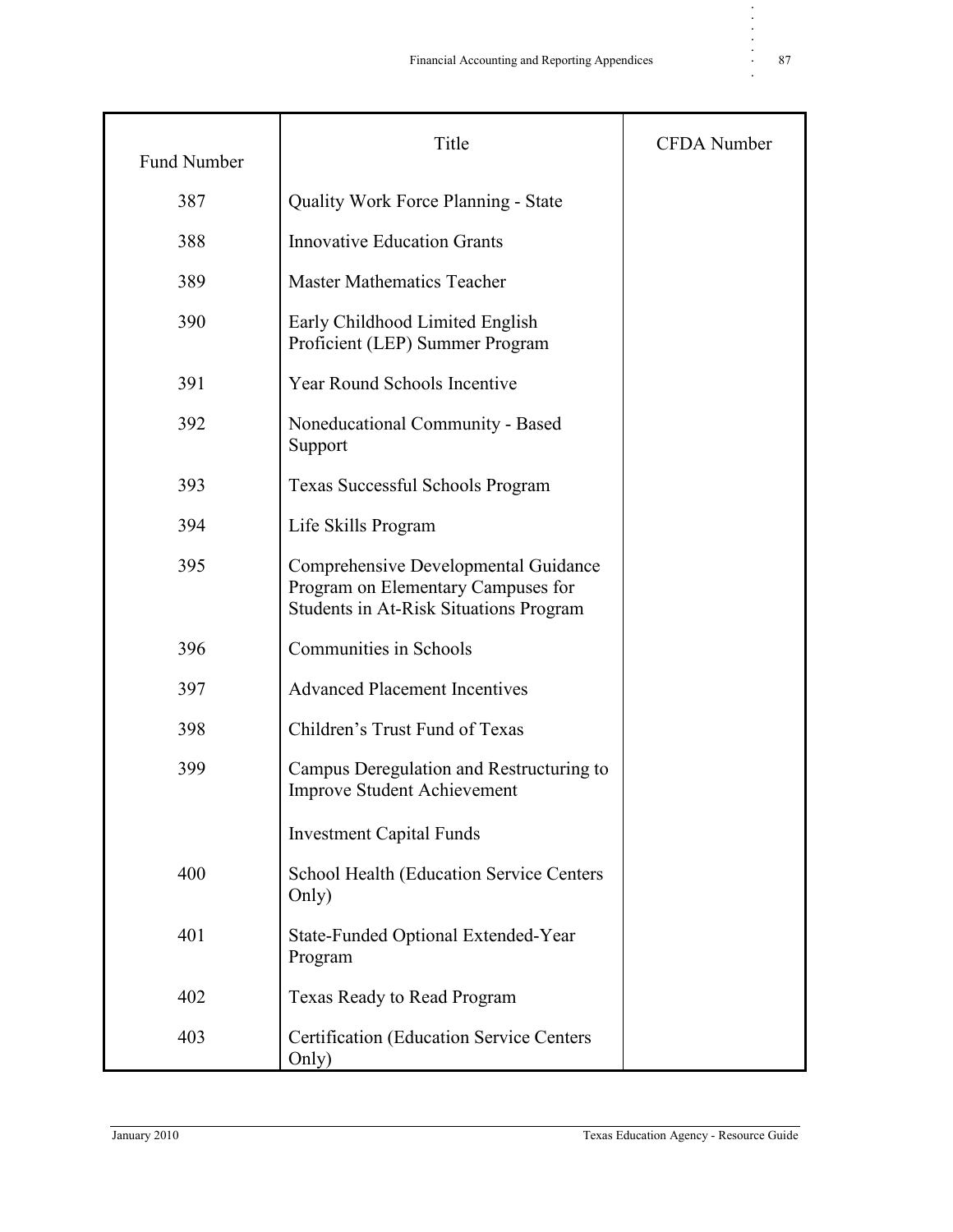| Fund Number | Title | CFDA Number |
|---|---|---|
| 387 | Quality Work Force Planning - State | |
| 388 | Innovative Education Grants | |
| 389 | Master Mathematics Teacher | |
| 390 | Early Childhood Limited English Proficient (LEP) Summer Program | |
| 391 | Year Round Schools Incentive | |
| 392 | Noneducational Community - Based Support | |
| 393 | Texas Successful Schools Program | |
| 394 | Life Skills Program | |
| 395 | Comprehensive Developmental Guidance Program on Elementary Campuses for Students in At-Risk Situations Program | |
| 396 | Communities in Schools | |
| 397 | Advanced Placement Incentives | |
| 398 | Children's Trust Fund of Texas | |
| 399 | Campus Deregulation and Restructuring to Improve Student Achievement | |
| | Investment Capital Funds | |
| 400 | School Health (Education Service Centers Only) | |
| 401 | State-Funded Optional Extended-Year Program | |
| 402 | Texas Ready to Read Program | |
| 403 | Certification (Education Service Centers Only) | |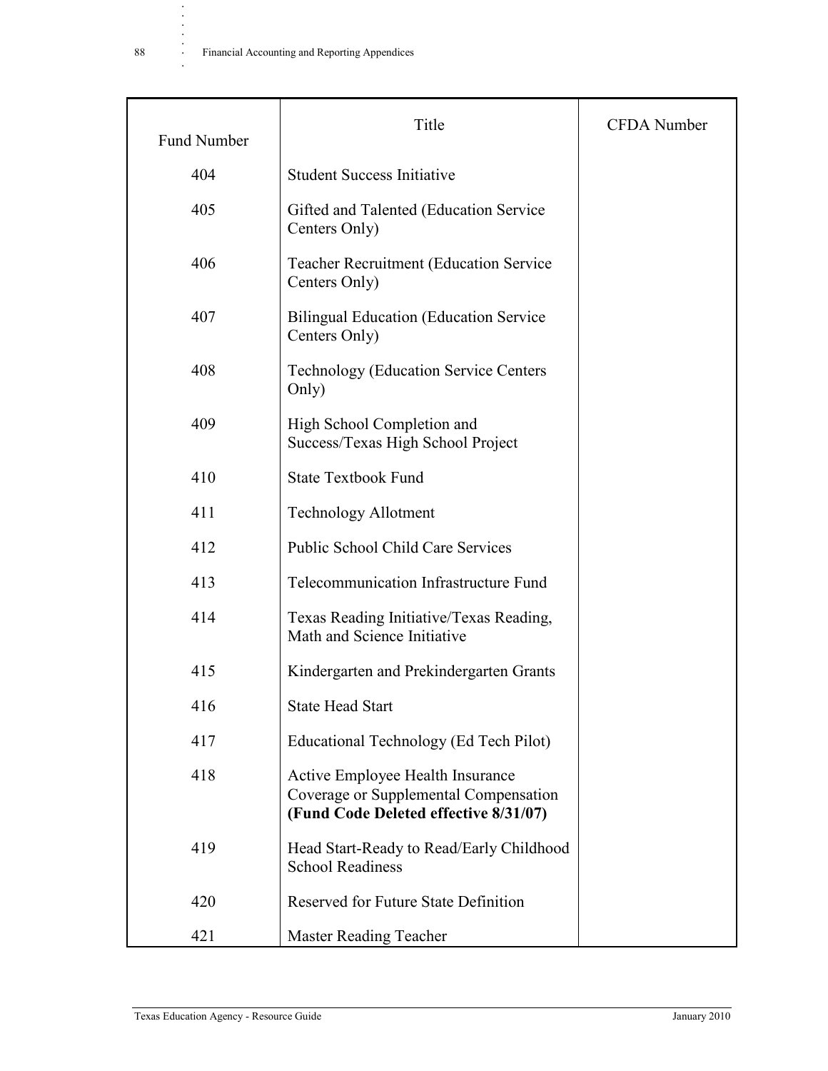| Fund Number | Title | CFDA Number |
|---|---|---|
| 404 | Student Success Initiative | |
| 405 | Gifted and Talented (Education Service Centers Only) | |
| 406 | Teacher Recruitment (Education Service Centers Only) | |
| 407 | Bilingual Education (Education Service Centers Only) | |
| 408 | Technology (Education Service Centers Only) | |
| 409 | High School Completion and Success/Texas High School Project | |
| 410 | State Textbook Fund | |
| 411 | Technology Allotment | |
| 412 | Public School Child Care Services | |
| 413 | Telecommunication Infrastructure Fund | |
| 414 | Texas Reading Initiative/Texas Reading, Math and Science Initiative | |
| 415 | Kindergarten and Prekindergarten Grants | |
| 416 | State Head Start | |
| 417 | Educational Technology (Ed Tech Pilot) | |
| 418 | Active Employee Health Insurance Coverage or Supplemental Compensation **(Fund Code Deleted effective 8/31/07)** | |
| 419 | Head Start-Ready to Read/Early Childhood School Readiness | |
| 420 | Reserved for Future State Definition | |
| 421 | Master Reading Teacher | |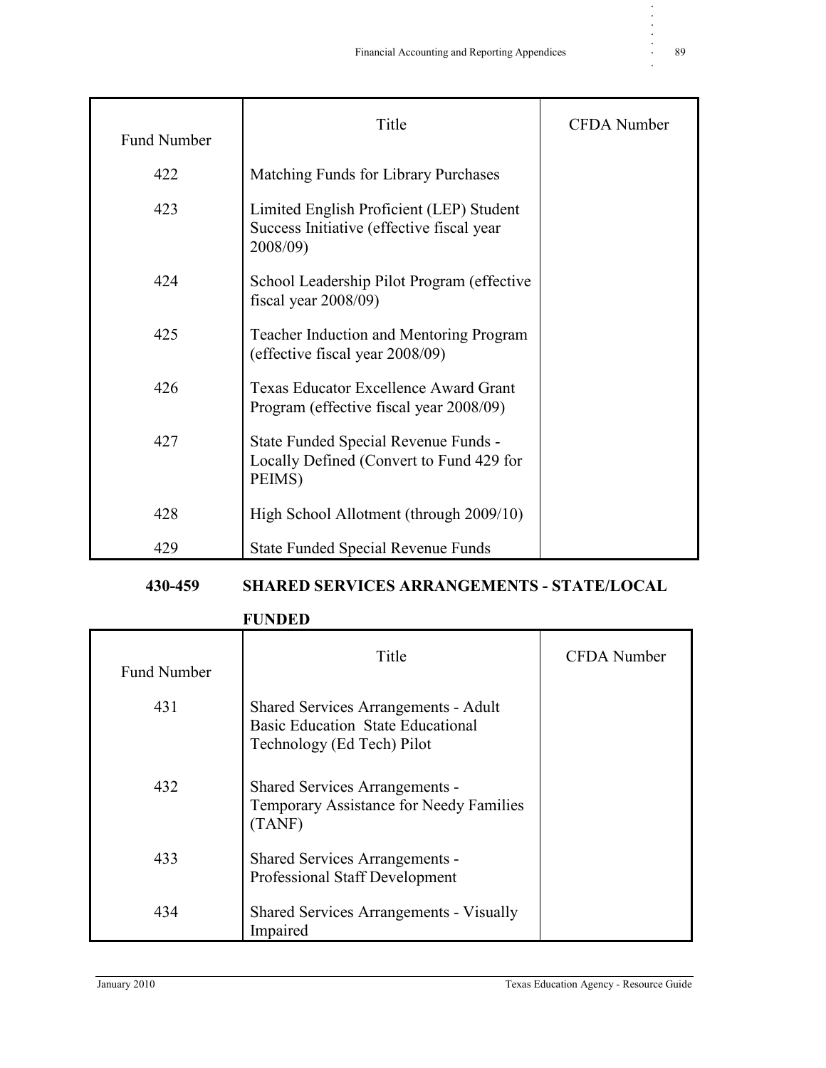| Fund Number | Title | CFDA Number |
|---|---|---|
| 422 | Matching Funds for Library Purchases | |
| 423 | Limited English Proficient (LEP) Student Success Initiative (effective fiscal year 2008/09) | |
| 424 | School Leadership Pilot Program (effective fiscal year 2008/09) | |
| 425 | Teacher Induction and Mentoring Program (effective fiscal year 2008/09) | |
| 426 | Texas Educator Excellence Award Grant Program (effective fiscal year 2008/09) | |
| 427 | State Funded Special Revenue Funds - Locally Defined (Convert to Fund 429 for PEIMS) | |
| 428 | High School Allotment (through 2009/10) | |
| 429 | State Funded Special Revenue Funds | |

**430-459 SHARED SERVICES ARRANGEMENTS - STATE/LOCAL FUNDED**

| Fund Number | Title | CFDA Number |
|---|---|---|
| 431 | Shared Services Arrangements - Adult Basic Education State Educational Technology (Ed Tech) Pilot | |
| 432 | Shared Services Arrangements - Temporary Assistance for Needy Families (TANF) | |
| 433 | Shared Services Arrangements - Professional Staff Development | |
| 434 | Shared Services Arrangements - Visually Impaired | |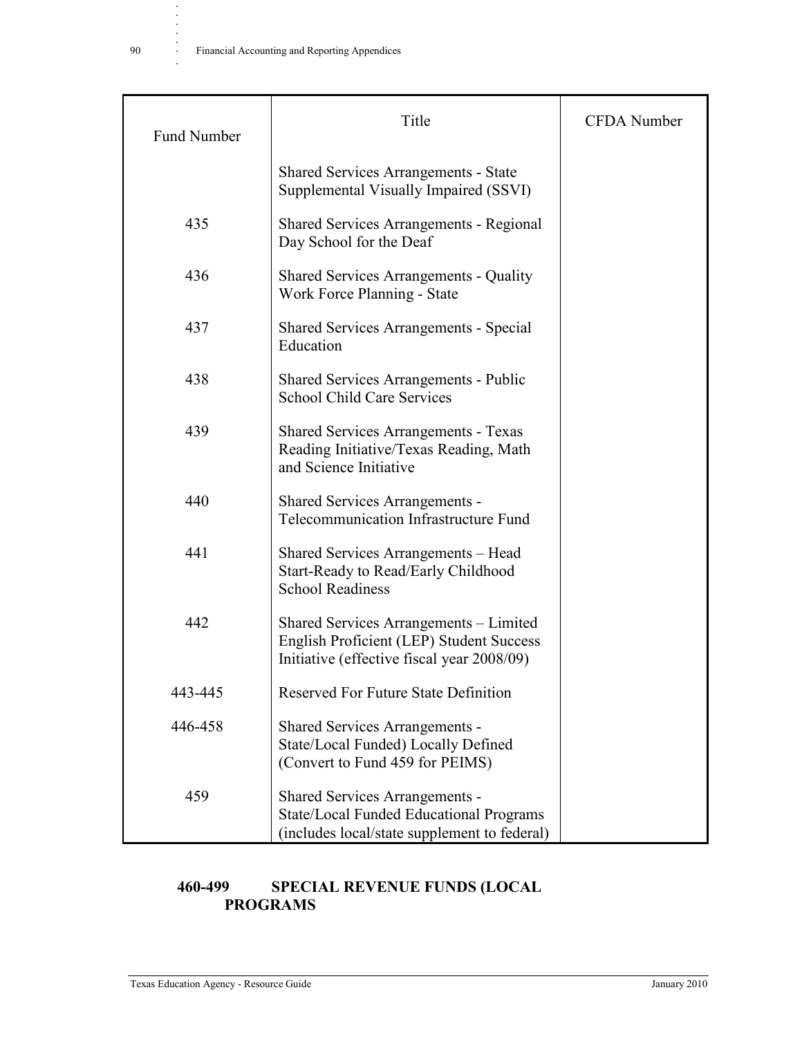| Fund Number | Title | CFDA Number |
|---|---|---|
| | Shared Services Arrangements - State Supplemental Visually Impaired (SSVI) | |
| 435 | Shared Services Arrangements - Regional Day School for the Deaf | |
| 436 | Shared Services Arrangements - Quality Work Force Planning - State | |
| 437 | Shared Services Arrangements - Special Education | |
| 438 | Shared Services Arrangements - Public School Child Care Services | |
| 439 | Shared Services Arrangements - Texas Reading Initiative/Texas Reading, Math and Science Initiative | |
| 440 | Shared Services Arrangements - Telecommunication Infrastructure Fund | |
| 441 | Shared Services Arrangements – Head Start-Ready to Read/Early Childhood School Readiness | |
| 442 | Shared Services Arrangements – Limited English Proficient (LEP) Student Success Initiative (effective fiscal year 2008/09) | |
| 443-445 | Reserved For Future State Definition | |
| 446-458 | Shared Services Arrangements - State/Local Funded) Locally Defined (Convert to Fund 459 for PEIMS) | |
| 459 | Shared Services Arrangements - State/Local Funded Educational Programs (includes local/state supplement to federal) | |

**460-499 SPECIAL REVENUE FUNDS (LOCAL PROGRAMS**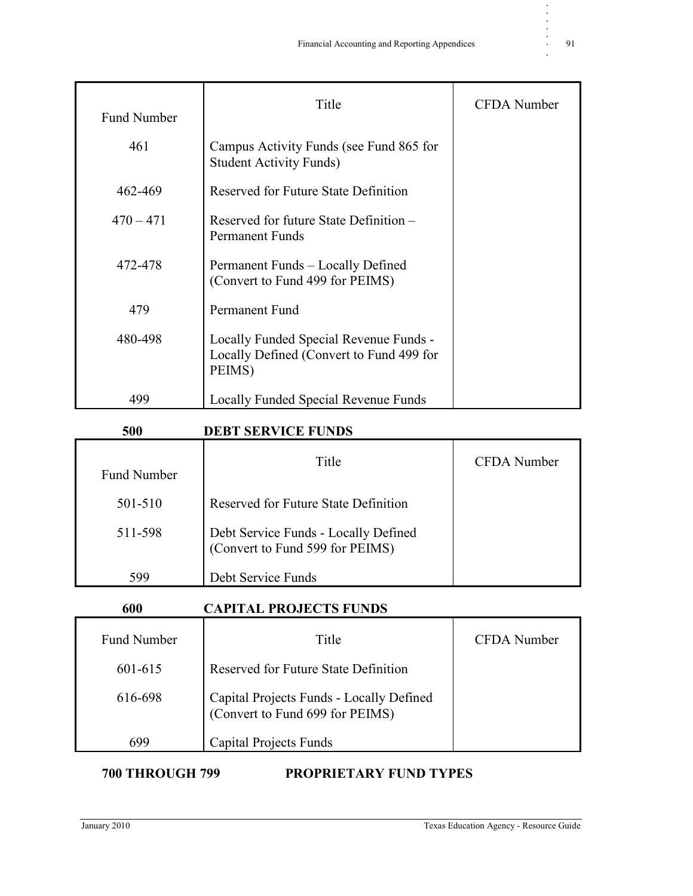| Fund Number | Title | CFDA Number |
|---|---|---|
| 461 | Campus Activity Funds (see Fund 865 for Student Activity Funds) | |
| 462-469 | Reserved for Future State Definition | |
| 470 – 471 | Reserved for future State Definition – Permanent Funds | |
| 472-478 | Permanent Funds – Locally Defined (Convert to Fund 499 for PEIMS) | |
| 479 | Permanent Fund | |
| 480-498 | Locally Funded Special Revenue Funds - Locally Defined (Convert to Fund 499 for PEIMS) | |
| 499 | Locally Funded Special Revenue Funds | |

**500 DEBT SERVICE FUNDS**

| Fund Number | Title | CFDA Number |
|---|---|---|
| 501-510 | Reserved for Future State Definition | |
| 511-598 | Debt Service Funds - Locally Defined (Convert to Fund 599 for PEIMS) | |
| 599 | Debt Service Funds | |

**600 CAPITAL PROJECTS FUNDS**

| Fund Number | Title | CFDA Number |
|---|---|---|
| 601-615 | Reserved for Future State Definition | |
| 616-698 | Capital Projects Funds - Locally Defined (Convert to Fund 699 for PEIMS) | |
| 699 | Capital Projects Funds | |

**700 THROUGH 799 PROPRIETARY FUND TYPES**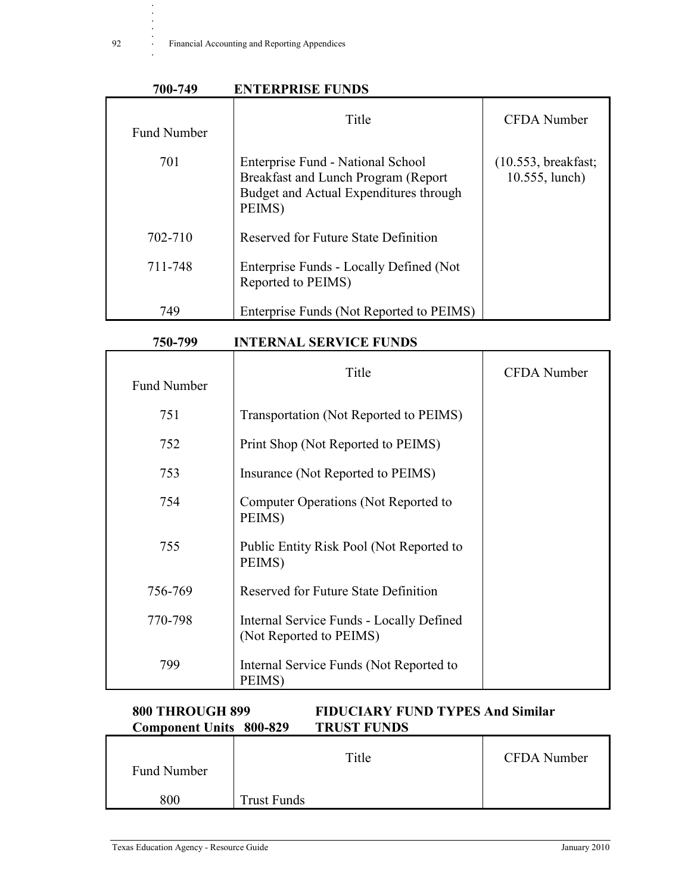**700-749 ENTERPRISE FUNDS**

| Fund Number | Title | CFDA Number |
|---|---|---|
| 701 | Enterprise Fund - National School Breakfast and Lunch Program (Report Budget and Actual Expenditures through PEIMS) | (10.553, breakfast; 10.555, lunch) |
| 702-710 | Reserved for Future State Definition | |
| 711-748 | Enterprise Funds - Locally Defined (Not Reported to PEIMS) | |
| 749 | Enterprise Funds (Not Reported to PEIMS) | |

**750-799 INTERNAL SERVICE FUNDS**

| Fund Number | Title | CFDA Number |
|---|---|---|
| 751 | Transportation (Not Reported to PEIMS) | |
| 752 | Print Shop (Not Reported to PEIMS) | |
| 753 | Insurance (Not Reported to PEIMS) | |
| 754 | Computer Operations (Not Reported to PEIMS) | |
| 755 | Public Entity Risk Pool (Not Reported to PEIMS) | |
| 756-769 | Reserved for Future State Definition | |
| 770-798 | Internal Service Funds - Locally Defined (Not Reported to PEIMS) | |
| 799 | Internal Service Funds (Not Reported to PEIMS) | |

**800 THROUGH 899 FIDUCIARY FUND TYPES And Similar Component Units**

**800-829 TRUST FUNDS**

| Fund Number | Title | CFDA Number |
|---|---|---|
| 800 | Trust Funds | |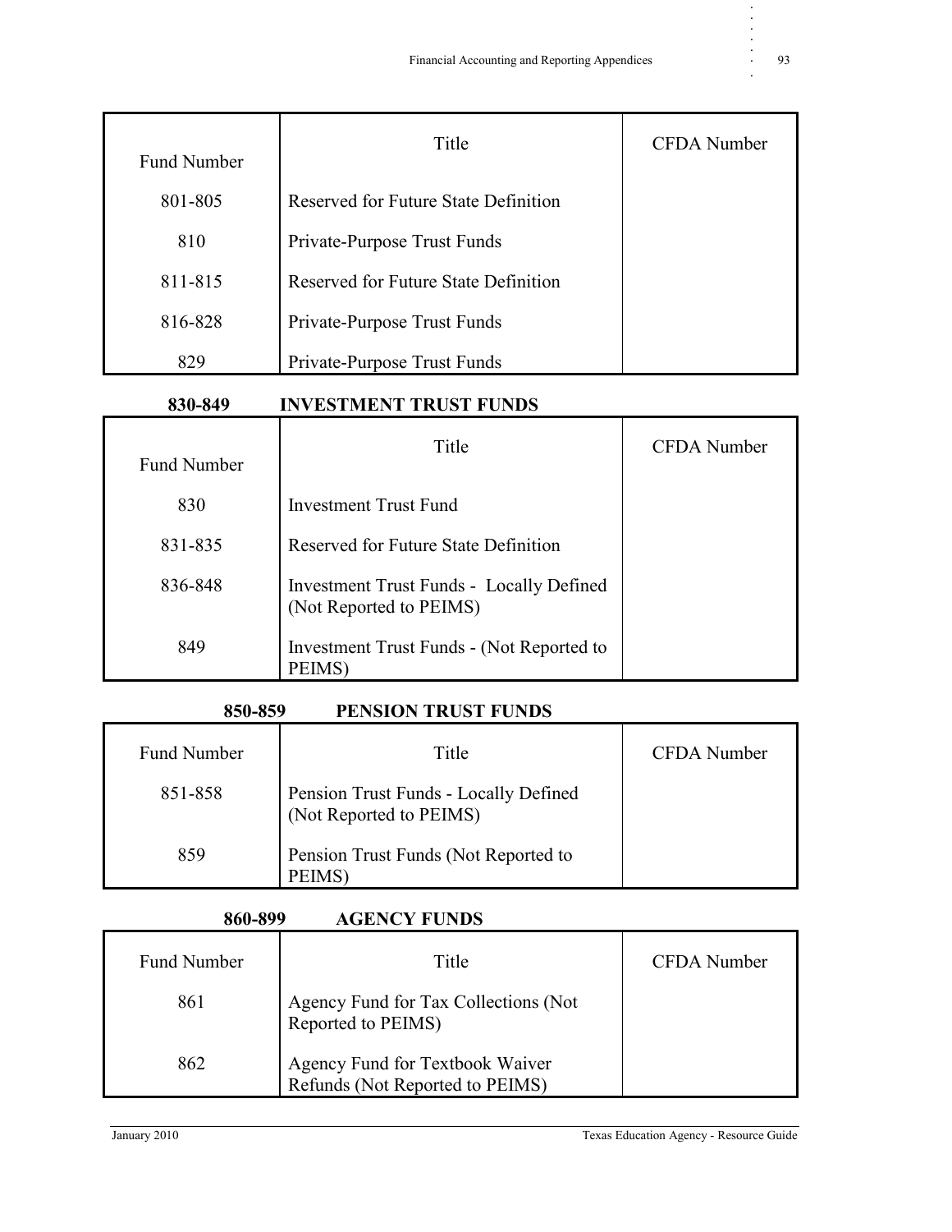| Fund Number | Title | CFDA Number |
| --- | --- | --- |
| 801-805 | Reserved for Future State Definition | |
| 810 | Private-Purpose Trust Funds | |
| 811-815 | Reserved for Future State Definition | |
| 816-828 | Private-Purpose Trust Funds | |
| 829 | Private-Purpose Trust Funds | |

## 830-849 INVESTMENT TRUST FUNDS

| Fund Number | Title | CFDA Number |
| --- | --- | --- |
| 830 | Investment Trust Fund | |
| 831-835 | Reserved for Future State Definition | |
| 836-848 | Investment Trust Funds - Locally Defined (Not Reported to PEIMS) | |
| 849 | Investment Trust Funds - (Not Reported to PEIMS) | |

## 850-859 PENSION TRUST FUNDS

| Fund Number | Title | CFDA Number |
| --- | --- | --- |
| 851-858 | Pension Trust Funds - Locally Defined (Not Reported to PEIMS) | |
| 859 | Pension Trust Funds (Not Reported to PEIMS) | |

## 860-899 AGENCY FUNDS

| Fund Number | Title | CFDA Number |
| --- | --- | --- |
| 861 | Agency Fund for Tax Collections (Not Reported to PEIMS) | |
| 862 | Agency Fund for Textbook Waiver Refunds (Not Reported to PEIMS) | |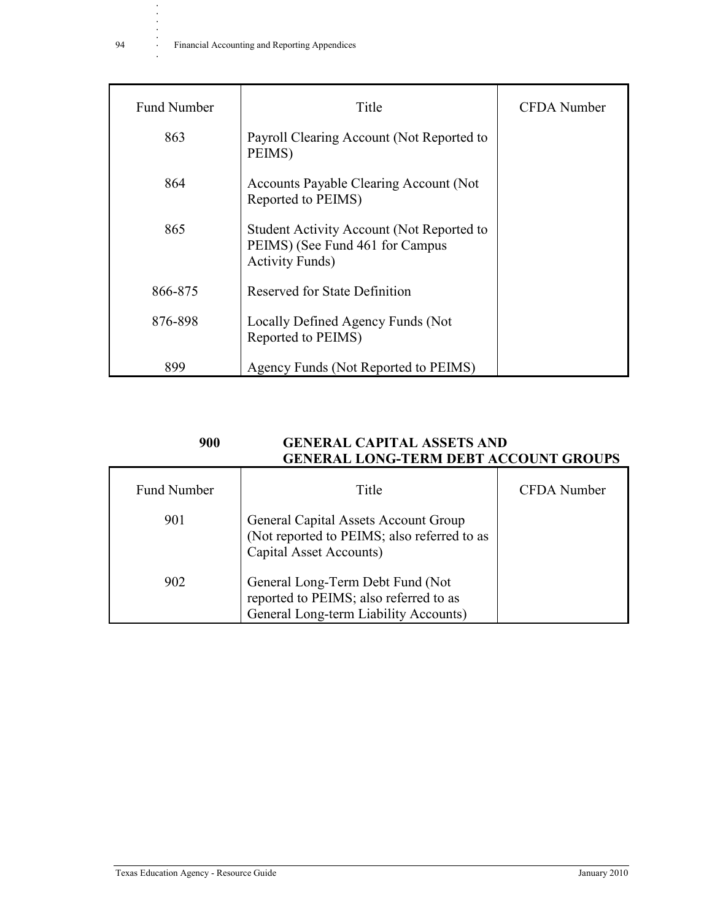| Fund Number | Title | CFDA Number |
|---|---|---|
| 863 | Payroll Clearing Account (Not Reported to PEIMS) | |
| 864 | Accounts Payable Clearing Account (Not Reported to PEIMS) | |
| 865 | Student Activity Account (Not Reported to PEIMS) (See Fund 461 for Campus Activity Funds) | |
| 866-875 | Reserved for State Definition | |
| 876-898 | Locally Defined Agency Funds (Not Reported to PEIMS) | |
| 899 | Agency Funds (Not Reported to PEIMS) | |

**900 GENERAL CAPITAL ASSETS AND GENERAL LONG-TERM DEBT ACCOUNT GROUPS**

| Fund Number | Title | CFDA Number |
|---|---|---|
| 901 | General Capital Assets Account Group (Not reported to PEIMS; also referred to as Capital Asset Accounts) | |
| 902 | General Long-Term Debt Fund (Not reported to PEIMS; also referred to as General Long-term Liability Accounts) | |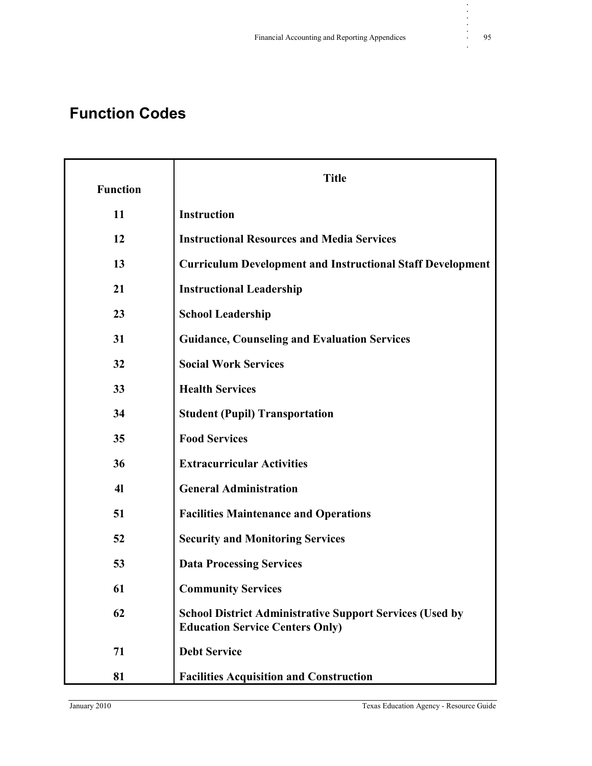## Function Codes

| Function | Title |
|---|---|
| 11 | **Instruction** |
| 12 | **Instructional Resources and Media Services** |
| 13 | **Curriculum Development and Instructional Staff Development** |
| 21 | **Instructional Leadership** |
| 23 | **School Leadership** |
| 31 | **Guidance, Counseling and Evaluation Services** |
| 32 | **Social Work Services** |
| 33 | **Health Services** |
| 34 | **Student (Pupil) Transportation** |
| 35 | **Food Services** |
| 36 | **Extracurricular Activities** |
| 4l | **General Administration** |
| 51 | **Facilities Maintenance and Operations** |
| 52 | **Security and Monitoring Services** |
| 53 | **Data Processing Services** |
| 61 | **Community Services** |
| 62 | **School District Administrative Support Services (Used by Education Service Centers Only)** |
| 71 | **Debt Service** |
| 81 | **Facilities Acquisition and Construction** |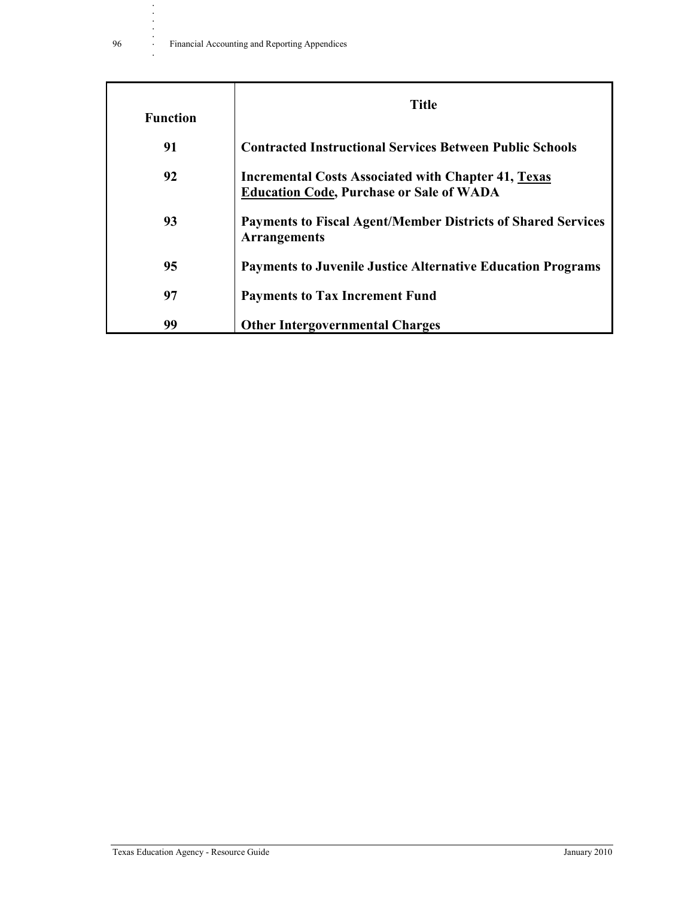| Function | Title |
| --- | --- |
| 91 | **Contracted Instructional Services Between Public Schools** |
| 92 | **Incremental Costs Associated with Chapter 41, Texas Education Code, Purchase or Sale of WADA** |
| 93 | **Payments to Fiscal Agent/Member Districts of Shared Services Arrangements** |
| 95 | **Payments to Juvenile Justice Alternative Education Programs** |
| 97 | **Payments to Tax Increment Fund** |
| 99 | **Other Intergovernmental Charges** |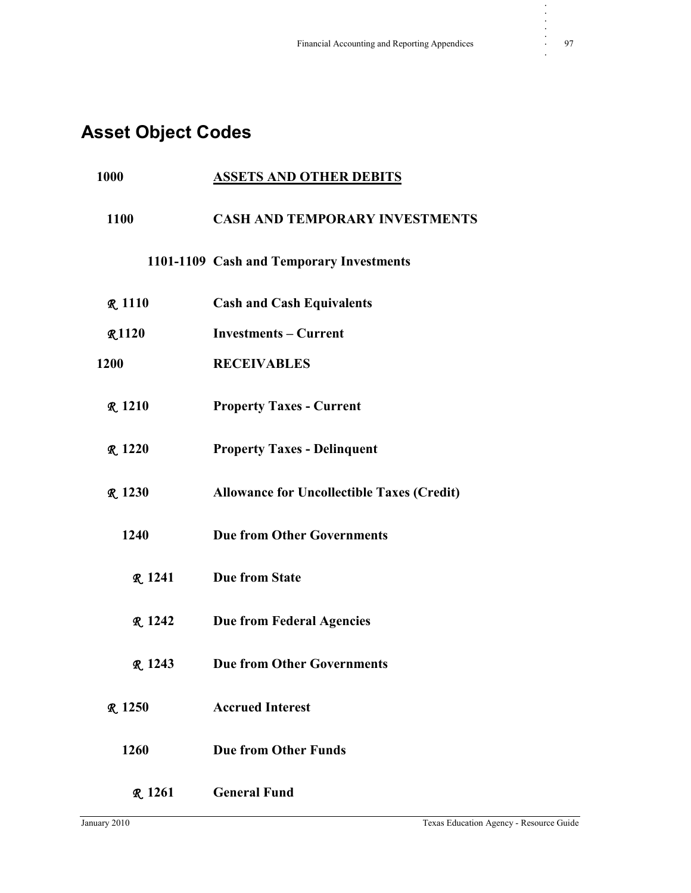## Asset Object Codes

**1000** **ASSETS AND OTHER DEBITS**

**1100** **CASH AND TEMPORARY INVESTMENTS**

**1101-1109 Cash and Temporary Investments**

*R* **1110** **Cash and Cash Equivalents**

*R* **1120** **Investments – Current**

**1200** **RECEIVABLES**

*R* **1210** **Property Taxes - Current**

*R* **1220** **Property Taxes - Delinquent**

*R* **1230** **Allowance for Uncollectible Taxes (Credit)**

**1240** **Due from Other Governments**

*R* **1241** **Due from State**

*R* **1242** **Due from Federal Agencies**

*R* **1243** **Due from Other Governments**

*R* **1250** **Accrued Interest**

**1260** **Due from Other Funds**

*R* **1261** **General Fund**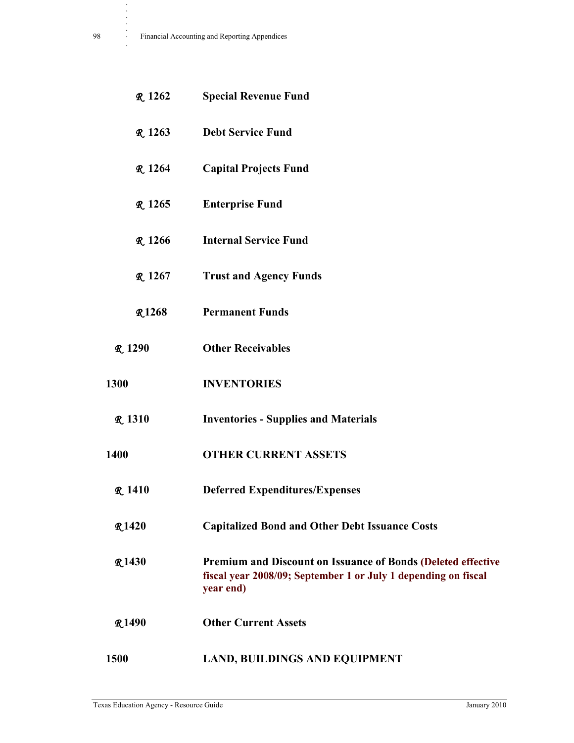**℞ 1262** **Special Revenue Fund**

**℞ 1263** **Debt Service Fund**

**℞ 1264** **Capital Projects Fund**

**℞ 1265** **Enterprise Fund**

**℞ 1266** **Internal Service Fund**

**℞ 1267** **Trust and Agency Funds**

**℞ 1268** **Permanent Funds**

**℞ 1290** **Other Receivables**

**1300** **INVENTORIES**

**℞ 1310** **Inventories - Supplies and Materials**

**1400** **OTHER CURRENT ASSETS**

**℞ 1410** **Deferred Expenditures/Expenses**

**℞ 1420** **Capitalized Bond and Other Debt Issuance Costs**

**℞ 1430** **Premium and Discount on Issuance of Bonds (Deleted effective fiscal year 2008/09; September 1 or July 1 depending on fiscal year end)**

**℞ 1490** **Other Current Assets**

**1500** **LAND, BUILDINGS AND EQUIPMENT**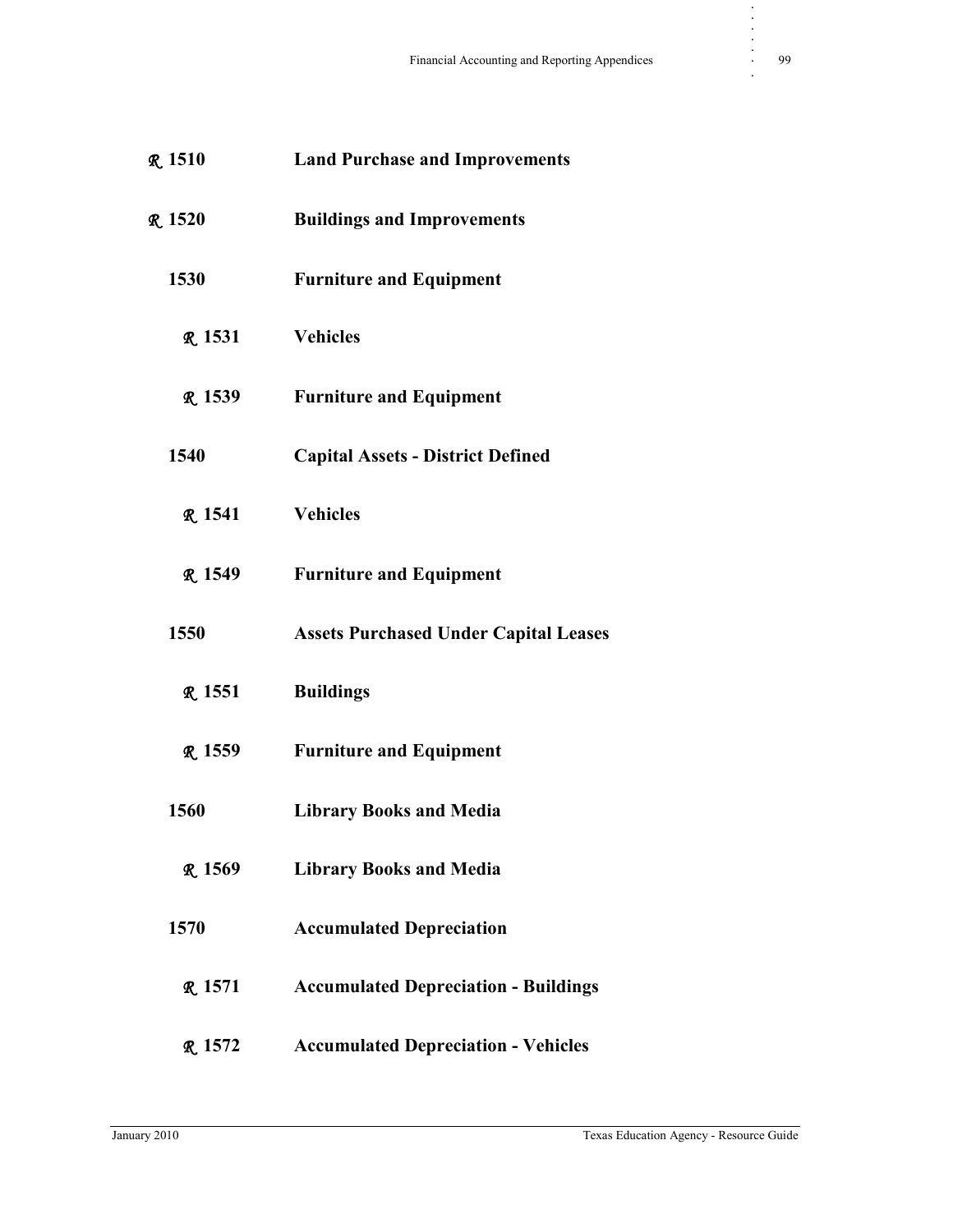**℞ 1510 Land Purchase and Improvements**

**℞ 1520 Buildings and Improvements**

**1530 Furniture and Equipment**

**℞ 1531 Vehicles**

**℞ 1539 Furniture and Equipment**

**1540 Capital Assets - District Defined**

**℞ 1541 Vehicles**

**℞ 1549 Furniture and Equipment**

**1550 Assets Purchased Under Capital Leases**

**℞ 1551 Buildings**

**℞ 1559 Furniture and Equipment**

**1560 Library Books and Media**

**℞ 1569 Library Books and Media**

**1570 Accumulated Depreciation**

**℞ 1571 Accumulated Depreciation - Buildings**

**℞ 1572 Accumulated Depreciation - Vehicles**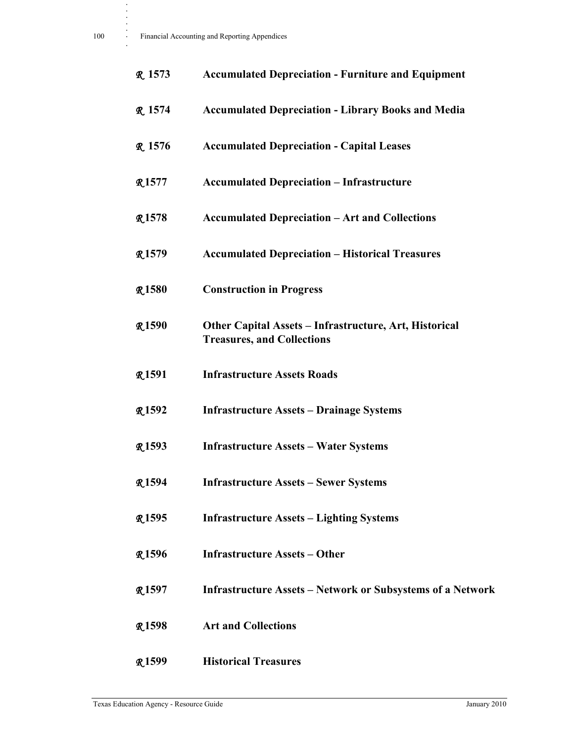**R 1573** **Accumulated Depreciation - Furniture and Equipment**

**R 1574** **Accumulated Depreciation - Library Books and Media**

**R 1576** **Accumulated Depreciation - Capital Leases**

**R 1577** **Accumulated Depreciation – Infrastructure**

**R 1578** **Accumulated Depreciation – Art and Collections**

**R 1579** **Accumulated Depreciation – Historical Treasures**

**R 1580** **Construction in Progress**

**R 1590** **Other Capital Assets – Infrastructure, Art, Historical Treasures, and Collections**

**R 1591** **Infrastructure Assets Roads**

**R 1592** **Infrastructure Assets – Drainage Systems**

**R 1593** **Infrastructure Assets – Water Systems**

**R 1594** **Infrastructure Assets – Sewer Systems**

**R 1595** **Infrastructure Assets – Lighting Systems**

**R 1596** **Infrastructure Assets – Other**

**R 1597** **Infrastructure Assets – Network or Subsystems of a Network**

**R 1598** **Art and Collections**

**R 1599** **Historical Treasures**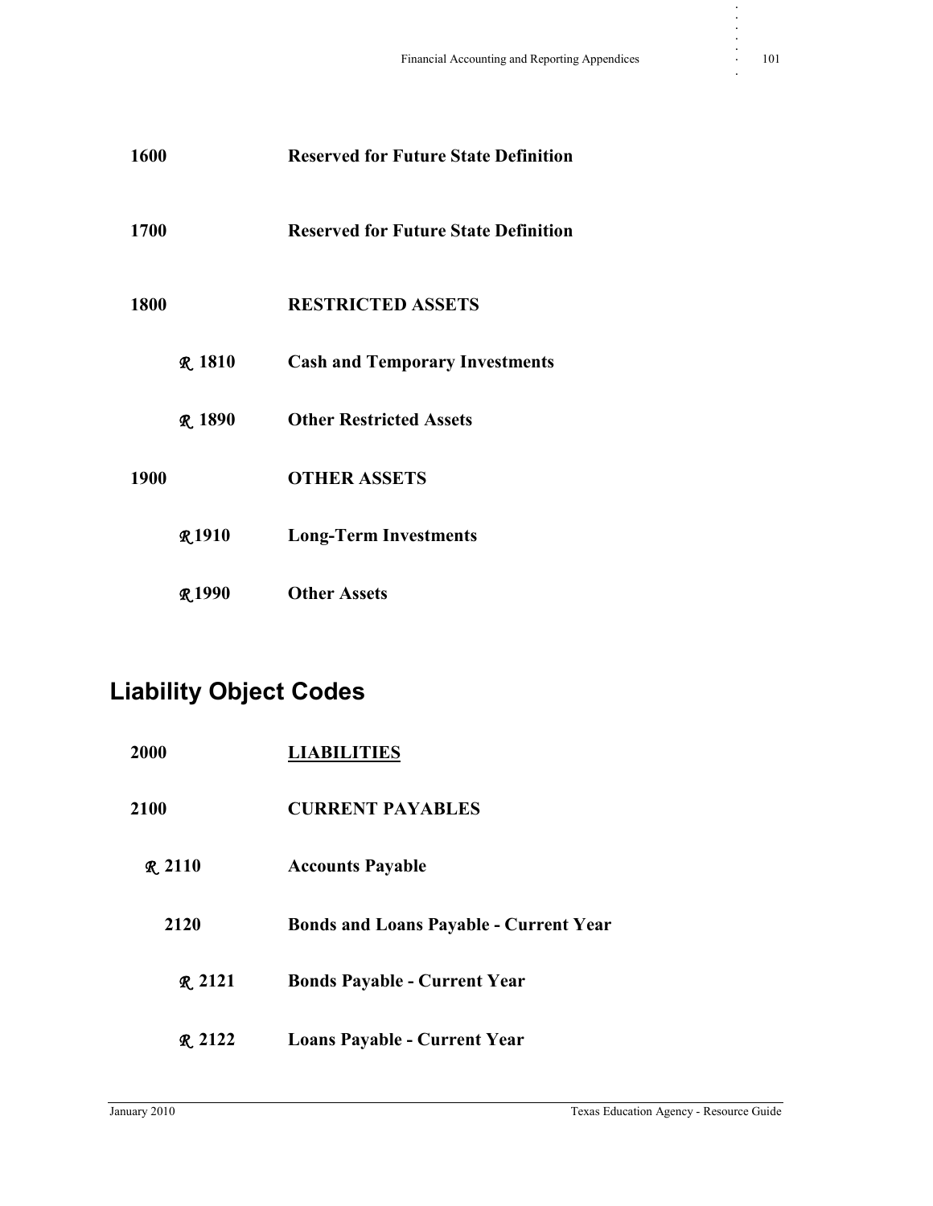**1600** **Reserved for Future State Definition**

**1700** **Reserved for Future State Definition**

**1800** **RESTRICTED ASSETS**

***R*** **1810** **Cash and Temporary Investments**

***R*** **1890** **Other Restricted Assets**

**1900** **OTHER ASSETS**

***R*****1910** **Long-Term Investments**

***R*****1990** **Other Assets**

## Liability Object Codes

**2000** **<u>LIABILITIES</u>**

**2100** **CURRENT PAYABLES**

***R*** **2110** **Accounts Payable**

**2120** **Bonds and Loans Payable - Current Year**

***R*** **2121** **Bonds Payable - Current Year**

***R*** **2122** **Loans Payable - Current Year**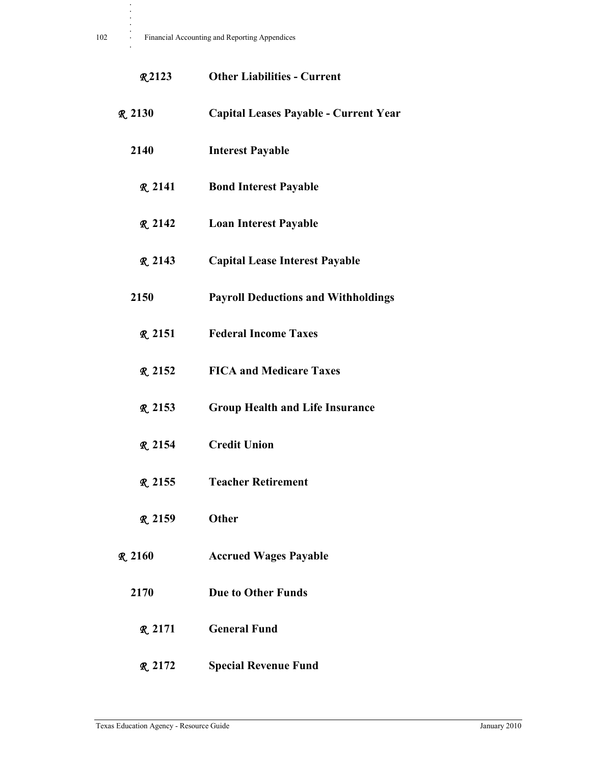**R 2123** **Other Liabilities - Current**

**R 2130** **Capital Leases Payable - Current Year**

**2140** **Interest Payable**

**R 2141** **Bond Interest Payable**

**R 2142** **Loan Interest Payable**

**R 2143** **Capital Lease Interest Payable**

**2150** **Payroll Deductions and Withholdings**

**R 2151** **Federal Income Taxes**

**R 2152** **FICA and Medicare Taxes**

**R 2153** **Group Health and Life Insurance**

**R 2154** **Credit Union**

**R 2155** **Teacher Retirement**

**R 2159** **Other**

**R 2160** **Accrued Wages Payable**

**2170** **Due to Other Funds**

**R 2171** **General Fund**

**R 2172** **Special Revenue Fund**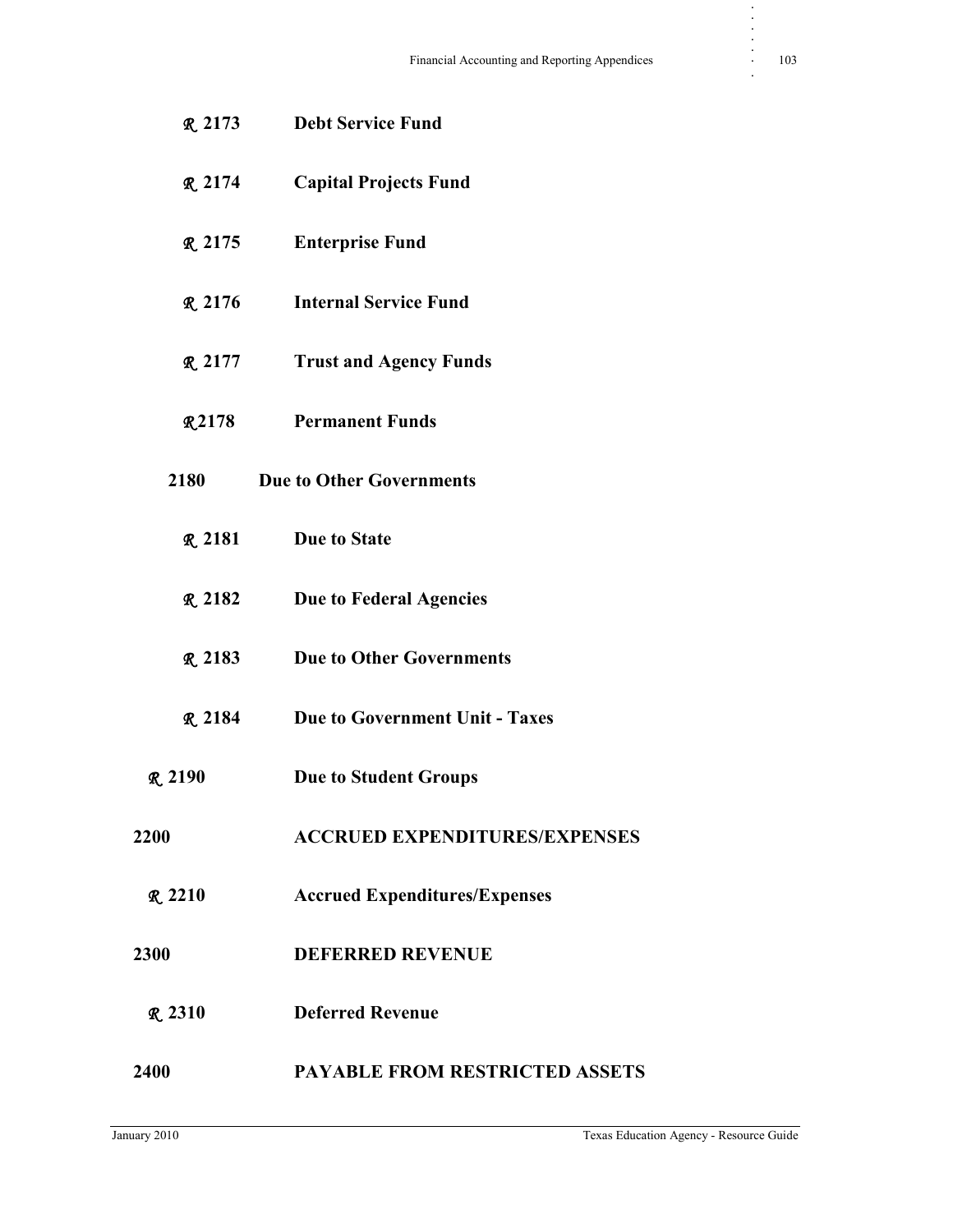*R* **2173** **Debt Service Fund**

*R* **2174** **Capital Projects Fund**

*R* **2175** **Enterprise Fund**

*R* **2176** **Internal Service Fund**

*R* **2177** **Trust and Agency Funds**

*R* **2178** **Permanent Funds**

**2180** **Due to Other Governments**

*R* **2181** **Due to State**

*R* **2182** **Due to Federal Agencies**

*R* **2183** **Due to Other Governments**

*R* **2184** **Due to Government Unit - Taxes**

*R* **2190** **Due to Student Groups**

**2200** **ACCRUED EXPENDITURES/EXPENSES**

*R* **2210** **Accrued Expenditures/Expenses**

**2300** **DEFERRED REVENUE**

*R* **2310** **Deferred Revenue**

**2400** **PAYABLE FROM RESTRICTED ASSETS**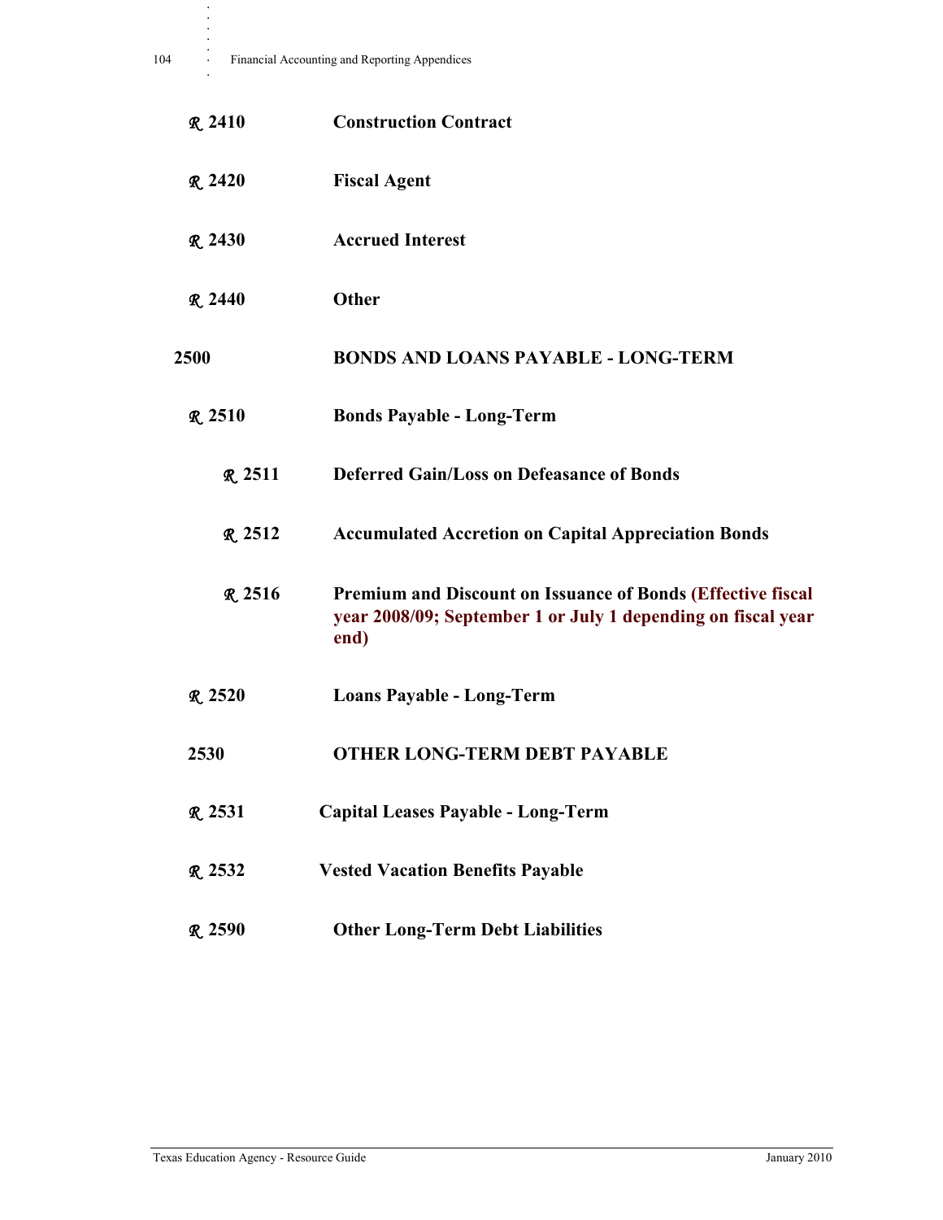**℞ 2410** **Construction Contract**

**℞ 2420** **Fiscal Agent**

**℞ 2430** **Accrued Interest**

**℞ 2440** **Other**

**2500** **BONDS AND LOANS PAYABLE - LONG-TERM**

**℞ 2510** **Bonds Payable - Long-Term**

**℞ 2511** **Deferred Gain/Loss on Defeasance of Bonds**

**℞ 2512** **Accumulated Accretion on Capital Appreciation Bonds**

**℞ 2516** **Premium and Discount on Issuance of Bonds (Effective fiscal year 2008/09; September 1 or July 1 depending on fiscal year end)**

**℞ 2520** **Loans Payable - Long-Term**

**2530** **OTHER LONG-TERM DEBT PAYABLE**

**℞ 2531** **Capital Leases Payable - Long-Term**

**℞ 2532** **Vested Vacation Benefits Payable**

**℞ 2590** **Other Long-Term Debt Liabilities**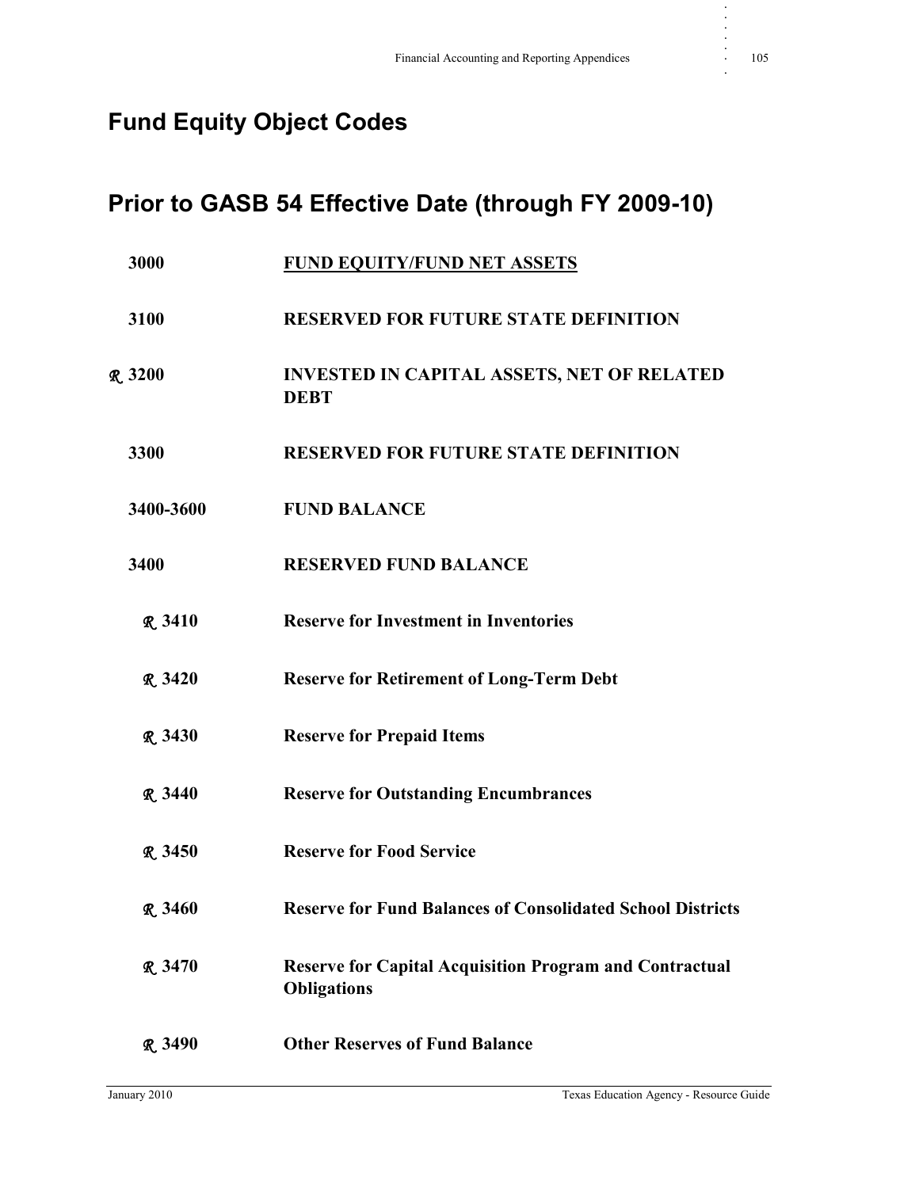# Fund Equity Object Codes

## Prior to GASB 54 Effective Date (through FY 2009-10)

| | |
|---|---|
| **3000** | **FUND EQUITY/FUND NET ASSETS** |
| **3100** | **RESERVED FOR FUTURE STATE DEFINITION** |
| ***R*** **3200** | **INVESTED IN CAPITAL ASSETS, NET OF RELATED DEBT** |
| **3300** | **RESERVED FOR FUTURE STATE DEFINITION** |
| **3400-3600** | **FUND BALANCE** |
| **3400** | **RESERVED FUND BALANCE** |
| ***R*** **3410** | **Reserve for Investment in Inventories** |
| ***R*** **3420** | **Reserve for Retirement of Long-Term Debt** |
| ***R*** **3430** | **Reserve for Prepaid Items** |
| ***R*** **3440** | **Reserve for Outstanding Encumbrances** |
| ***R*** **3450** | **Reserve for Food Service** |
| ***R*** **3460** | **Reserve for Fund Balances of Consolidated School Districts** |
| ***R*** **3470** | **Reserve for Capital Acquisition Program and Contractual Obligations** |
| ***R*** **3490** | **Other Reserves of Fund Balance** |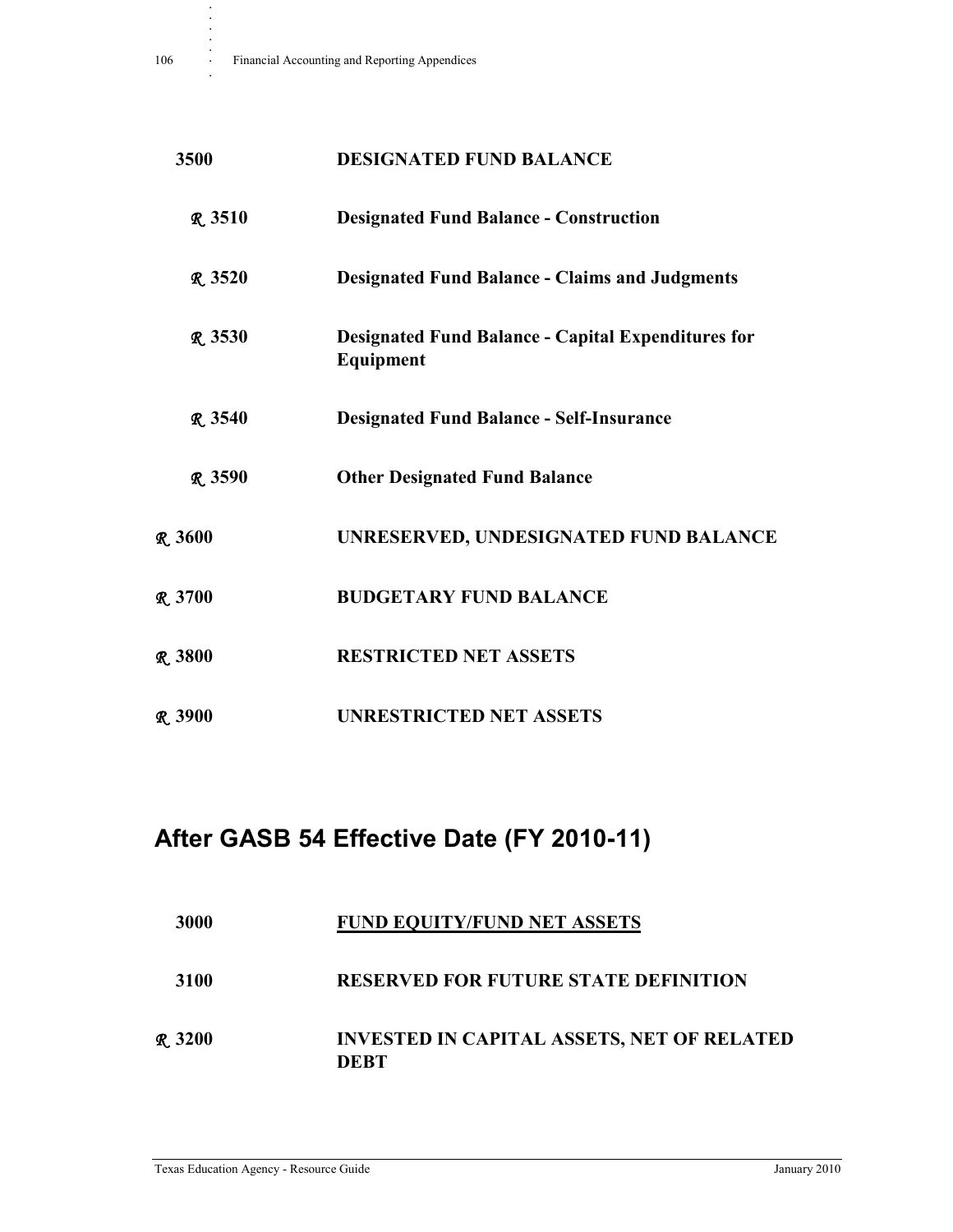**3500** **DESIGNATED FUND BALANCE**

*R* **3510** **Designated Fund Balance - Construction**

*R* **3520** **Designated Fund Balance - Claims and Judgments**

*R* **3530** **Designated Fund Balance - Capital Expenditures for Equipment**

*R* **3540** **Designated Fund Balance - Self-Insurance**

*R* **3590** **Other Designated Fund Balance**

*R* **3600** **UNRESERVED, UNDESIGNATED FUND BALANCE**

*R* **3700** **BUDGETARY FUND BALANCE**

*R* **3800** **RESTRICTED NET ASSETS**

*R* **3900** **UNRESTRICTED NET ASSETS**

## After GASB 54 Effective Date (FY 2010-11)

**3000** **FUND EQUITY/FUND NET ASSETS**

**3100** **RESERVED FOR FUTURE STATE DEFINITION**

*R* **3200** **INVESTED IN CAPITAL ASSETS, NET OF RELATED DEBT**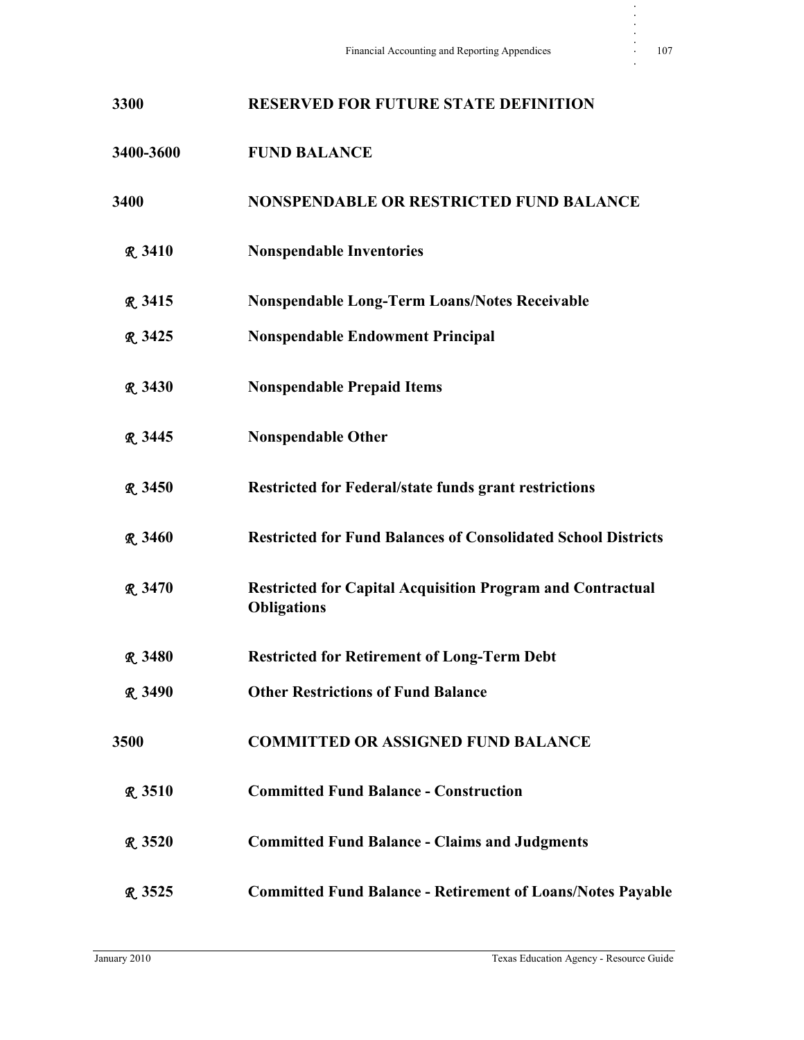**3300** **RESERVED FOR FUTURE STATE DEFINITION**

**3400-3600** **FUND BALANCE**

**3400** **NONSPENDABLE OR RESTRICTED FUND BALANCE**

*R* **3410** **Nonspendable Inventories**

*R* **3415** **Nonspendable Long-Term Loans/Notes Receivable**

*R* **3425** **Nonspendable Endowment Principal**

*R* **3430** **Nonspendable Prepaid Items**

*R* **3445** **Nonspendable Other**

*R* **3450** **Restricted for Federal/state funds grant restrictions**

*R* **3460** **Restricted for Fund Balances of Consolidated School Districts**

*R* **3470** **Restricted for Capital Acquisition Program and Contractual Obligations**

*R* **3480** **Restricted for Retirement of Long-Term Debt**

*R* **3490** **Other Restrictions of Fund Balance**

**3500** **COMMITTED OR ASSIGNED FUND BALANCE**

*R* **3510** **Committed Fund Balance - Construction**

*R* **3520** **Committed Fund Balance - Claims and Judgments**

*R* **3525** **Committed Fund Balance - Retirement of Loans/Notes Payable**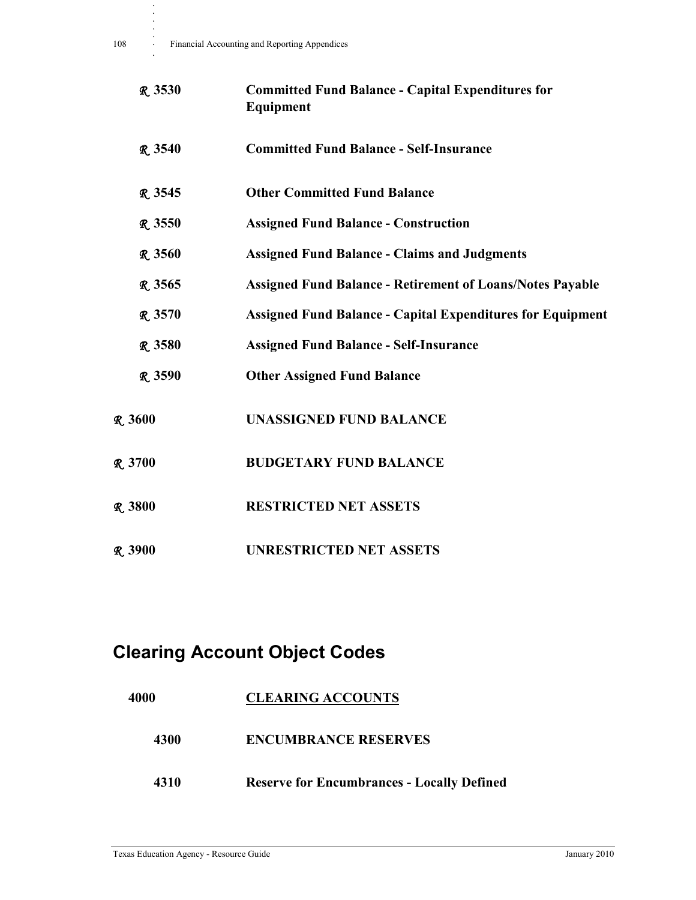| | |
|---|---|
| *R* 3530 | **Committed Fund Balance - Capital Expenditures for Equipment** |
| *R* 3540 | **Committed Fund Balance - Self-Insurance** |
| *R* 3545 | **Other Committed Fund Balance** |
| *R* 3550 | **Assigned Fund Balance - Construction** |
| *R* 3560 | **Assigned Fund Balance - Claims and Judgments** |
| *R* 3565 | **Assigned Fund Balance - Retirement of Loans/Notes Payable** |
| *R* 3570 | **Assigned Fund Balance - Capital Expenditures for Equipment** |
| *R* 3580 | **Assigned Fund Balance - Self-Insurance** |
| *R* 3590 | **Other Assigned Fund Balance** |
| *R* 3600 | **UNASSIGNED FUND BALANCE** |
| *R* 3700 | **BUDGETARY FUND BALANCE** |
| *R* 3800 | **RESTRICTED NET ASSETS** |
| *R* 3900 | **UNRESTRICTED NET ASSETS** |

## Clearing Account Object Codes

| | |
|---|---|
| **4000** | **CLEARING ACCOUNTS** |
| **4300** | **ENCUMBRANCE RESERVES** |
| **4310** | **Reserve for Encumbrances - Locally Defined** |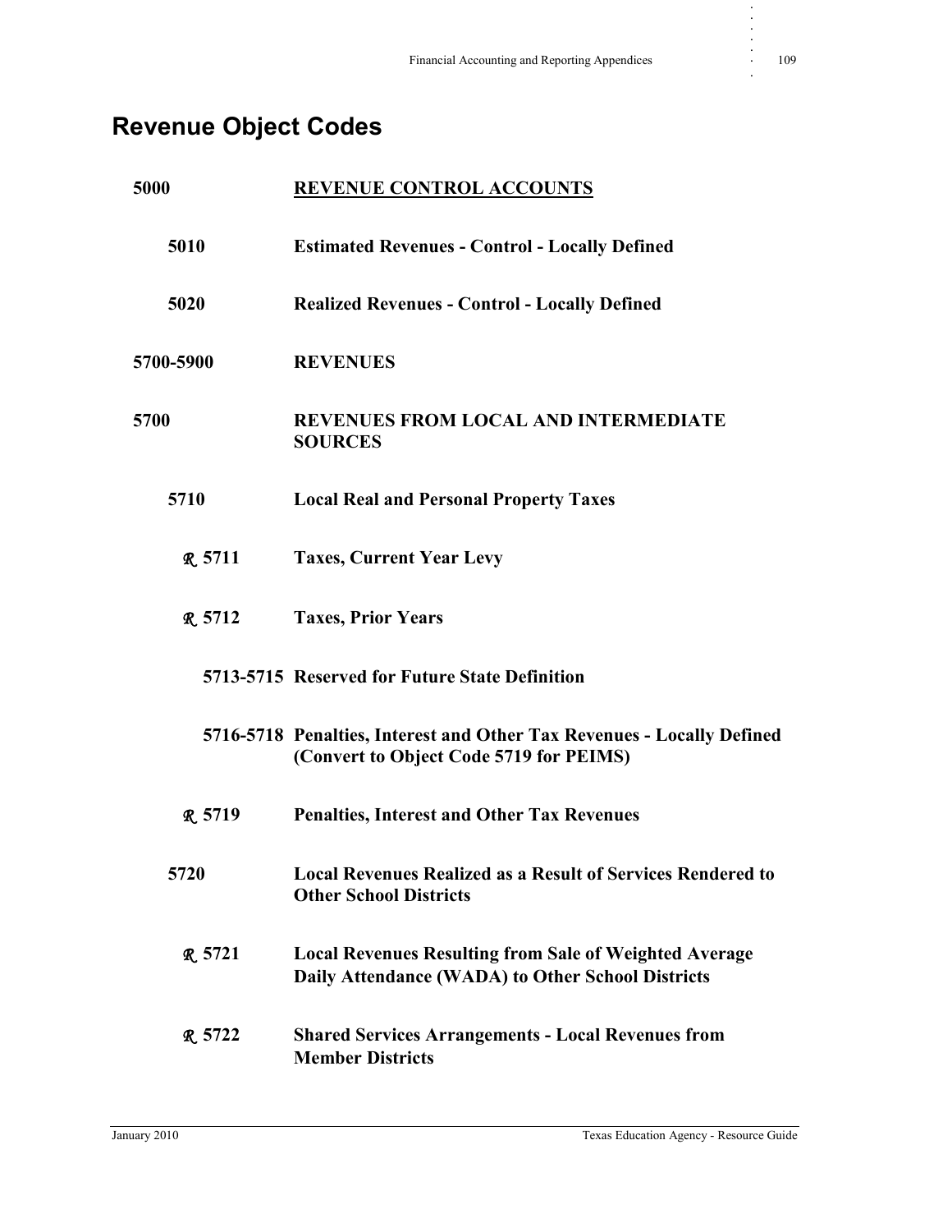## Revenue Object Codes

**5000** **REVENUE CONTROL ACCOUNTS**

**5010** **Estimated Revenues - Control - Locally Defined**

**5020** **Realized Revenues - Control - Locally Defined**

**5700-5900** **REVENUES**

**5700** **REVENUES FROM LOCAL AND INTERMEDIATE SOURCES**

**5710** **Local Real and Personal Property Taxes**

*R* **5711** **Taxes, Current Year Levy**

*R* **5712** **Taxes, Prior Years**

**5713-5715** **Reserved for Future State Definition**

**5716-5718** **Penalties, Interest and Other Tax Revenues - Locally Defined (Convert to Object Code 5719 for PEIMS)**

*R* **5719** **Penalties, Interest and Other Tax Revenues**

**5720** **Local Revenues Realized as a Result of Services Rendered to Other School Districts**

*R* **5721** **Local Revenues Resulting from Sale of Weighted Average Daily Attendance (WADA) to Other School Districts**

*R* **5722** **Shared Services Arrangements - Local Revenues from Member Districts**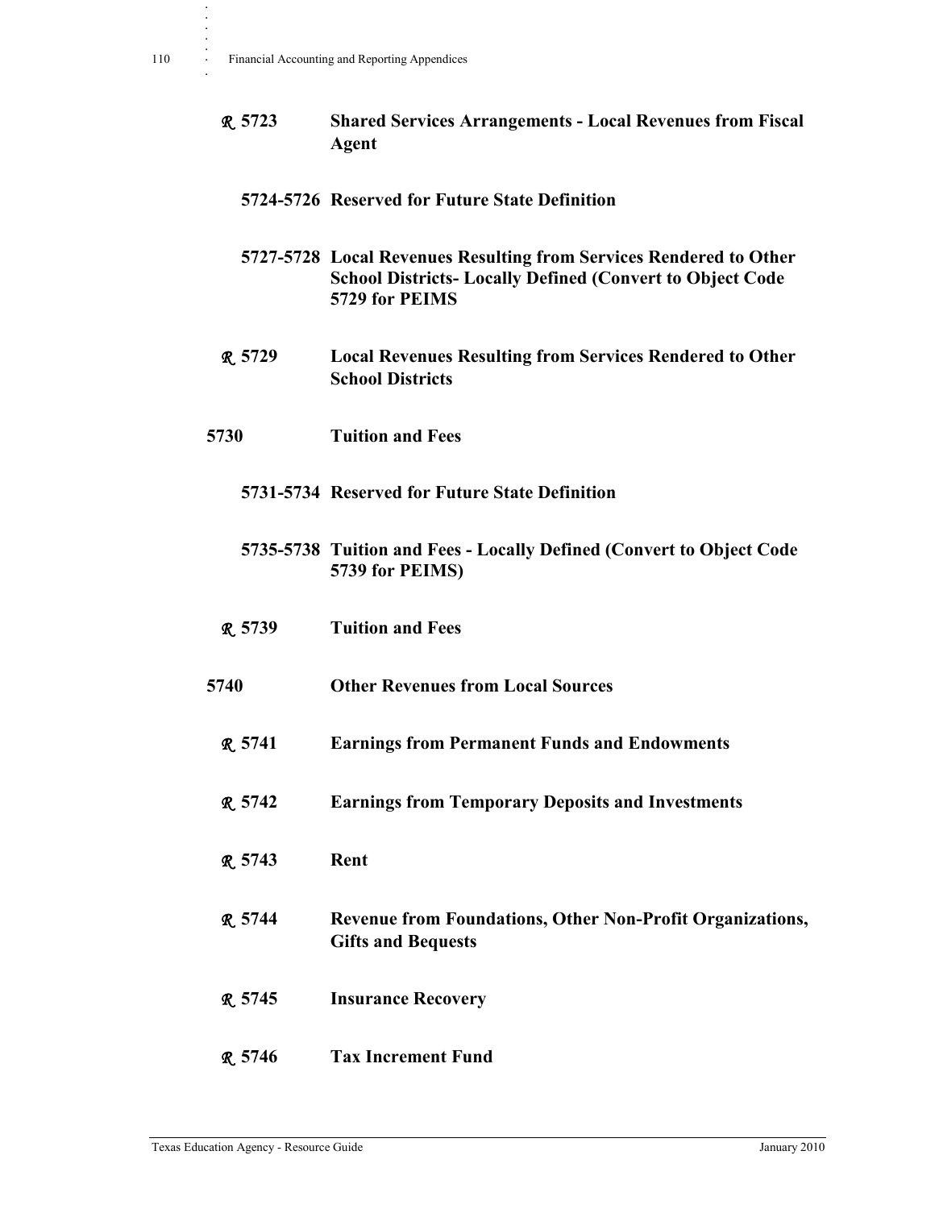**℞ 5723 Shared Services Arrangements - Local Revenues from Fiscal Agent**

**5724-5726 Reserved for Future State Definition**

**5727-5728 Local Revenues Resulting from Services Rendered to Other School Districts- Locally Defined (Convert to Object Code 5729 for PEIMS**

**℞ 5729 Local Revenues Resulting from Services Rendered to Other School Districts**

**5730 Tuition and Fees**

**5731-5734 Reserved for Future State Definition**

**5735-5738 Tuition and Fees - Locally Defined (Convert to Object Code 5739 for PEIMS)**

**℞ 5739 Tuition and Fees**

**5740 Other Revenues from Local Sources**

**℞ 5741 Earnings from Permanent Funds and Endowments**

**℞ 5742 Earnings from Temporary Deposits and Investments**

**℞ 5743 Rent**

**℞ 5744 Revenue from Foundations, Other Non-Profit Organizations, Gifts and Bequests**

**℞ 5745 Insurance Recovery**

**℞ 5746 Tax Increment Fund**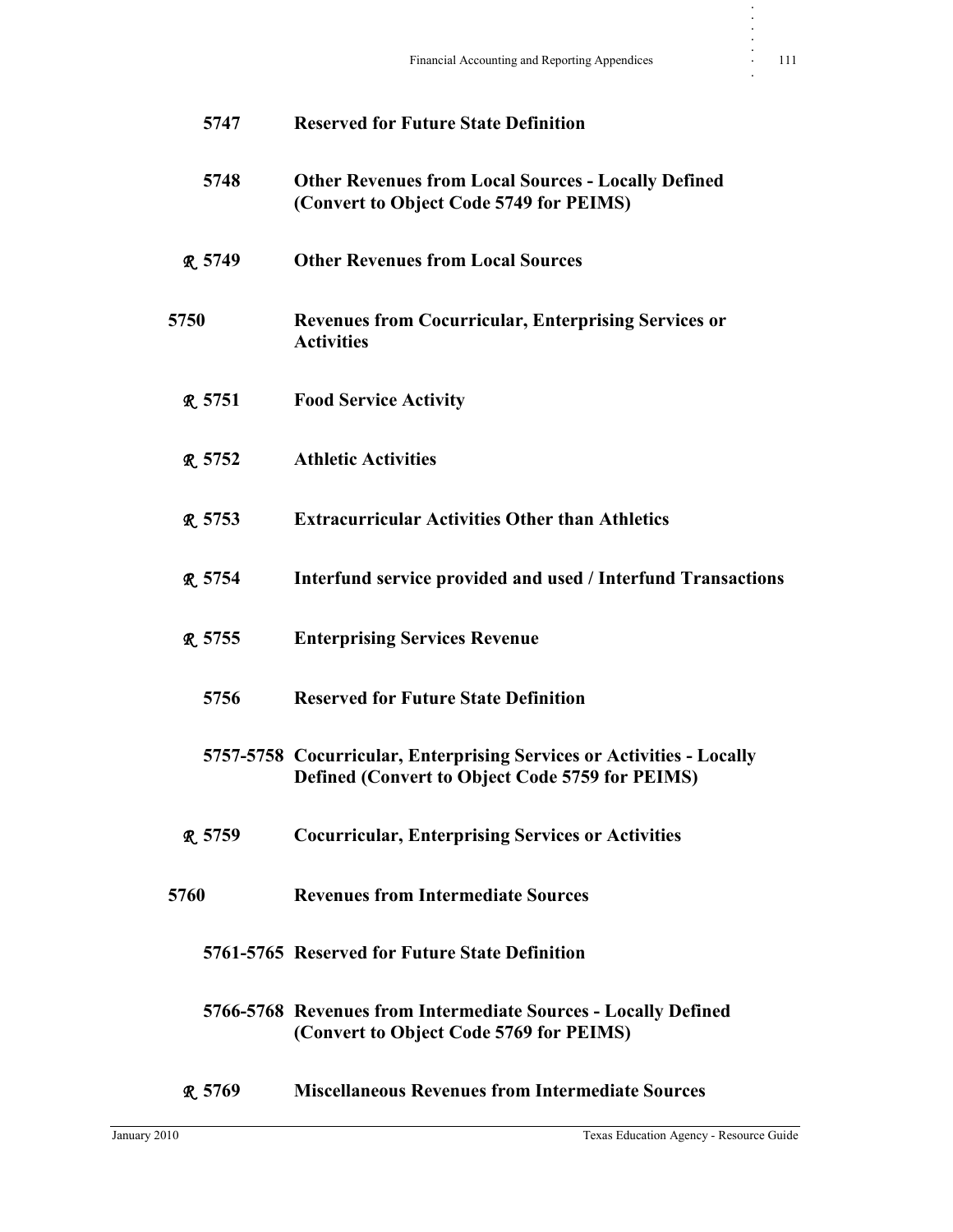**5747 Reserved for Future State Definition**

**5748 Other Revenues from Local Sources - Locally Defined (Convert to Object Code 5749 for PEIMS)**

***R*** **5749 Other Revenues from Local Sources**

**5750 Revenues from Cocurricular, Enterprising Services or Activities**

***R*** **5751 Food Service Activity**

***R*** **5752 Athletic Activities**

***R*** **5753 Extracurricular Activities Other than Athletics**

***R*** **5754 Interfund service provided and used / Interfund Transactions**

***R*** **5755 Enterprising Services Revenue**

**5756 Reserved for Future State Definition**

**5757-5758 Cocurricular, Enterprising Services or Activities - Locally Defined (Convert to Object Code 5759 for PEIMS)**

***R*** **5759 Cocurricular, Enterprising Services or Activities**

**5760 Revenues from Intermediate Sources**

**5761-5765 Reserved for Future State Definition**

**5766-5768 Revenues from Intermediate Sources - Locally Defined (Convert to Object Code 5769 for PEIMS)**

***R*** **5769 Miscellaneous Revenues from Intermediate Sources**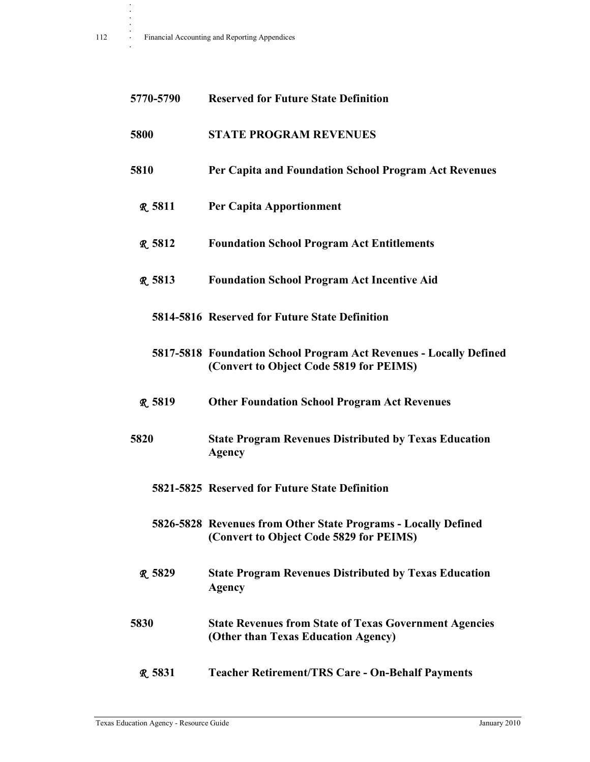**5770-5790 Reserved for Future State Definition**

**5800 STATE PROGRAM REVENUES**

**5810 Per Capita and Foundation School Program Act Revenues**

*R* **5811 Per Capita Apportionment**

*R* **5812 Foundation School Program Act Entitlements**

*R* **5813 Foundation School Program Act Incentive Aid**

**5814-5816 Reserved for Future State Definition**

**5817-5818 Foundation School Program Act Revenues - Locally Defined (Convert to Object Code 5819 for PEIMS)**

*R* **5819 Other Foundation School Program Act Revenues**

**5820 State Program Revenues Distributed by Texas Education Agency**

**5821-5825 Reserved for Future State Definition**

**5826-5828 Revenues from Other State Programs - Locally Defined (Convert to Object Code 5829 for PEIMS)**

*R* **5829 State Program Revenues Distributed by Texas Education Agency**

**5830 State Revenues from State of Texas Government Agencies (Other than Texas Education Agency)**

*R* **5831 Teacher Retirement/TRS Care - On-Behalf Payments**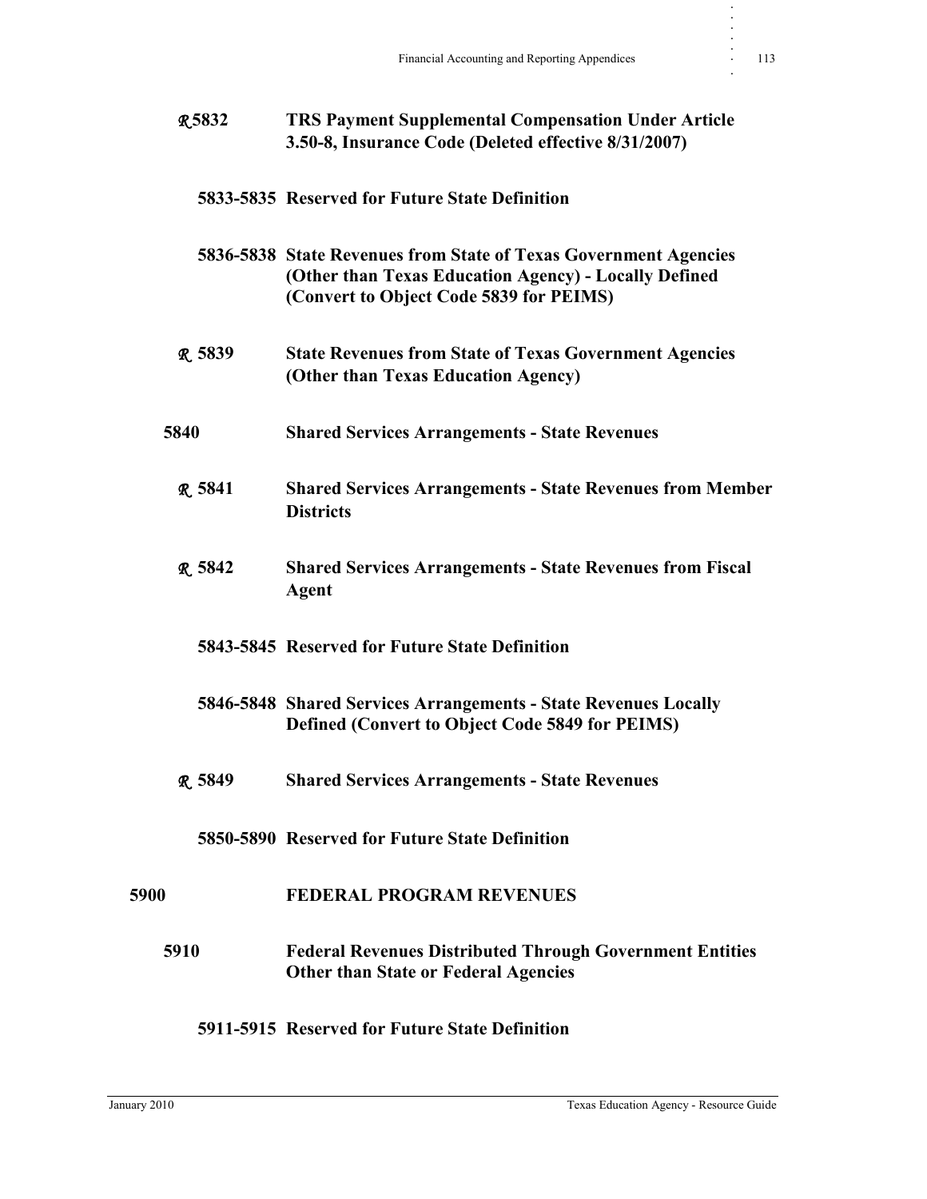**ℛ 5832 TRS Payment Supplemental Compensation Under Article 3.50-8, Insurance Code (Deleted effective 8/31/2007)**

**5833-5835 Reserved for Future State Definition**

**5836-5838 State Revenues from State of Texas Government Agencies (Other than Texas Education Agency) - Locally Defined (Convert to Object Code 5839 for PEIMS)**

**ℛ 5839 State Revenues from State of Texas Government Agencies (Other than Texas Education Agency)**

**5840 Shared Services Arrangements - State Revenues**

**ℛ 5841 Shared Services Arrangements - State Revenues from Member Districts**

**ℛ 5842 Shared Services Arrangements - State Revenues from Fiscal Agent**

**5843-5845 Reserved for Future State Definition**

**5846-5848 Shared Services Arrangements - State Revenues Locally Defined (Convert to Object Code 5849 for PEIMS)**

**ℛ 5849 Shared Services Arrangements - State Revenues**

**5850-5890 Reserved for Future State Definition**

**5900 FEDERAL PROGRAM REVENUES**

**5910 Federal Revenues Distributed Through Government Entities Other than State or Federal Agencies**

**5911-5915 Reserved for Future State Definition**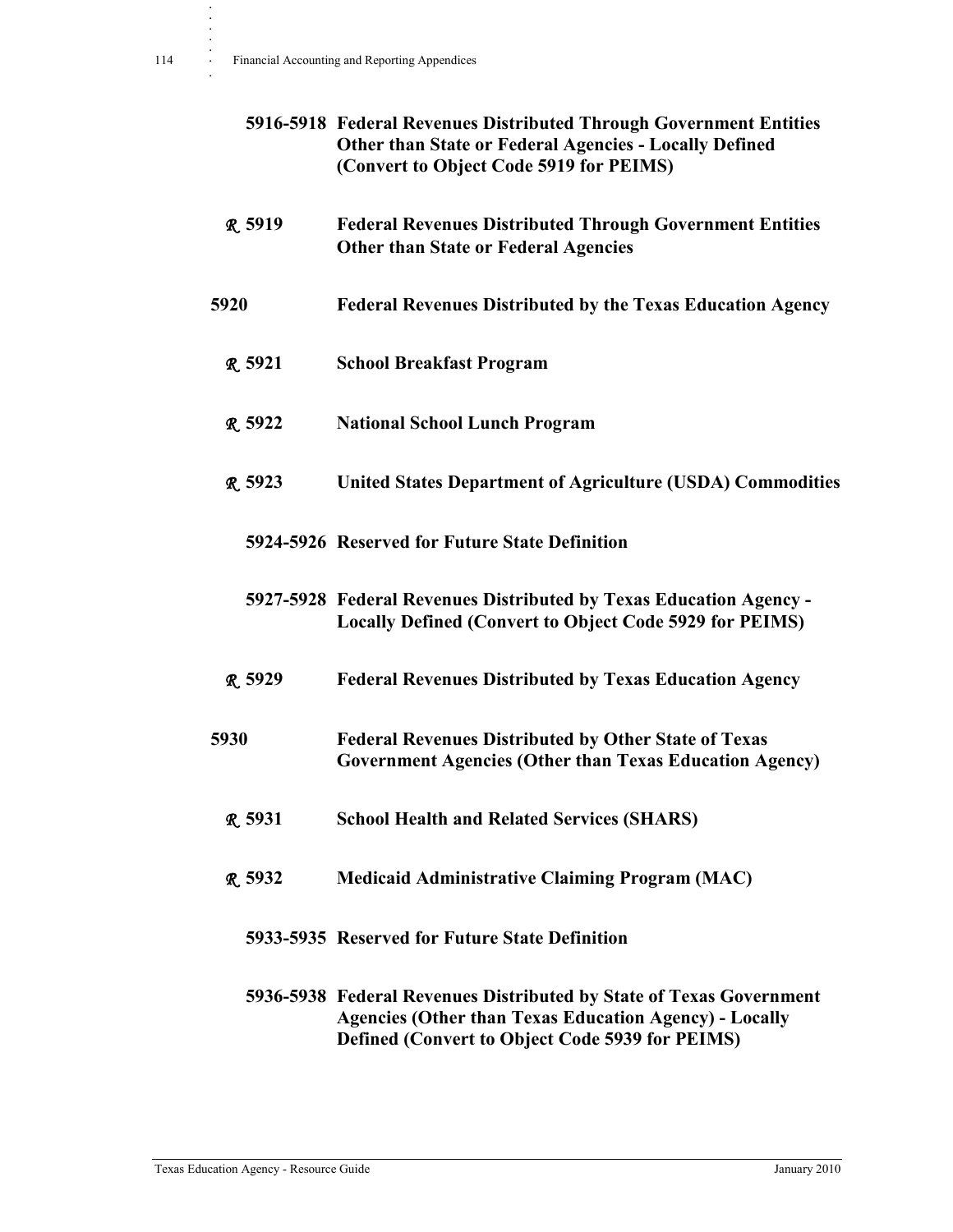**5916-5918 Federal Revenues Distributed Through Government Entities Other than State or Federal Agencies - Locally Defined (Convert to Object Code 5919 for PEIMS)**

***R*** **5919 Federal Revenues Distributed Through Government Entities Other than State or Federal Agencies**

**5920 Federal Revenues Distributed by the Texas Education Agency**

***R*** **5921 School Breakfast Program**

***R*** **5922 National School Lunch Program**

***R*** **5923 United States Department of Agriculture (USDA) Commodities**

**5924-5926 Reserved for Future State Definition**

**5927-5928 Federal Revenues Distributed by Texas Education Agency - Locally Defined (Convert to Object Code 5929 for PEIMS)**

***R*** **5929 Federal Revenues Distributed by Texas Education Agency**

**5930 Federal Revenues Distributed by Other State of Texas Government Agencies (Other than Texas Education Agency)**

***R*** **5931 School Health and Related Services (SHARS)**

***R*** **5932 Medicaid Administrative Claiming Program (MAC)**

**5933-5935 Reserved for Future State Definition**

**5936-5938 Federal Revenues Distributed by State of Texas Government Agencies (Other than Texas Education Agency) - Locally Defined (Convert to Object Code 5939 for PEIMS)**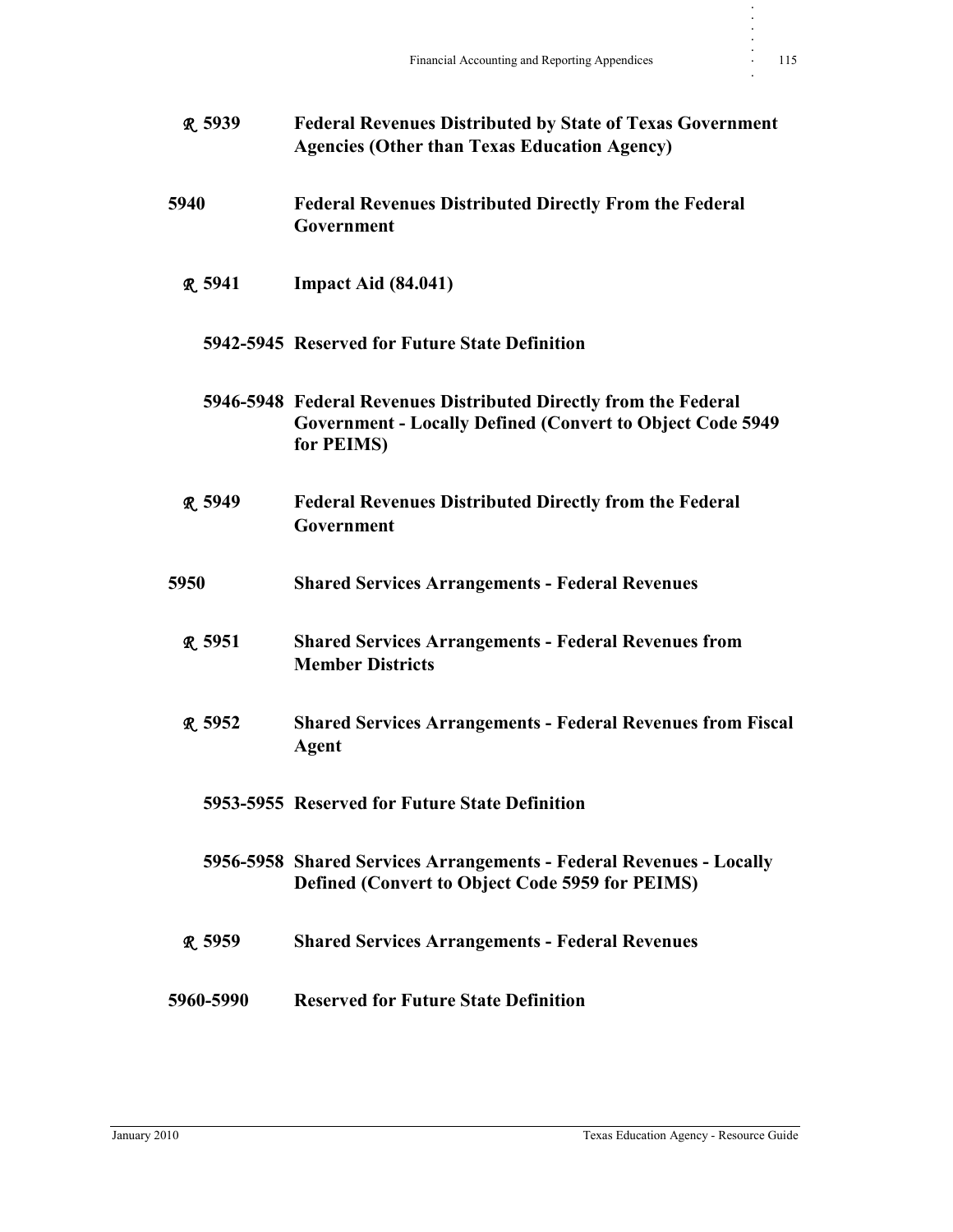**ℛ 5939** **Federal Revenues Distributed by State of Texas Government Agencies (Other than Texas Education Agency)**

**5940** **Federal Revenues Distributed Directly From the Federal Government**

**ℛ 5941** **Impact Aid (84.041)**

**5942-5945** **Reserved for Future State Definition**

**5946-5948** **Federal Revenues Distributed Directly from the Federal Government - Locally Defined (Convert to Object Code 5949 for PEIMS)**

**ℛ 5949** **Federal Revenues Distributed Directly from the Federal Government**

**5950** **Shared Services Arrangements - Federal Revenues**

**ℛ 5951** **Shared Services Arrangements - Federal Revenues from Member Districts**

**ℛ 5952** **Shared Services Arrangements - Federal Revenues from Fiscal Agent**

**5953-5955** **Reserved for Future State Definition**

**5956-5958** **Shared Services Arrangements - Federal Revenues - Locally Defined (Convert to Object Code 5959 for PEIMS)**

**ℛ 5959** **Shared Services Arrangements - Federal Revenues**

**5960-5990** **Reserved for Future State Definition**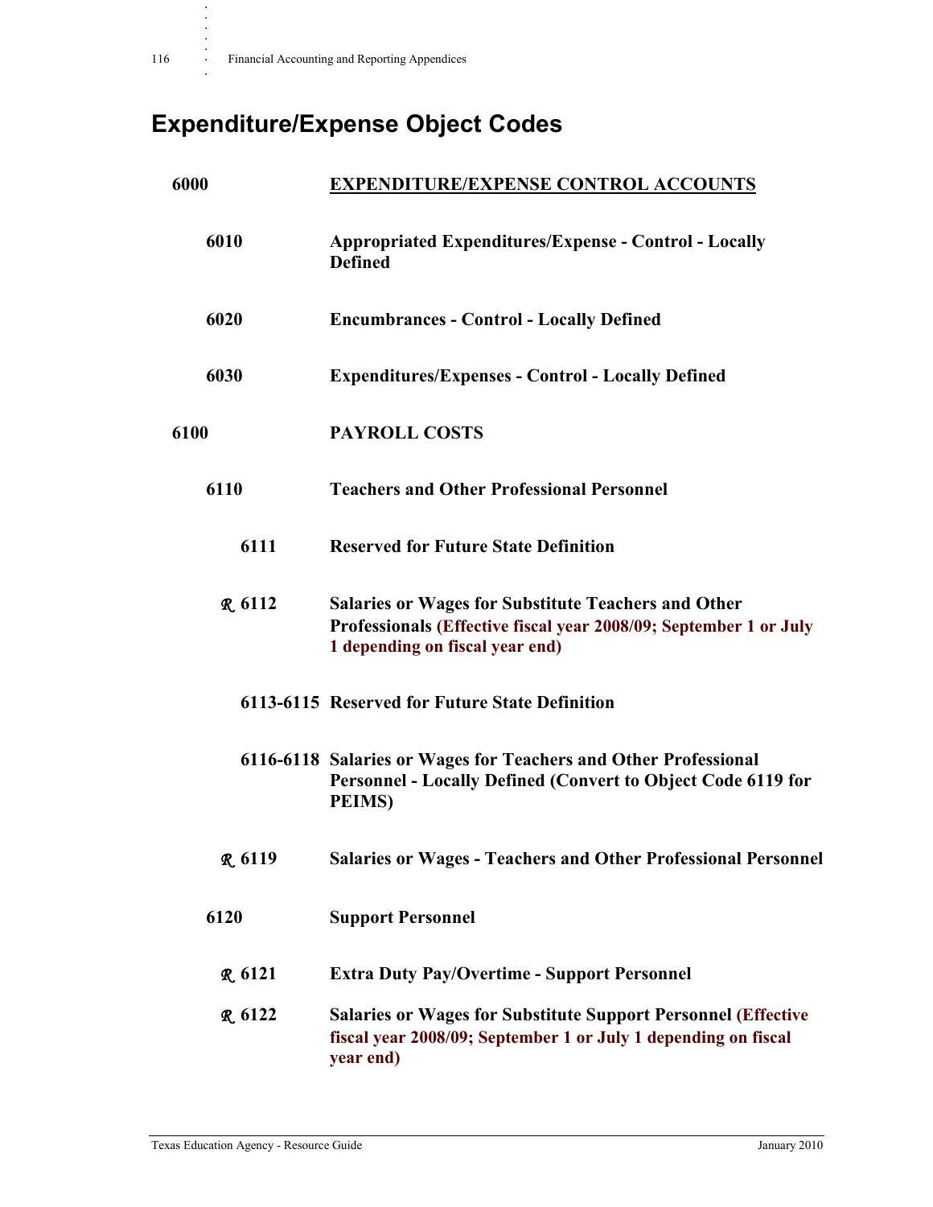# Expenditure/Expense Object Codes

| Code | Description |
|---|---|
| **6000** | **<u>EXPENDITURE/EXPENSE CONTROL ACCOUNTS</u>** |
| **6010** | **Appropriated Expenditures/Expense - Control - Locally Defined** |
| **6020** | **Encumbrances - Control - Locally Defined** |
| **6030** | **Expenditures/Expenses - Control - Locally Defined** |
| **6100** | **PAYROLL COSTS** |
| **6110** | **Teachers and Other Professional Personnel** |
| **6111** | **Reserved for Future State Definition** |
| **R 6112** | **Salaries or Wages for Substitute Teachers and Other Professionals (Effective fiscal year 2008/09; September 1 or July 1 depending on fiscal year end)** |
| **6113-6115** | **Reserved for Future State Definition** |
| **6116-6118** | **Salaries or Wages for Teachers and Other Professional Personnel - Locally Defined (Convert to Object Code 6119 for PEIMS)** |
| **R 6119** | **Salaries or Wages - Teachers and Other Professional Personnel** |
| **6120** | **Support Personnel** |
| **R 6121** | **Extra Duty Pay/Overtime - Support Personnel** |
| **R 6122** | **Salaries or Wages for Substitute Support Personnel (Effective fiscal year 2008/09; September 1 or July 1 depending on fiscal year end)** |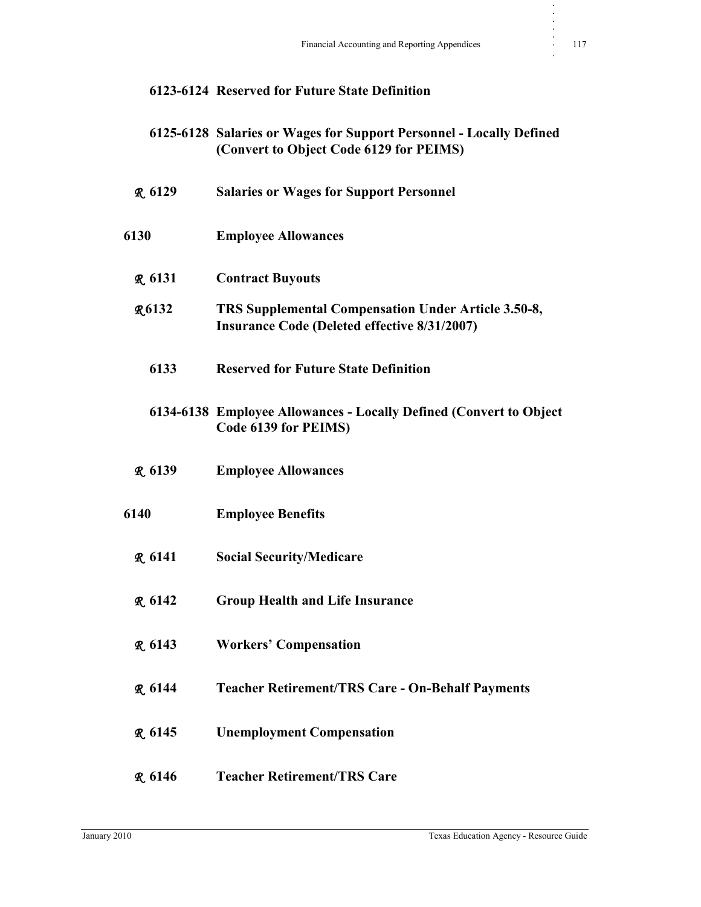**6123-6124 Reserved for Future State Definition**

**6125-6128 Salaries or Wages for Support Personnel - Locally Defined (Convert to Object Code 6129 for PEIMS)**

***R*** **6129 Salaries or Wages for Support Personnel**

**6130 Employee Allowances**

***R*** **6131 Contract Buyouts**

***R*** **6132 TRS Supplemental Compensation Under Article 3.50-8, Insurance Code (Deleted effective 8/31/2007)**

**6133 Reserved for Future State Definition**

**6134-6138 Employee Allowances - Locally Defined (Convert to Object Code 6139 for PEIMS)**

***R*** **6139 Employee Allowances**

**6140 Employee Benefits**

***R*** **6141 Social Security/Medicare**

***R*** **6142 Group Health and Life Insurance**

***R*** **6143 Workers' Compensation**

***R*** **6144 Teacher Retirement/TRS Care - On-Behalf Payments**

***R*** **6145 Unemployment Compensation**

***R*** **6146 Teacher Retirement/TRS Care**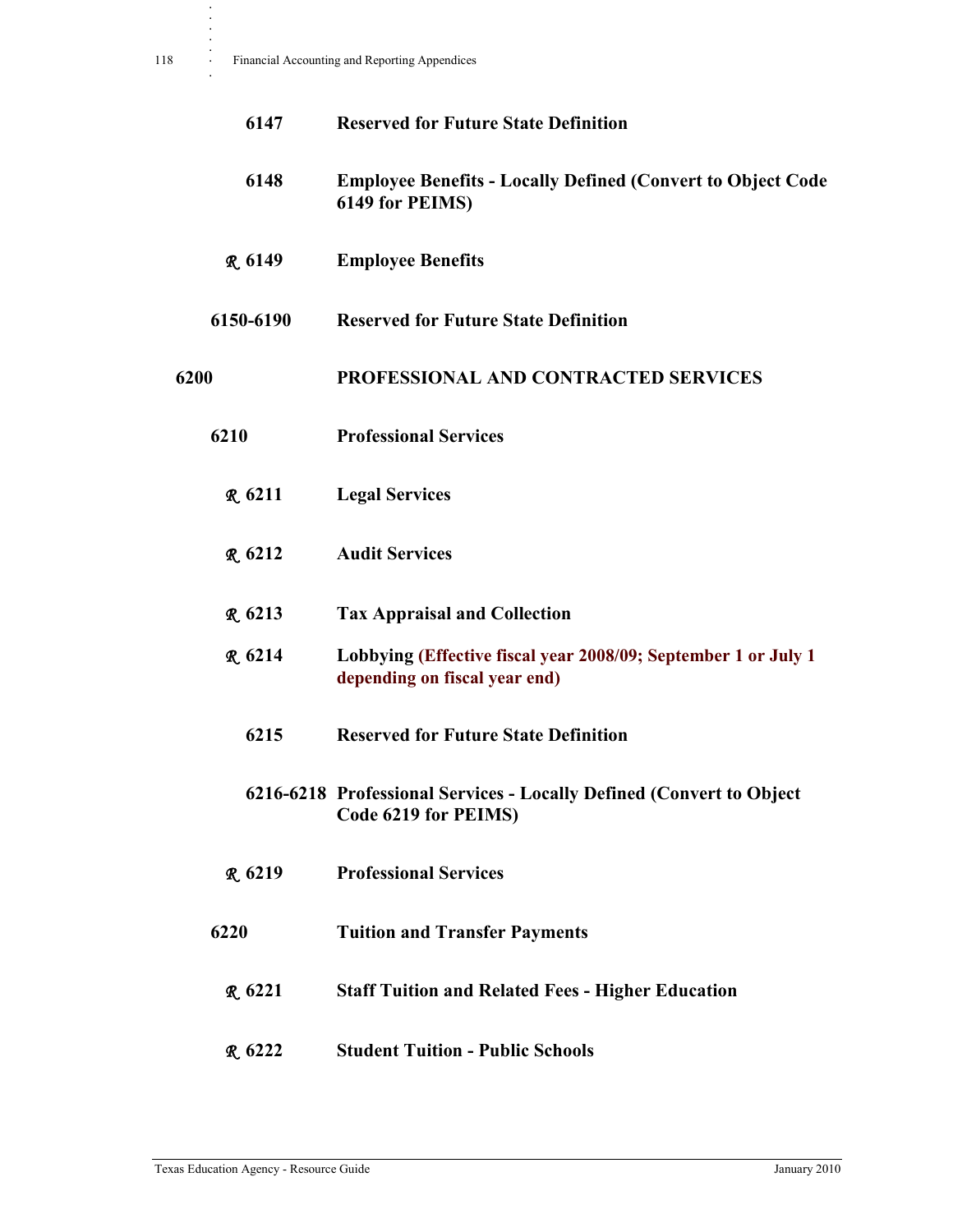| | |
|---|---|
| **6147** | **Reserved for Future State Definition** |
| **6148** | **Employee Benefits - Locally Defined (Convert to Object Code 6149 for PEIMS)** |
| ***R*** **6149** | **Employee Benefits** |
| **6150-6190** | **Reserved for Future State Definition** |
| **6200** | **PROFESSIONAL AND CONTRACTED SERVICES** |
| **6210** | **Professional Services** |
| ***R*** **6211** | **Legal Services** |
| ***R*** **6212** | **Audit Services** |
| ***R*** **6213** | **Tax Appraisal and Collection** |
| ***R*** **6214** | **Lobbying (Effective fiscal year 2008/09; September 1 or July 1 depending on fiscal year end)** |
| **6215** | **Reserved for Future State Definition** |
| **6216-6218** | **Professional Services - Locally Defined (Convert to Object Code 6219 for PEIMS)** |
| ***R*** **6219** | **Professional Services** |
| **6220** | **Tuition and Transfer Payments** |
| ***R*** **6221** | **Staff Tuition and Related Fees - Higher Education** |
| ***R*** **6222** | **Student Tuition - Public Schools** |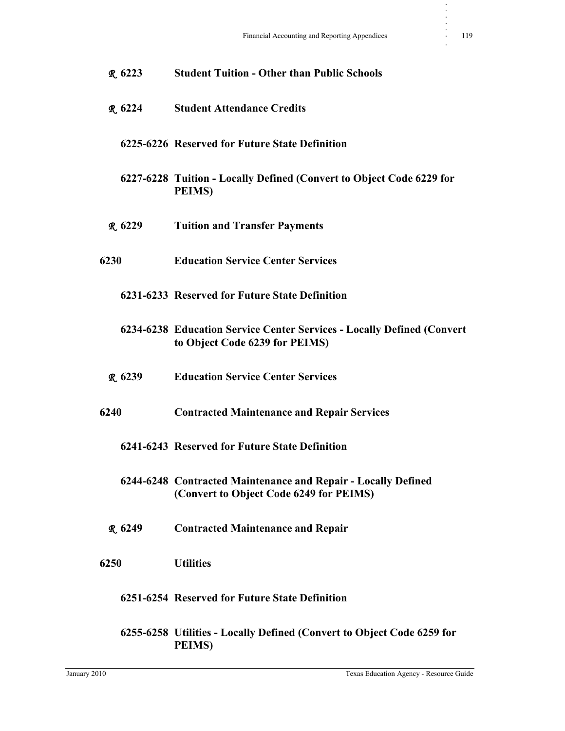**𝓡 6223 Student Tuition - Other than Public Schools**

**𝓡 6224 Student Attendance Credits**

**6225-6226 Reserved for Future State Definition**

**6227-6228 Tuition - Locally Defined (Convert to Object Code 6229 for PEIMS)**

**𝓡 6229 Tuition and Transfer Payments**

**6230 Education Service Center Services**

**6231-6233 Reserved for Future State Definition**

**6234-6238 Education Service Center Services - Locally Defined (Convert to Object Code 6239 for PEIMS)**

**𝓡 6239 Education Service Center Services**

**6240 Contracted Maintenance and Repair Services**

**6241-6243 Reserved for Future State Definition**

**6244-6248 Contracted Maintenance and Repair - Locally Defined (Convert to Object Code 6249 for PEIMS)**

**𝓡 6249 Contracted Maintenance and Repair**

**6250 Utilities**

**6251-6254 Reserved for Future State Definition**

**6255-6258 Utilities - Locally Defined (Convert to Object Code 6259 for PEIMS)**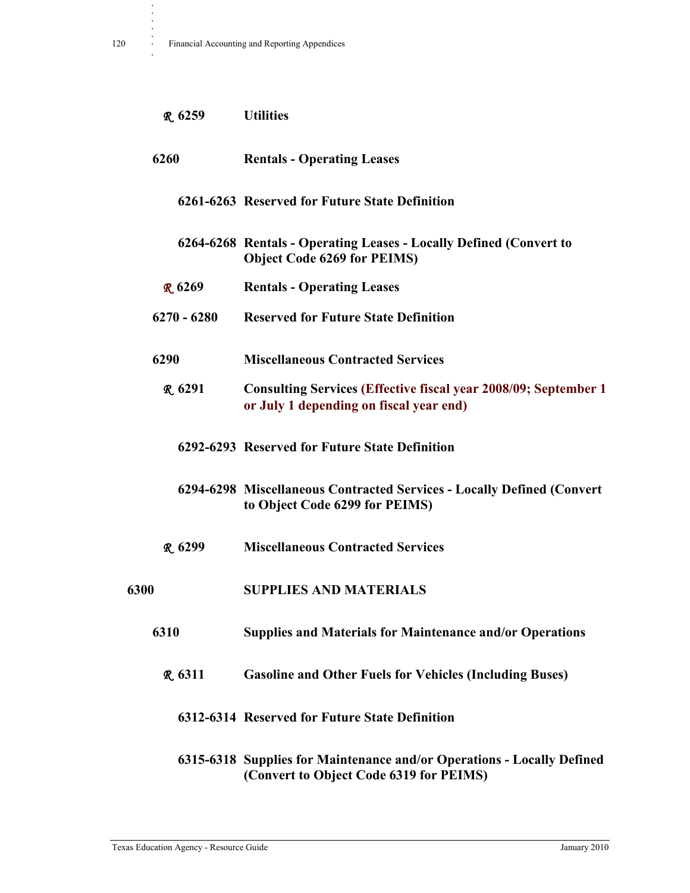*R* 6259 **Utilities**

**6260 Rentals - Operating Leases**

**6261-6263 Reserved for Future State Definition**

**6264-6268 Rentals - Operating Leases - Locally Defined (Convert to Object Code 6269 for PEIMS)**

*R* **6269 Rentals - Operating Leases**

**6270 - 6280 Reserved for Future State Definition**

**6290 Miscellaneous Contracted Services**

*R* **6291 Consulting Services (Effective fiscal year 2008/09; September 1 or July 1 depending on fiscal year end)**

**6292-6293 Reserved for Future State Definition**

**6294-6298 Miscellaneous Contracted Services - Locally Defined (Convert to Object Code 6299 for PEIMS)**

*R* **6299 Miscellaneous Contracted Services**

**6300 SUPPLIES AND MATERIALS**

**6310 Supplies and Materials for Maintenance and/or Operations**

*R* **6311 Gasoline and Other Fuels for Vehicles (Including Buses)**

**6312-6314 Reserved for Future State Definition**

**6315-6318 Supplies for Maintenance and/or Operations - Locally Defined (Convert to Object Code 6319 for PEIMS)**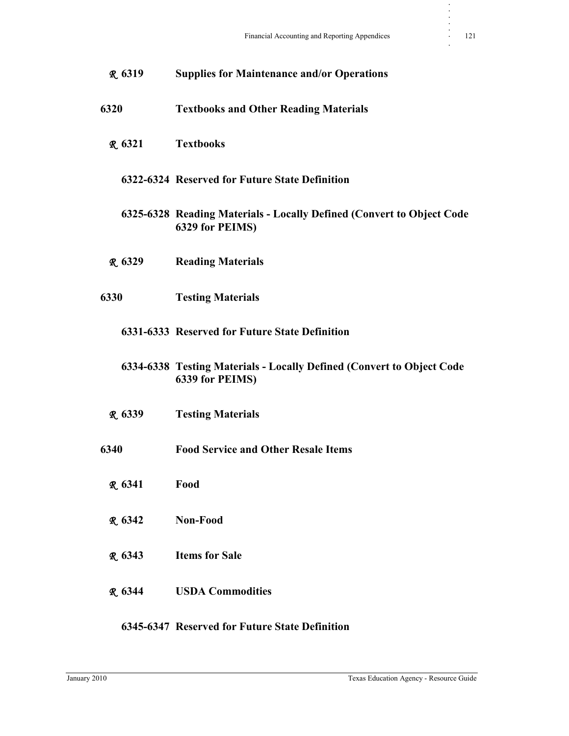*R* **6319 Supplies for Maintenance and/or Operations**

**6320 Textbooks and Other Reading Materials**

*R* **6321 Textbooks**

**6322-6324 Reserved for Future State Definition**

**6325-6328 Reading Materials - Locally Defined (Convert to Object Code 6329 for PEIMS)**

*R* **6329 Reading Materials**

**6330 Testing Materials**

**6331-6333 Reserved for Future State Definition**

**6334-6338 Testing Materials - Locally Defined (Convert to Object Code 6339 for PEIMS)**

*R* **6339 Testing Materials**

**6340 Food Service and Other Resale Items**

*R* **6341 Food**

*R* **6342 Non-Food**

*R* **6343 Items for Sale**

*R* **6344 USDA Commodities**

**6345-6347 Reserved for Future State Definition**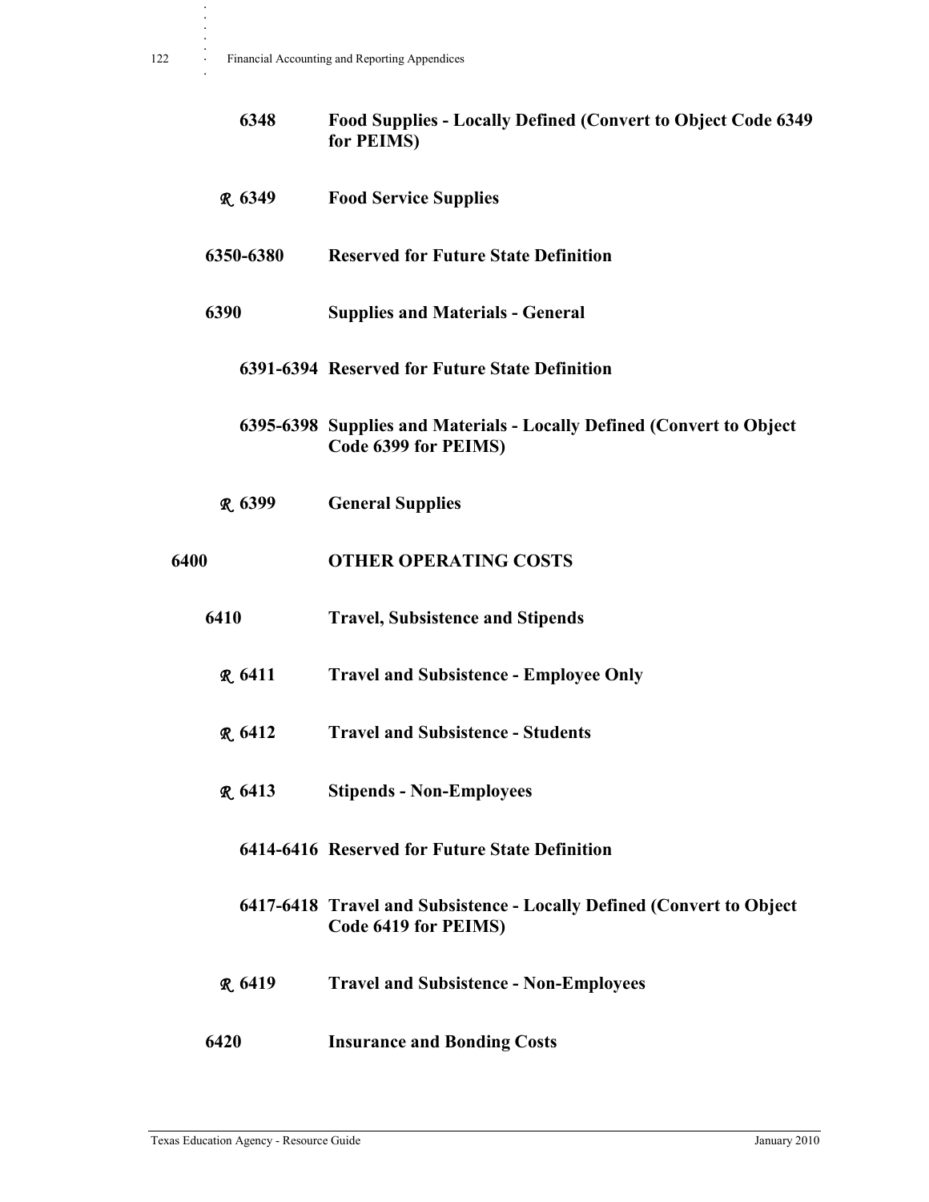**6348** **Food Supplies - Locally Defined (Convert to Object Code 6349 for PEIMS)**

*R* **6349** **Food Service Supplies**

**6350-6380** **Reserved for Future State Definition**

**6390** **Supplies and Materials - General**

**6391-6394** **Reserved for Future State Definition**

**6395-6398** **Supplies and Materials - Locally Defined (Convert to Object Code 6399 for PEIMS)**

*R* **6399** **General Supplies**

**6400** **OTHER OPERATING COSTS**

**6410** **Travel, Subsistence and Stipends**

*R* **6411** **Travel and Subsistence - Employee Only**

*R* **6412** **Travel and Subsistence - Students**

*R* **6413** **Stipends - Non-Employees**

**6414-6416** **Reserved for Future State Definition**

**6417-6418** **Travel and Subsistence - Locally Defined (Convert to Object Code 6419 for PEIMS)**

*R* **6419** **Travel and Subsistence - Non-Employees**

**6420** **Insurance and Bonding Costs**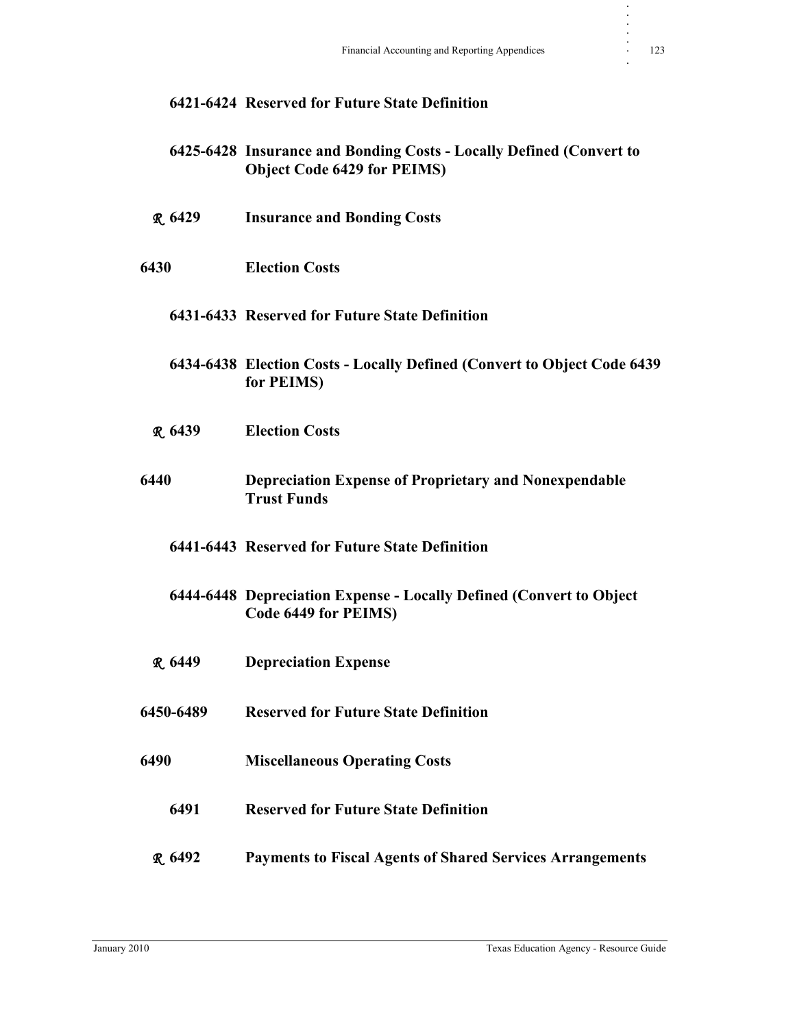**6421-6424 Reserved for Future State Definition**

**6425-6428 Insurance and Bonding Costs - Locally Defined (Convert to Object Code 6429 for PEIMS)**

***R*** **6429 Insurance and Bonding Costs**

**6430 Election Costs**

**6431-6433 Reserved for Future State Definition**

**6434-6438 Election Costs - Locally Defined (Convert to Object Code 6439 for PEIMS)**

***R*** **6439 Election Costs**

**6440 Depreciation Expense of Proprietary and Nonexpendable Trust Funds**

**6441-6443 Reserved for Future State Definition**

**6444-6448 Depreciation Expense - Locally Defined (Convert to Object Code 6449 for PEIMS)**

***R*** **6449 Depreciation Expense**

**6450-6489 Reserved for Future State Definition**

**6490 Miscellaneous Operating Costs**

**6491 Reserved for Future State Definition**

***R*** **6492 Payments to Fiscal Agents of Shared Services Arrangements**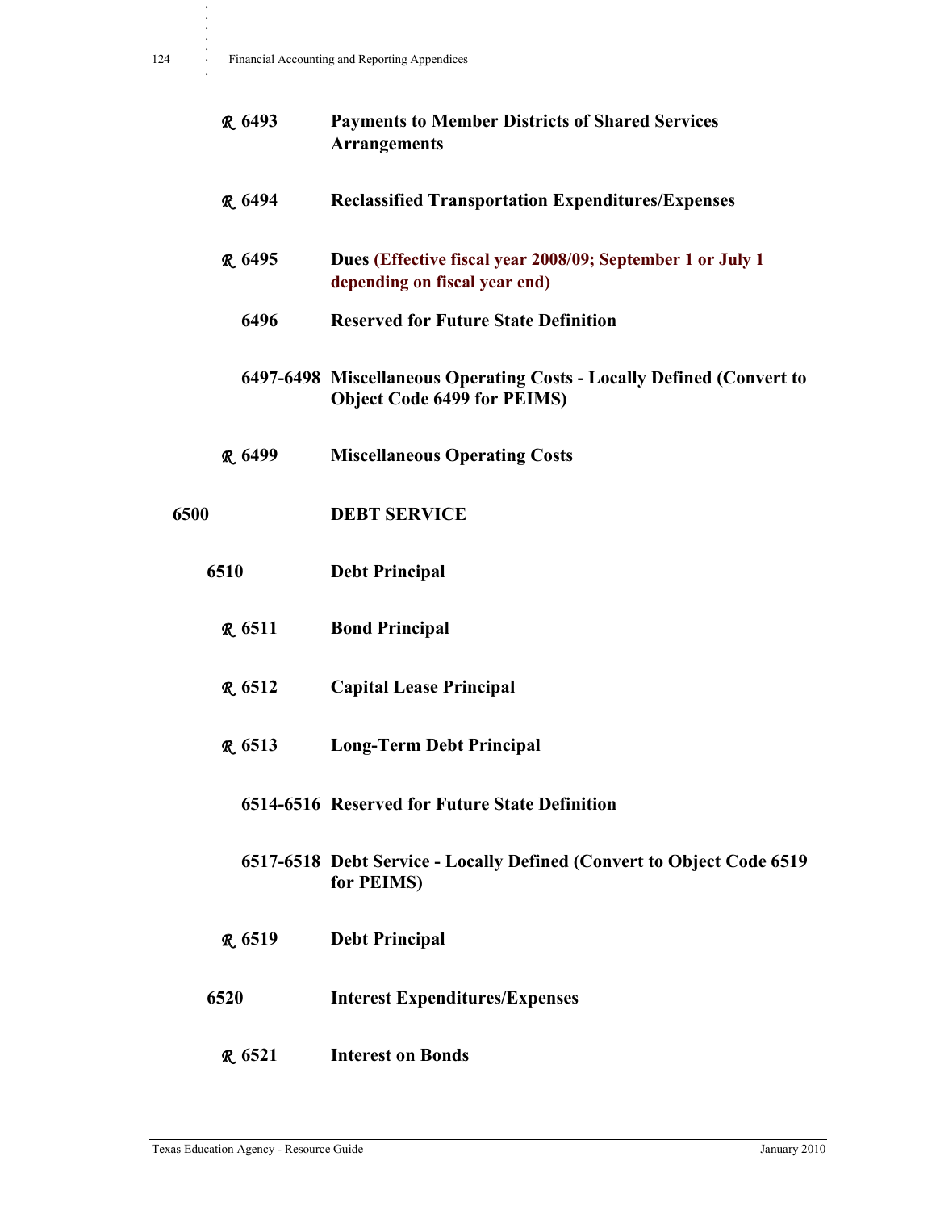**ℛ 6493** **Payments to Member Districts of Shared Services Arrangements**

**ℛ 6494** **Reclassified Transportation Expenditures/Expenses**

**ℛ 6495** **Dues (Effective fiscal year 2008/09; September 1 or July 1 depending on fiscal year end)**

**6496** **Reserved for Future State Definition**

**6497-6498** **Miscellaneous Operating Costs - Locally Defined (Convert to Object Code 6499 for PEIMS)**

**ℛ 6499** **Miscellaneous Operating Costs**

**6500** **DEBT SERVICE**

**6510** **Debt Principal**

**ℛ 6511** **Bond Principal**

**ℛ 6512** **Capital Lease Principal**

**ℛ 6513** **Long-Term Debt Principal**

**6514-6516** **Reserved for Future State Definition**

**6517-6518** **Debt Service - Locally Defined (Convert to Object Code 6519 for PEIMS)**

**ℛ 6519** **Debt Principal**

**6520** **Interest Expenditures/Expenses**

**ℛ 6521** **Interest on Bonds**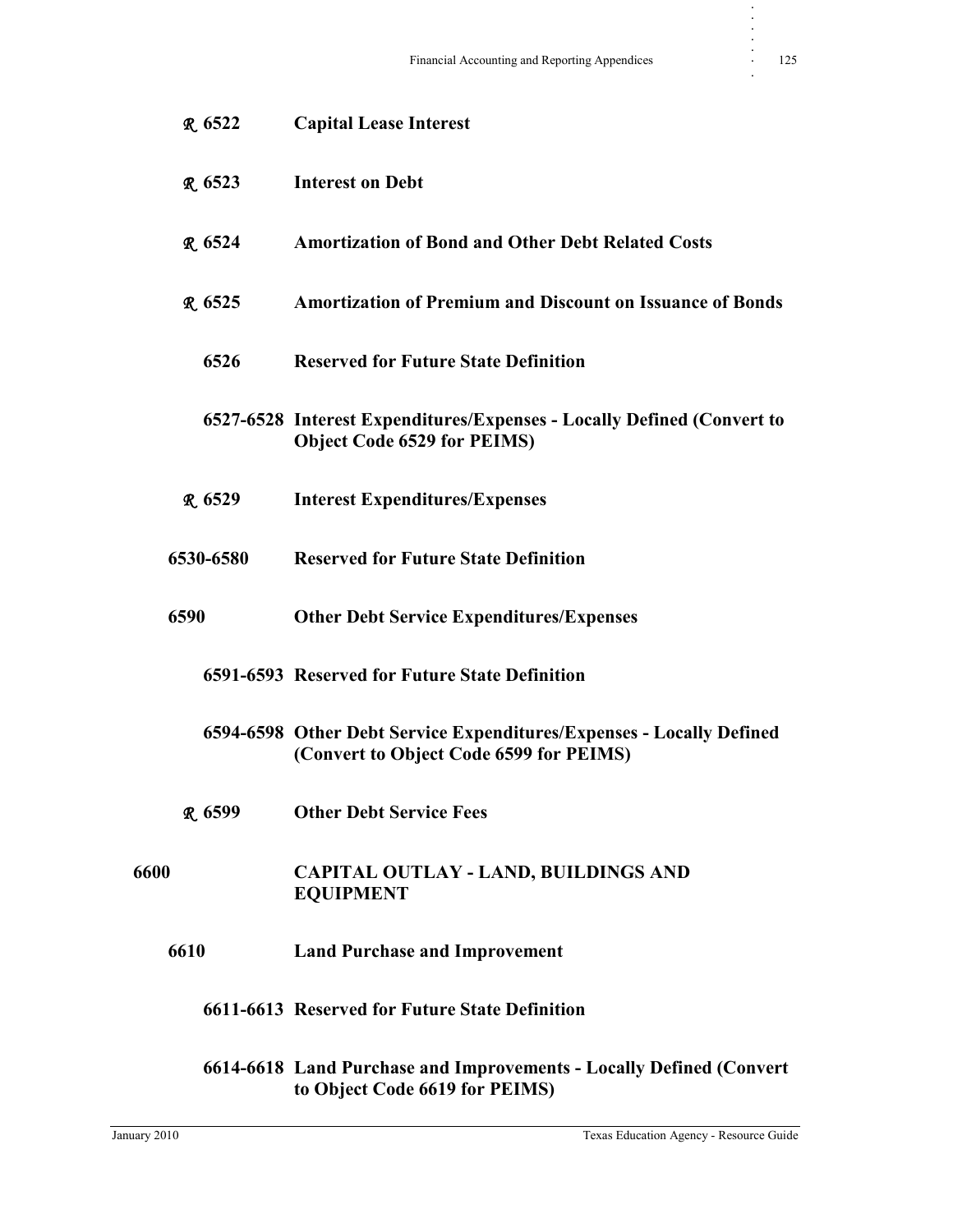**𝓡 6522 Capital Lease Interest**

**𝓡 6523 Interest on Debt**

**𝓡 6524 Amortization of Bond and Other Debt Related Costs**

**𝓡 6525 Amortization of Premium and Discount on Issuance of Bonds**

**6526 Reserved for Future State Definition**

**6527-6528 Interest Expenditures/Expenses - Locally Defined (Convert to Object Code 6529 for PEIMS)**

**𝓡 6529 Interest Expenditures/Expenses**

**6530-6580 Reserved for Future State Definition**

**6590 Other Debt Service Expenditures/Expenses**

**6591-6593 Reserved for Future State Definition**

**6594-6598 Other Debt Service Expenditures/Expenses - Locally Defined (Convert to Object Code 6599 for PEIMS)**

**𝓡 6599 Other Debt Service Fees**

**6600 CAPITAL OUTLAY - LAND, BUILDINGS AND EQUIPMENT**

**6610 Land Purchase and Improvement**

**6611-6613 Reserved for Future State Definition**

**6614-6618 Land Purchase and Improvements - Locally Defined (Convert to Object Code 6619 for PEIMS)**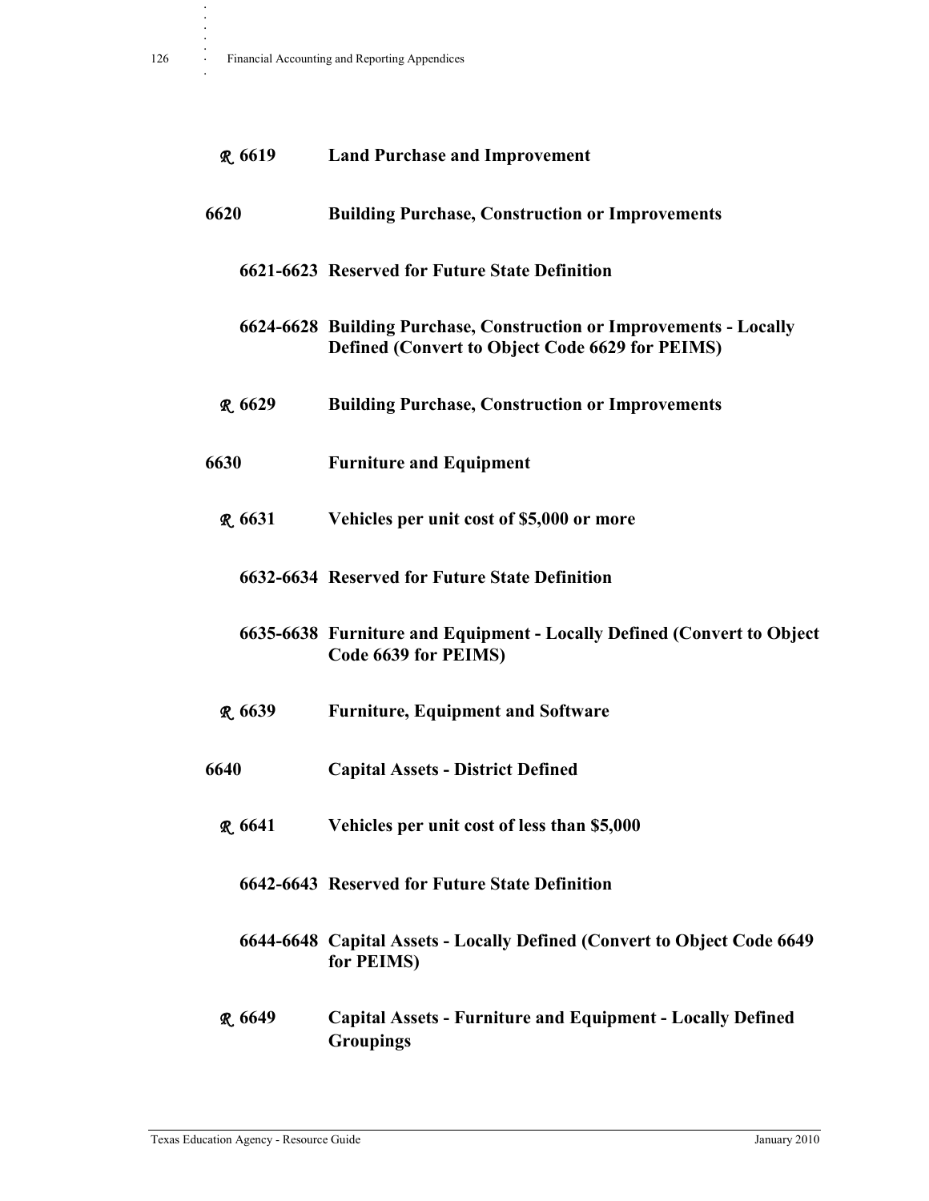**℞ 6619 Land Purchase and Improvement**

**6620 Building Purchase, Construction or Improvements**

**6621-6623 Reserved for Future State Definition**

**6624-6628 Building Purchase, Construction or Improvements - Locally Defined (Convert to Object Code 6629 for PEIMS)**

**℞ 6629 Building Purchase, Construction or Improvements**

**6630 Furniture and Equipment**

**℞ 6631 Vehicles per unit cost of $5,000 or more**

**6632-6634 Reserved for Future State Definition**

**6635-6638 Furniture and Equipment - Locally Defined (Convert to Object Code 6639 for PEIMS)**

**℞ 6639 Furniture, Equipment and Software**

**6640 Capital Assets - District Defined**

**℞ 6641 Vehicles per unit cost of less than $5,000**

**6642-6643 Reserved for Future State Definition**

**6644-6648 Capital Assets - Locally Defined (Convert to Object Code 6649 for PEIMS)**

**℞ 6649 Capital Assets - Furniture and Equipment - Locally Defined Groupings**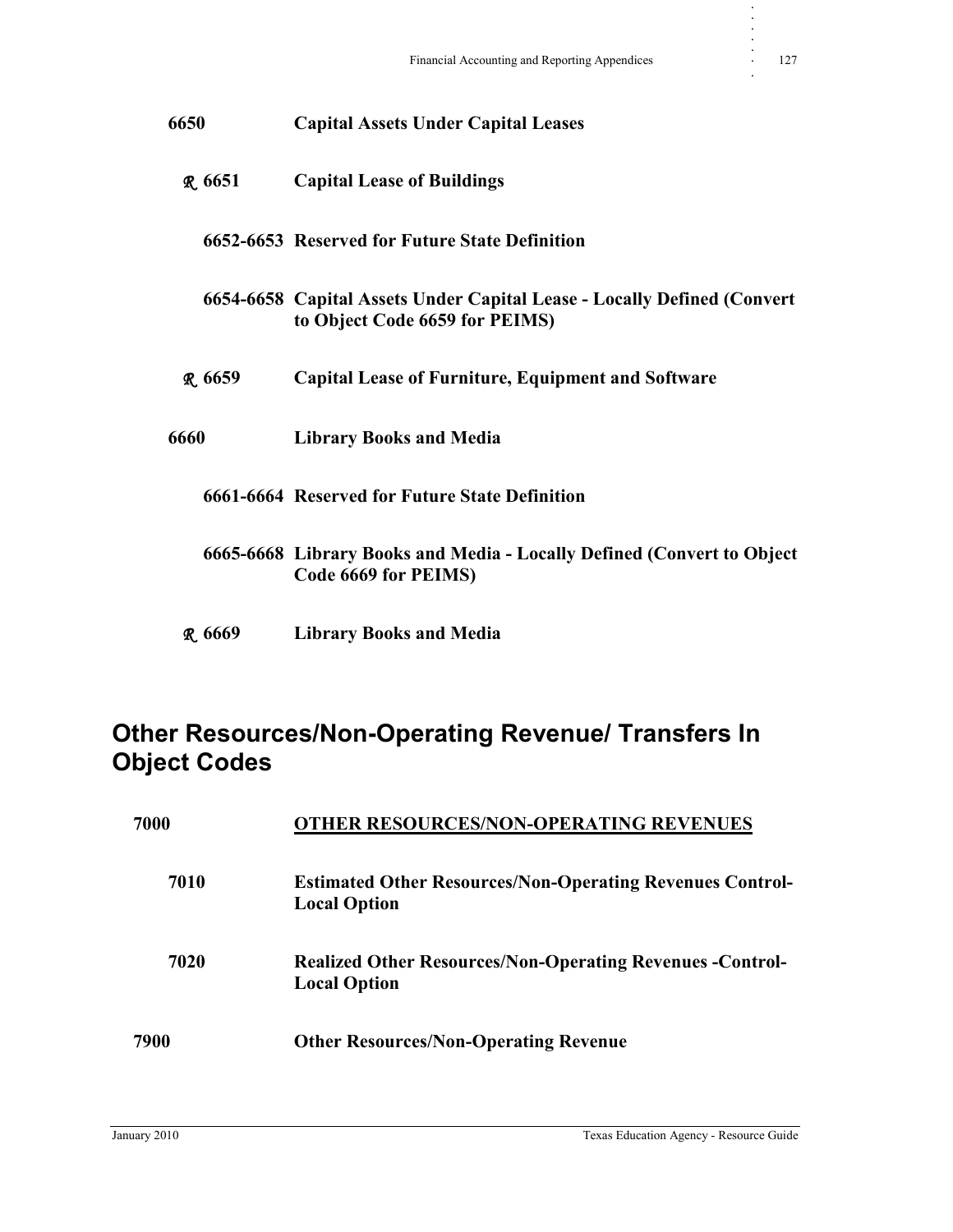**6650 Capital Assets Under Capital Leases**

*R* **6651 Capital Lease of Buildings**

**6652-6653 Reserved for Future State Definition**

**6654-6658 Capital Assets Under Capital Lease - Locally Defined (Convert to Object Code 6659 for PEIMS)**

*R* **6659 Capital Lease of Furniture, Equipment and Software**

**6660 Library Books and Media**

**6661-6664 Reserved for Future State Definition**

**6665-6668 Library Books and Media - Locally Defined (Convert to Object Code 6669 for PEIMS)**

*R* **6669 Library Books and Media**

## Other Resources/Non-Operating Revenue/ Transfers In Object Codes

**7000 OTHER RESOURCES/NON-OPERATING REVENUES**

**7010 Estimated Other Resources/Non-Operating Revenues Control-Local Option**

**7020 Realized Other Resources/Non-Operating Revenues -Control-Local Option**

**7900 Other Resources/Non-Operating Revenue**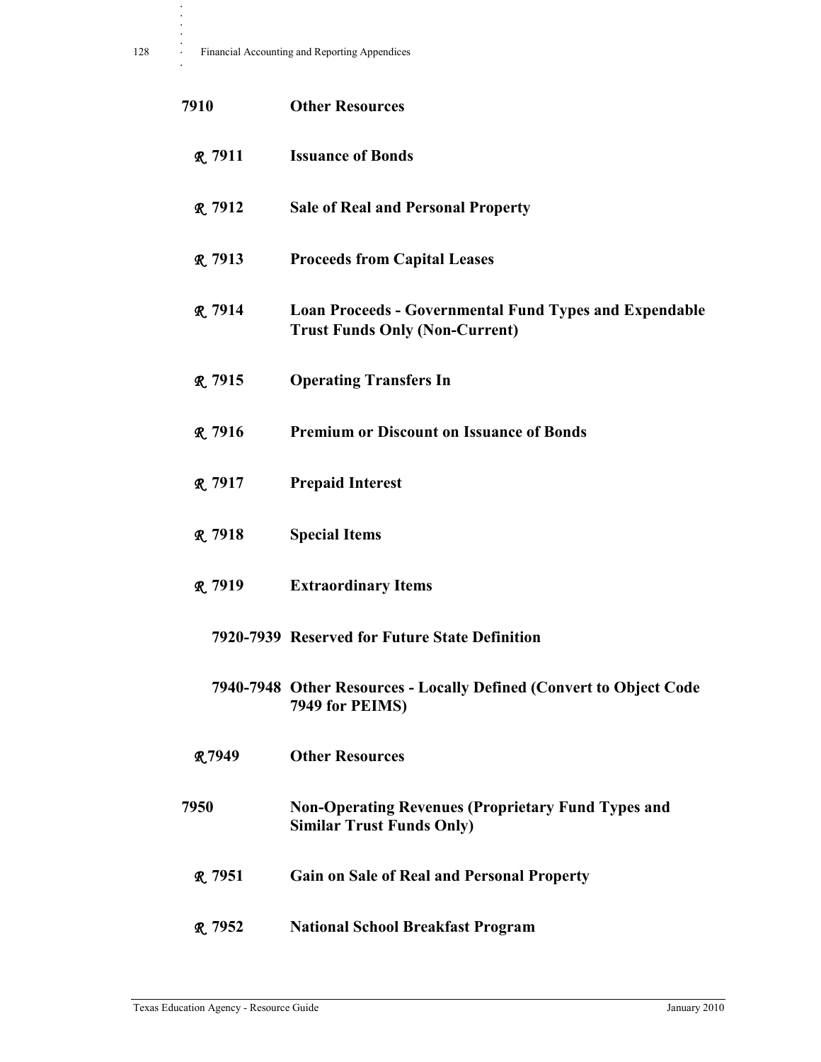**7910 Other Resources**

**ℛ 7911 Issuance of Bonds**

**ℛ 7912 Sale of Real and Personal Property**

**ℛ 7913 Proceeds from Capital Leases**

**ℛ 7914 Loan Proceeds - Governmental Fund Types and Expendable Trust Funds Only (Non-Current)**

**ℛ 7915 Operating Transfers In**

**ℛ 7916 Premium or Discount on Issuance of Bonds**

**ℛ 7917 Prepaid Interest**

**ℛ 7918 Special Items**

**ℛ 7919 Extraordinary Items**

**7920-7939 Reserved for Future State Definition**

**7940-7948 Other Resources - Locally Defined (Convert to Object Code 7949 for PEIMS)**

**ℛ 7949 Other Resources**

**7950 Non-Operating Revenues (Proprietary Fund Types and Similar Trust Funds Only)**

**ℛ 7951 Gain on Sale of Real and Personal Property**

**ℛ 7952 National School Breakfast Program**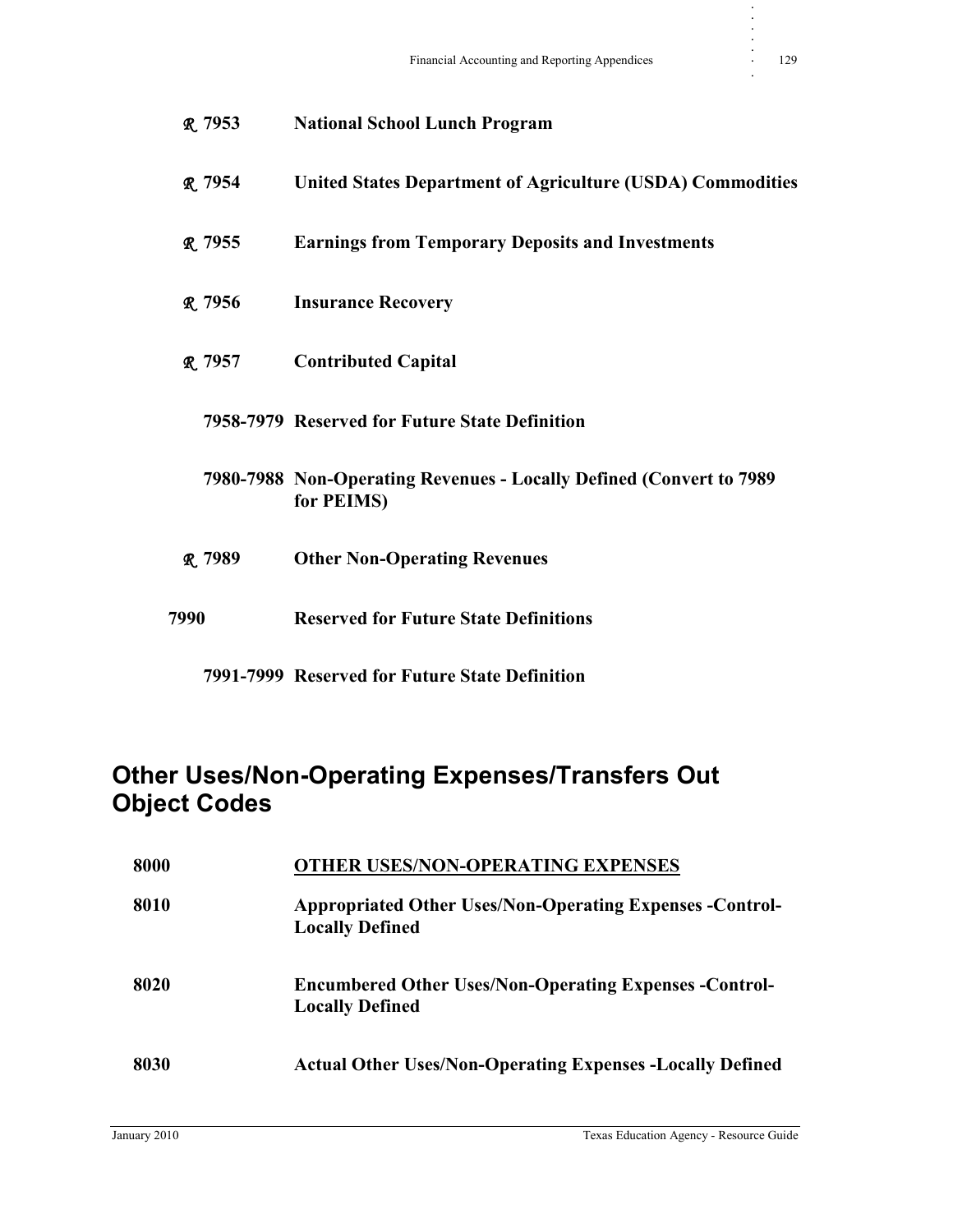*R* **7953** **National School Lunch Program**

*R* **7954** **United States Department of Agriculture (USDA) Commodities**

*R* **7955** **Earnings from Temporary Deposits and Investments**

*R* **7956** **Insurance Recovery**

*R* **7957** **Contributed Capital**

**7958-7979** **Reserved for Future State Definition**

**7980-7988** **Non-Operating Revenues - Locally Defined (Convert to 7989 for PEIMS)**

*R* **7989** **Other Non-Operating Revenues**

**7990** **Reserved for Future State Definitions**

**7991-7999** **Reserved for Future State Definition**

## Other Uses/Non-Operating Expenses/Transfers Out Object Codes

**8000** **OTHER USES/NON-OPERATING EXPENSES**

**8010** **Appropriated Other Uses/Non-Operating Expenses -Control-Locally Defined**

**8020** **Encumbered Other Uses/Non-Operating Expenses -Control-Locally Defined**

**8030** **Actual Other Uses/Non-Operating Expenses -Locally Defined**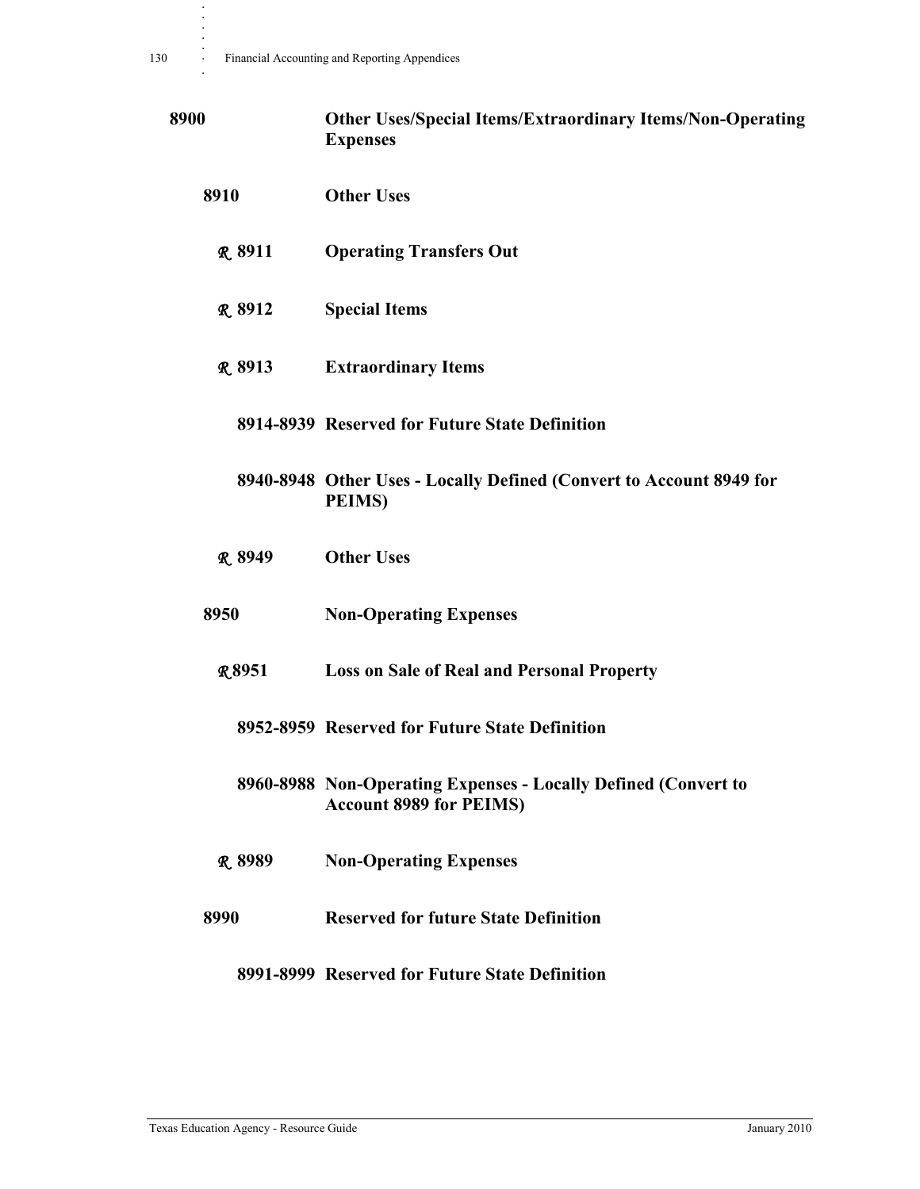**8900 Other Uses/Special Items/Extraordinary Items/Non-Operating Expenses**

**8910 Other Uses**

***R*** **8911 Operating Transfers Out**

***R*** **8912 Special Items**

***R*** **8913 Extraordinary Items**

**8914-8939 Reserved for Future State Definition**

**8940-8948 Other Uses - Locally Defined (Convert to Account 8949 for PEIMS)**

***R*** **8949 Other Uses**

**8950 Non-Operating Expenses**

***R*** **8951 Loss on Sale of Real and Personal Property**

**8952-8959 Reserved for Future State Definition**

**8960-8988 Non-Operating Expenses - Locally Defined (Convert to Account 8989 for PEIMS)**

***R*** **8989 Non-Operating Expenses**

**8990 Reserved for future State Definition**

**8991-8999 Reserved for Future State Definition**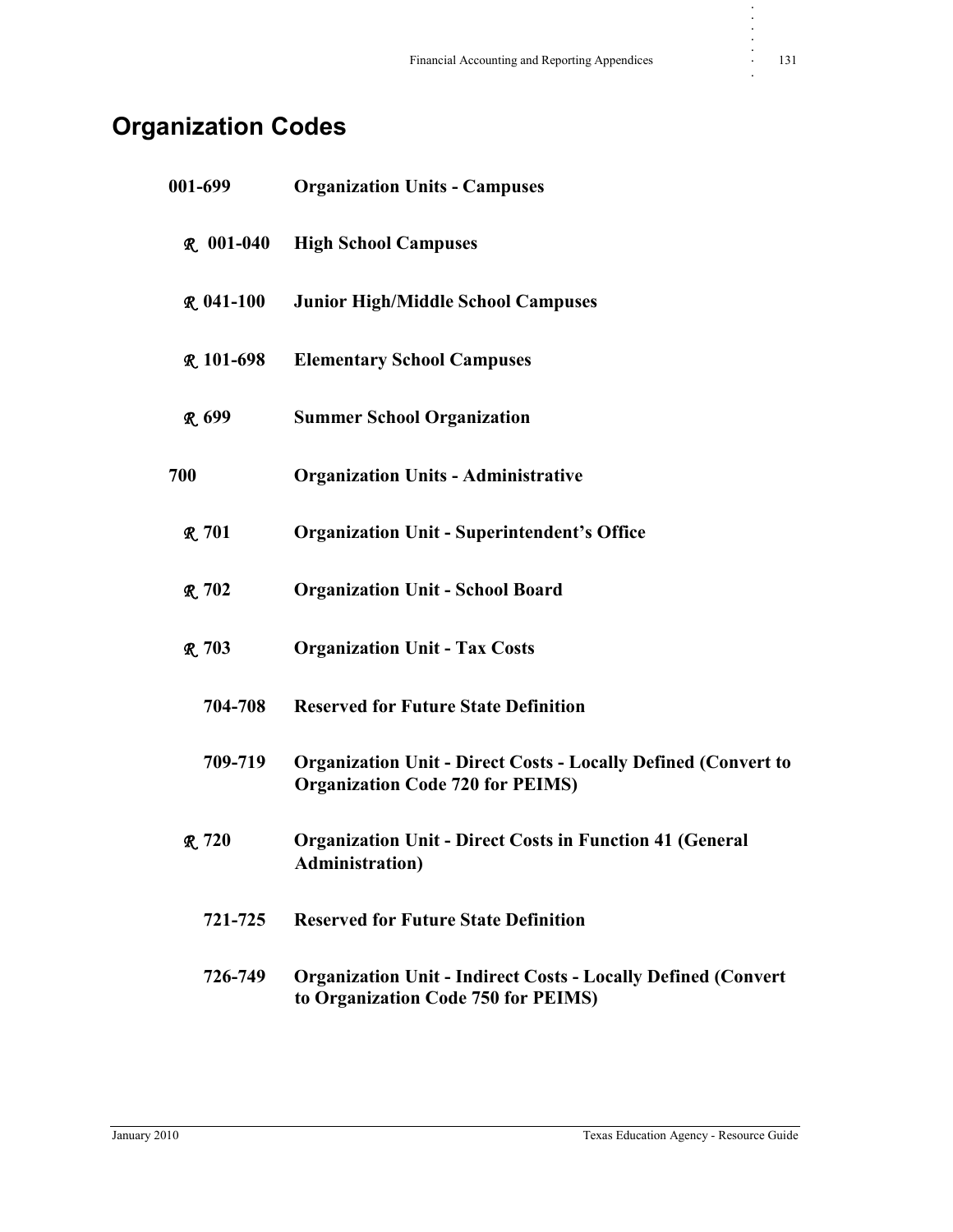# Organization Codes

**001-699 Organization Units - Campuses**

- ***R*** **001-040 High School Campuses**
- ***R*** **041-100 Junior High/Middle School Campuses**
- ***R*** **101-698 Elementary School Campuses**
- ***R*** **699 Summer School Organization**

**700 Organization Units - Administrative**

- ***R*** **701 Organization Unit - Superintendent's Office**
- ***R*** **702 Organization Unit - School Board**
- ***R*** **703 Organization Unit - Tax Costs**
- **704-708 Reserved for Future State Definition**
- **709-719 Organization Unit - Direct Costs - Locally Defined (Convert to Organization Code 720 for PEIMS)**
- ***R*** **720 Organization Unit - Direct Costs in Function 41 (General Administration)**
- **721-725 Reserved for Future State Definition**
- **726-749 Organization Unit - Indirect Costs - Locally Defined (Convert to Organization Code 750 for PEIMS)**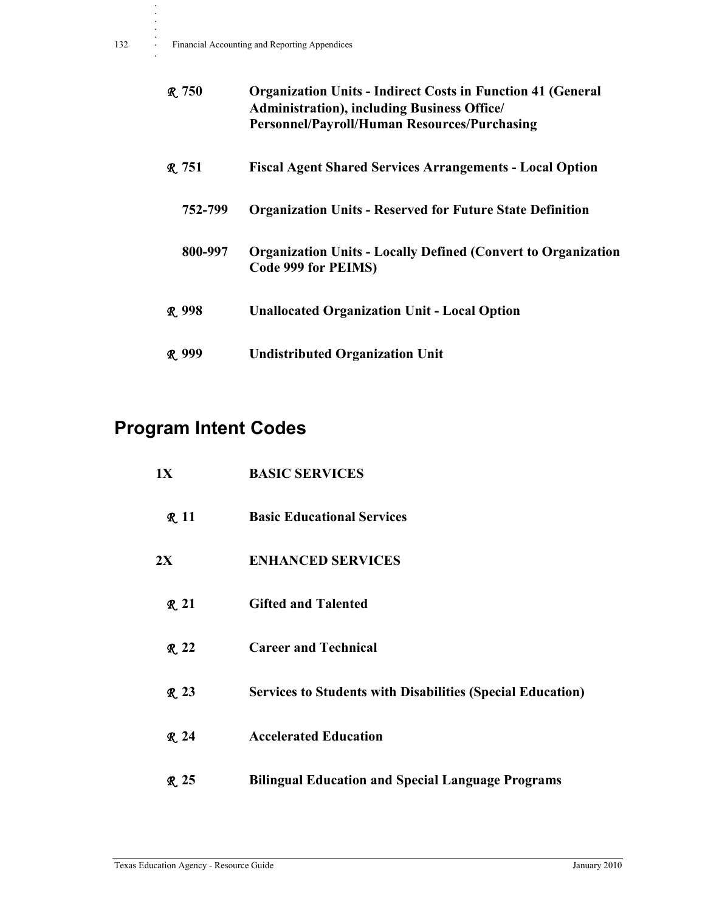**℞ 750** **Organization Units - Indirect Costs in Function 41 (General Administration), including Business Office/ Personnel/Payroll/Human Resources/Purchasing**

**℞ 751** **Fiscal Agent Shared Services Arrangements - Local Option**

**752-799** **Organization Units - Reserved for Future State Definition**

**800-997** **Organization Units - Locally Defined (Convert to Organization Code 999 for PEIMS)**

**℞ 998** **Unallocated Organization Unit - Local Option**

**℞ 999** **Undistributed Organization Unit**

## Program Intent Codes

**1X** **BASIC SERVICES**

**℞ 11** **Basic Educational Services**

**2X** **ENHANCED SERVICES**

**℞ 21** **Gifted and Talented**

**℞ 22** **Career and Technical**

**℞ 23** **Services to Students with Disabilities (Special Education)**

**℞ 24** **Accelerated Education**

**℞ 25** **Bilingual Education and Special Language Programs**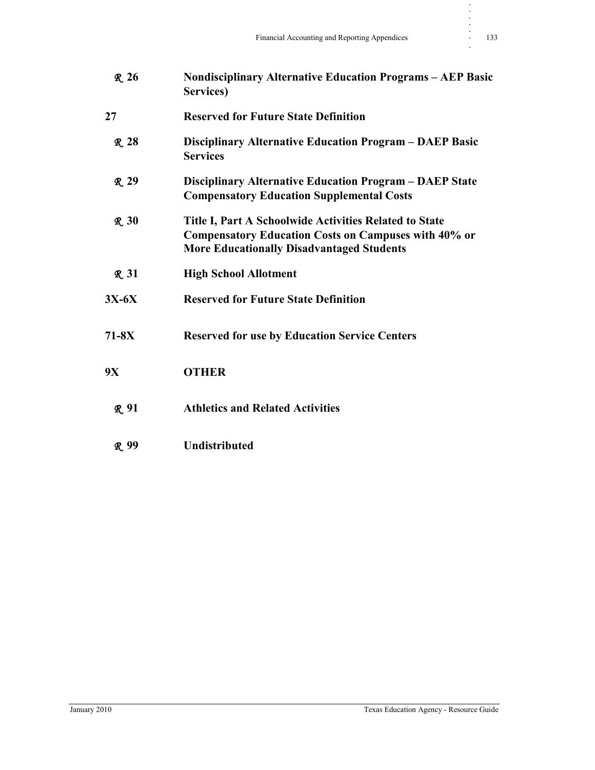| | |
|---|---|
| ℛ 26 | **Nondisciplinary Alternative Education Programs – AEP Basic Services)** |
| 27 | **Reserved for Future State Definition** |
| ℛ 28 | **Disciplinary Alternative Education Program – DAEP Basic Services** |
| ℛ 29 | **Disciplinary Alternative Education Program – DAEP State Compensatory Education Supplemental Costs** |
| ℛ 30 | **Title I, Part A Schoolwide Activities Related to State Compensatory Education Costs on Campuses with 40% or More Educationally Disadvantaged Students** |
| ℛ 31 | **High School Allotment** |
| 3X-6X | **Reserved for Future State Definition** |
| 71-8X | **Reserved for use by Education Service Centers** |
| 9X | **OTHER** |
| ℛ 91 | **Athletics and Related Activities** |
| ℛ 99 | **Undistributed** |